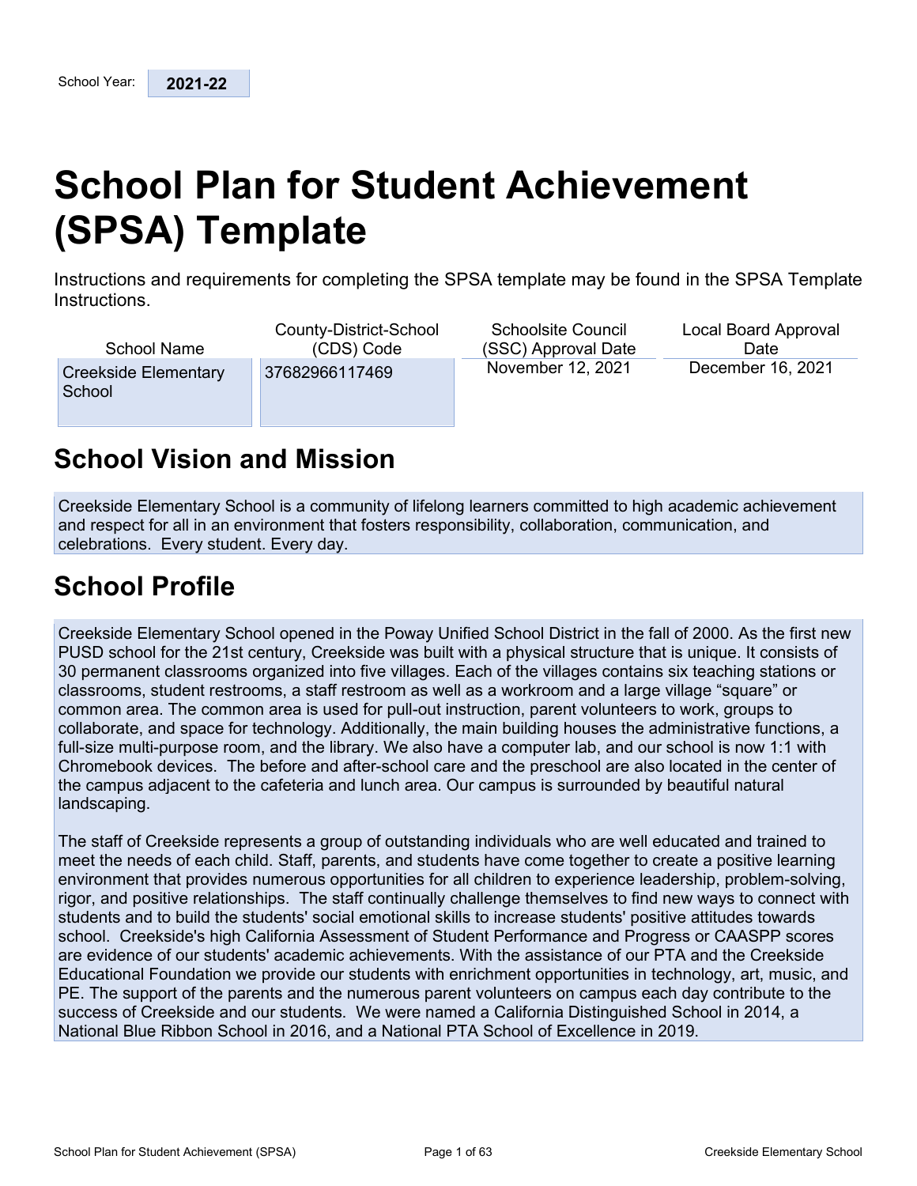School Year: **2021-22**

# School Plan for Student Achievement (SPSA) Template

Instructions and requirements for completing the SPSA template may be found in the SPSA Template Instructions.

| School Name | County-District-School (CDS) Code | Schoolsite Council (SSC) Approval Date | Local Board Approval Date |
|---|---|---|---|
| Creekside Elementary School | 37682966117469 | November 12, 2021 | December 16, 2021 |

## School Vision and Mission

Creekside Elementary School is a community of lifelong learners committed to high academic achievement and respect for all in an environment that fosters responsibility, collaboration, communication, and celebrations. Every student. Every day.

## School Profile

Creekside Elementary School opened in the Poway Unified School District in the fall of 2000. As the first new PUSD school for the 21st century, Creekside was built with a physical structure that is unique. It consists of 30 permanent classrooms organized into five villages. Each of the villages contains six teaching stations or classrooms, student restrooms, a staff restroom as well as a workroom and a large village "square" or common area. The common area is used for pull-out instruction, parent volunteers to work, groups to collaborate, and space for technology. Additionally, the main building houses the administrative functions, a full-size multi-purpose room, and the library. We also have a computer lab, and our school is now 1:1 with Chromebook devices. The before and after-school care and the preschool are also located in the center of the campus adjacent to the cafeteria and lunch area. Our campus is surrounded by beautiful natural landscaping.

The staff of Creekside represents a group of outstanding individuals who are well educated and trained to meet the needs of each child. Staff, parents, and students have come together to create a positive learning environment that provides numerous opportunities for all children to experience leadership, problem-solving, rigor, and positive relationships. The staff continually challenge themselves to find new ways to connect with students and to build the students' social emotional skills to increase students' positive attitudes towards school. Creekside's high California Assessment of Student Performance and Progress or CAASPP scores are evidence of our students' academic achievements. With the assistance of our PTA and the Creekside Educational Foundation we provide our students with enrichment opportunities in technology, art, music, and PE. The support of the parents and the numerous parent volunteers on campus each day contribute to the success of Creekside and our students. We were named a California Distinguished School in 2014, a National Blue Ribbon School in 2016, and a National PTA School of Excellence in 2019.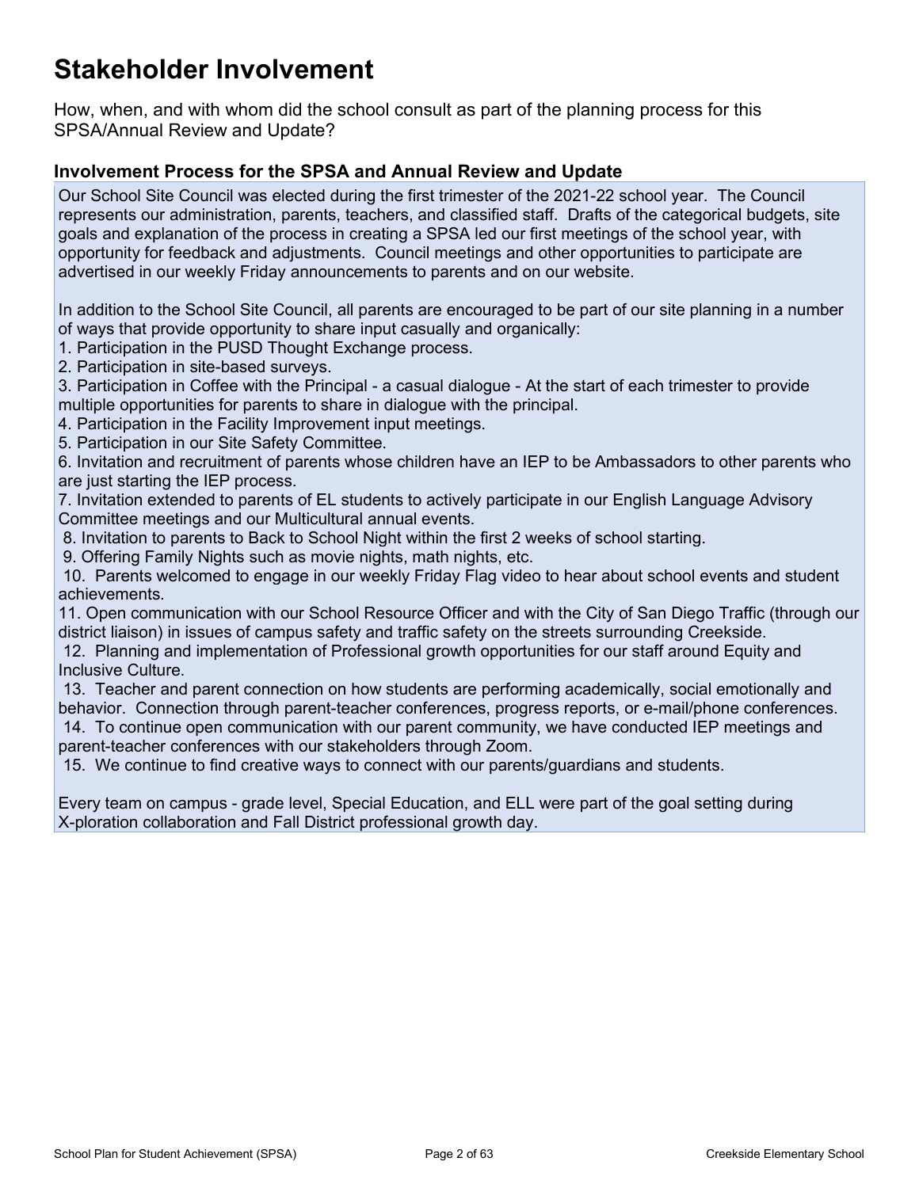# Stakeholder Involvement

How, when, and with whom did the school consult as part of the planning process for this SPSA/Annual Review and Update?

### Involvement Process for the SPSA and Annual Review and Update

Our School Site Council was elected during the first trimester of the 2021-22 school year. The Council represents our administration, parents, teachers, and classified staff. Drafts of the categorical budgets, site goals and explanation of the process in creating a SPSA led our first meetings of the school year, with opportunity for feedback and adjustments. Council meetings and other opportunities to participate are advertised in our weekly Friday announcements to parents and on our website.

In addition to the School Site Council, all parents are encouraged to be part of our site planning in a number of ways that provide opportunity to share input casually and organically:

1. Participation in the PUSD Thought Exchange process.
2. Participation in site-based surveys.
3. Participation in Coffee with the Principal - a casual dialogue - At the start of each trimester to provide multiple opportunities for parents to share in dialogue with the principal.
4. Participation in the Facility Improvement input meetings.
5. Participation in our Site Safety Committee.
6. Invitation and recruitment of parents whose children have an IEP to be Ambassadors to other parents who are just starting the IEP process.
7. Invitation extended to parents of EL students to actively participate in our English Language Advisory Committee meetings and our Multicultural annual events.
8. Invitation to parents to Back to School Night within the first 2 weeks of school starting.
9. Offering Family Nights such as movie nights, math nights, etc.
10. Parents welcomed to engage in our weekly Friday Flag video to hear about school events and student achievements.
11. Open communication with our School Resource Officer and with the City of San Diego Traffic (through our district liaison) in issues of campus safety and traffic safety on the streets surrounding Creekside.
12. Planning and implementation of Professional growth opportunities for our staff around Equity and Inclusive Culture.
13. Teacher and parent connection on how students are performing academically, social emotionally and behavior. Connection through parent-teacher conferences, progress reports, or e-mail/phone conferences.
14. To continue open communication with our parent community, we have conducted IEP meetings and parent-teacher conferences with our stakeholders through Zoom.
15. We continue to find creative ways to connect with our parents/guardians and students.

Every team on campus - grade level, Special Education, and ELL were part of the goal setting during X-ploration collaboration and Fall District professional growth day.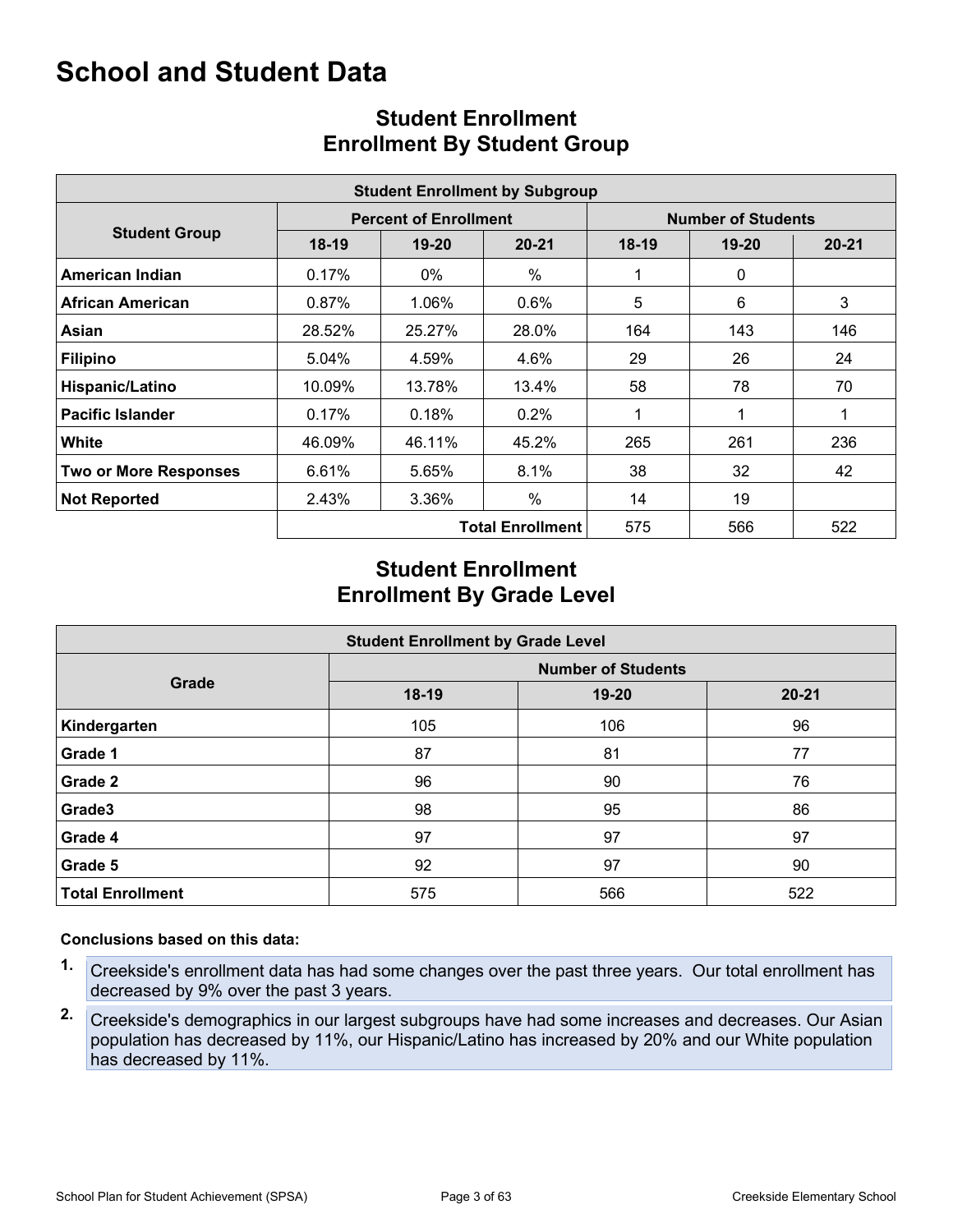# School and Student Data

## Student Enrollment
## Enrollment By Student Group

| Student Enrollment by Subgroup | | | | | | |
|---|---|---|---|---|---|---|
| Student Group | Percent of Enrollment | | | Number of Students | | |
| | 18-19 | 19-20 | 20-21 | 18-19 | 19-20 | 20-21 |
| **American Indian** | 0.17% | 0% | % | 1 | 0 | |
| **African American** | 0.87% | 1.06% | 0.6% | 5 | 6 | 3 |
| **Asian** | 28.52% | 25.27% | 28.0% | 164 | 143 | 146 |
| **Filipino** | 5.04% | 4.59% | 4.6% | 29 | 26 | 24 |
| **Hispanic/Latino** | 10.09% | 13.78% | 13.4% | 58 | 78 | 70 |
| **Pacific Islander** | 0.17% | 0.18% | 0.2% | 1 | 1 | 1 |
| **White** | 46.09% | 46.11% | 45.2% | 265 | 261 | 236 |
| **Two or More Responses** | 6.61% | 5.65% | 8.1% | 38 | 32 | 42 |
| **Not Reported** | 2.43% | 3.36% | % | 14 | 19 | |
| | | | **Total Enrollment** | 575 | 566 | 522 |

## Student Enrollment
## Enrollment By Grade Level

| Student Enrollment by Grade Level | | | |
|---|---|---|---|
| Grade | Number of Students | | |
| | 18-19 | 19-20 | 20-21 |
| **Kindergarten** | 105 | 106 | 96 |
| **Grade 1** | 87 | 81 | 77 |
| **Grade 2** | 96 | 90 | 76 |
| **Grade3** | 98 | 95 | 86 |
| **Grade 4** | 97 | 97 | 97 |
| **Grade 5** | 92 | 97 | 90 |
| **Total Enrollment** | 575 | 566 | 522 |

**Conclusions based on this data:**

1. Creekside's enrollment data has had some changes over the past three years. Our total enrollment has decreased by 9% over the past 3 years.
2. Creekside's demographics in our largest subgroups have had some increases and decreases. Our Asian population has decreased by 11%, our Hispanic/Latino has increased by 20% and our White population has decreased by 11%.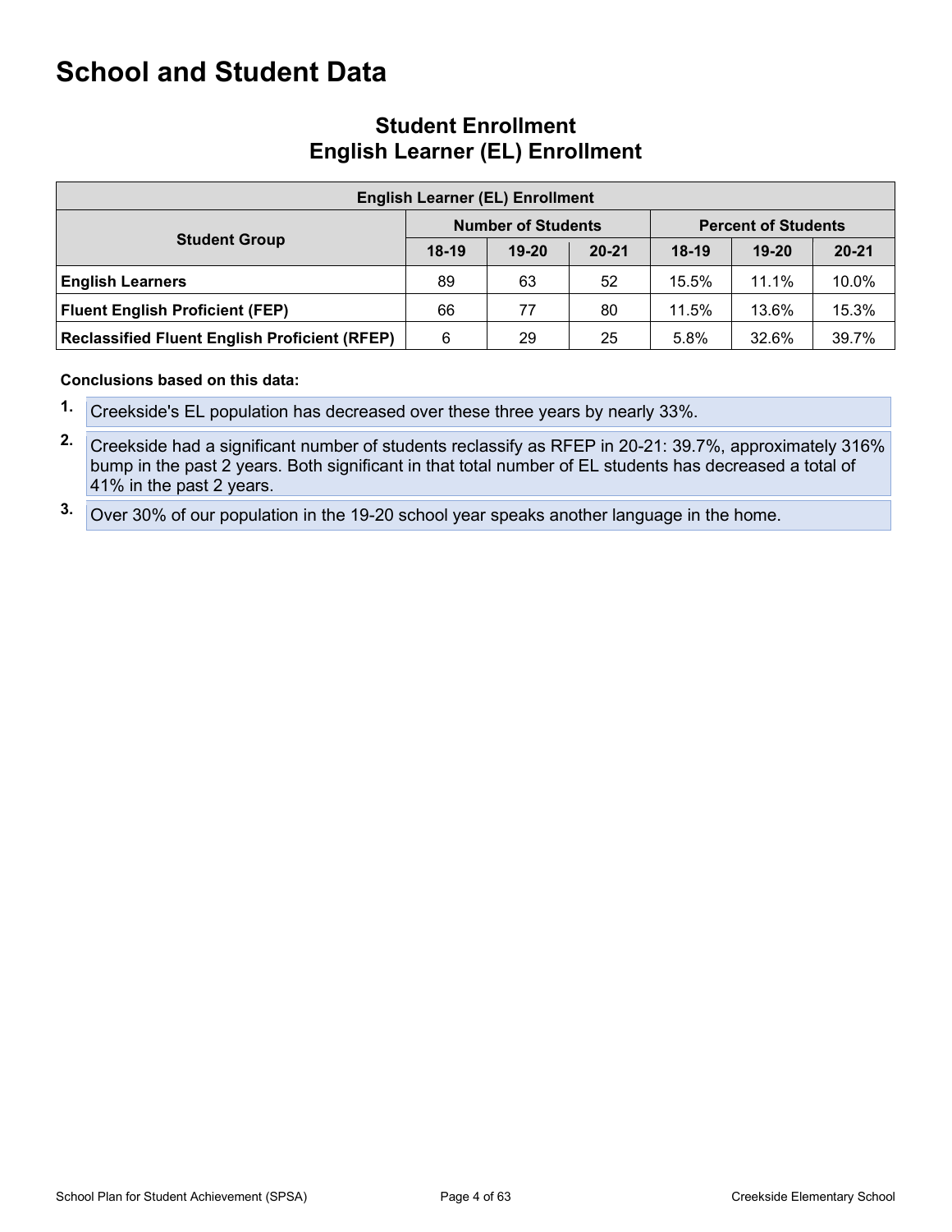# School and Student Data

## Student Enrollment
## English Learner (EL) Enrollment

| English Learner (EL) Enrollment | | | | | | |
|---|---|---|---|---|---|---|
| Student Group | Number of Students | | | Percent of Students | | |
| | 18-19 | 19-20 | 20-21 | 18-19 | 19-20 | 20-21 |
| **English Learners** | 89 | 63 | 52 | 15.5% | 11.1% | 10.0% |
| **Fluent English Proficient (FEP)** | 66 | 77 | 80 | 11.5% | 13.6% | 15.3% |
| **Reclassified Fluent English Proficient (RFEP)** | 6 | 29 | 25 | 5.8% | 32.6% | 39.7% |

**Conclusions based on this data:**

1. Creekside's EL population has decreased over these three years by nearly 33%.
2. Creekside had a significant number of students reclassify as RFEP in 20-21: 39.7%, approximately 316% bump in the past 2 years. Both significant in that total number of EL students has decreased a total of 41% in the past 2 years.
3. Over 30% of our population in the 19-20 school year speaks another language in the home.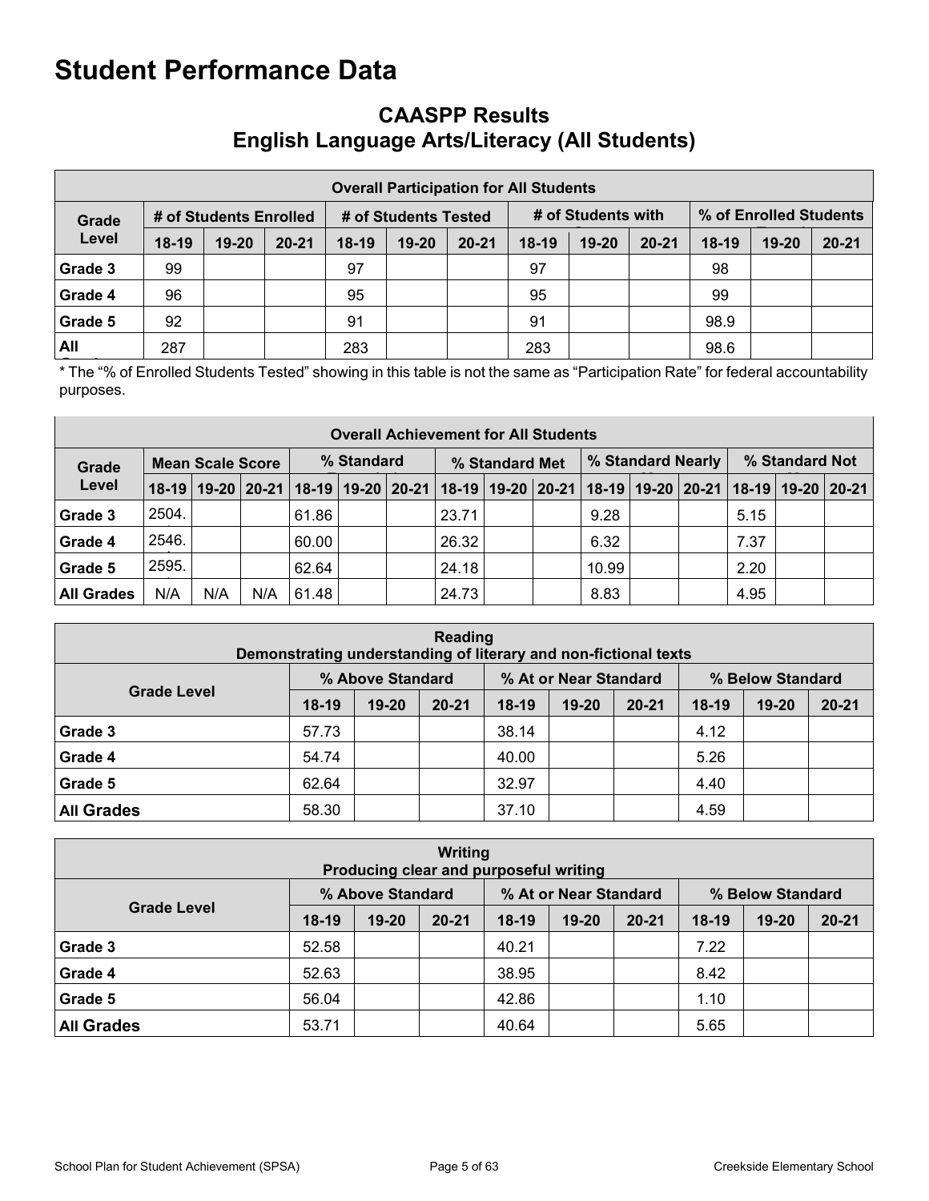# Student Performance Data

## CAASPP Results
## English Language Arts/Literacy (All Students)

| Overall Participation for All Students | | | | | | | | | | | | |
|---|---|---|---|---|---|---|---|---|---|---|---|---|
| Grade Level | # of Students Enrolled | | | # of Students Tested | | | # of Students with | | | % of Enrolled Students | | |
| | 18-19 | 19-20 | 20-21 | 18-19 | 19-20 | 20-21 | 18-19 | 19-20 | 20-21 | 18-19 | 19-20 | 20-21 |
| Grade 3 | 99 | | | 97 | | | 97 | | | 98 | | |
| Grade 4 | 96 | | | 95 | | | 95 | | | 99 | | |
| Grade 5 | 92 | | | 91 | | | 91 | | | 98.9 | | |
| All | 287 | | | 283 | | | 283 | | | 98.6 | | |

* The "% of Enrolled Students Tested" showing in this table is not the same as "Participation Rate" for federal accountability purposes.

| Overall Achievement for All Students | | | | | | | | | | | | | | | |
|---|---|---|---|---|---|---|---|---|---|---|---|---|---|---|---|
| Grade Level | Mean Scale Score | | | % Standard | | | % Standard Met | | | % Standard Nearly | | | % Standard Not | | |
| | 18-19 | 19-20 | 20-21 | 18-19 | 19-20 | 20-21 | 18-19 | 19-20 | 20-21 | 18-19 | 19-20 | 20-21 | 18-19 | 19-20 | 20-21 |
| Grade 3 | 2504. | | | 61.86 | | | 23.71 | | | 9.28 | | | 5.15 | | |
| Grade 4 | 2546. | | | 60.00 | | | 26.32 | | | 6.32 | | | 7.37 | | |
| Grade 5 | 2595. | | | 62.64 | | | 24.18 | | | 10.99 | | | 2.20 | | |
| All Grades | N/A | N/A | N/A | 61.48 | | | 24.73 | | | 8.83 | | | 4.95 | | |

| Reading<br>Demonstrating understanding of literary and non-fictional texts | | | | | | | | | |
|---|---|---|---|---|---|---|---|---|---|
| Grade Level | % Above Standard | | | % At or Near Standard | | | % Below Standard | | |
| | 18-19 | 19-20 | 20-21 | 18-19 | 19-20 | 20-21 | 18-19 | 19-20 | 20-21 |
| Grade 3 | 57.73 | | | 38.14 | | | 4.12 | | |
| Grade 4 | 54.74 | | | 40.00 | | | 5.26 | | |
| Grade 5 | 62.64 | | | 32.97 | | | 4.40 | | |
| All Grades | 58.30 | | | 37.10 | | | 4.59 | | |

| Writing<br>Producing clear and purposeful writing | | | | | | | | | |
|---|---|---|---|---|---|---|---|---|---|
| Grade Level | % Above Standard | | | % At or Near Standard | | | % Below Standard | | |
| | 18-19 | 19-20 | 20-21 | 18-19 | 19-20 | 20-21 | 18-19 | 19-20 | 20-21 |
| Grade 3 | 52.58 | | | 40.21 | | | 7.22 | | |
| Grade 4 | 52.63 | | | 38.95 | | | 8.42 | | |
| Grade 5 | 56.04 | | | 42.86 | | | 1.10 | | |
| All Grades | 53.71 | | | 40.64 | | | 5.65 | | |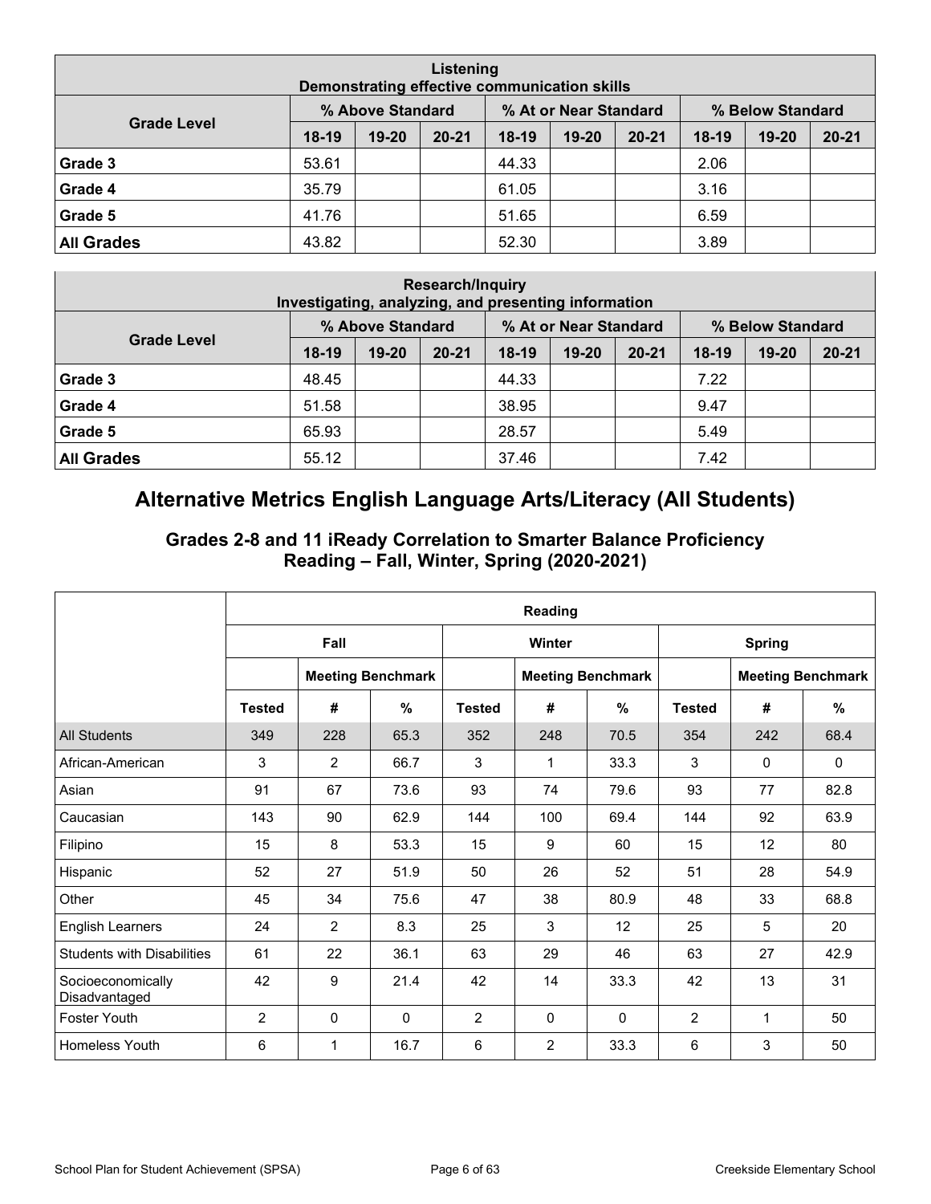| Listening<br>Demonstrating effective communication skills | | | | | | | | | |
|---|---|---|---|---|---|---|---|---|---|
| Grade Level | % Above Standard | | | % At or Near Standard | | | % Below Standard | | |
| | 18-19 | 19-20 | 20-21 | 18-19 | 19-20 | 20-21 | 18-19 | 19-20 | 20-21 |
| Grade 3 | 53.61 | | | 44.33 | | | 2.06 | | |
| Grade 4 | 35.79 | | | 61.05 | | | 3.16 | | |
| Grade 5 | 41.76 | | | 51.65 | | | 6.59 | | |
| **All Grades** | 43.82 | | | 52.30 | | | 3.89 | | |

| Research/Inquiry<br>Investigating, analyzing, and presenting information | | | | | | | | | |
|---|---|---|---|---|---|---|---|---|---|
| Grade Level | % Above Standard | | | % At or Near Standard | | | % Below Standard | | |
| | 18-19 | 19-20 | 20-21 | 18-19 | 19-20 | 20-21 | 18-19 | 19-20 | 20-21 |
| Grade 3 | 48.45 | | | 44.33 | | | 7.22 | | |
| Grade 4 | 51.58 | | | 38.95 | | | 9.47 | | |
| Grade 5 | 65.93 | | | 28.57 | | | 5.49 | | |
| **All Grades** | 55.12 | | | 37.46 | | | 7.42 | | |

## Alternative Metrics English Language Arts/Literacy (All Students)

### Grades 2-8 and 11 iReady Correlation to Smarter Balance Proficiency Reading – Fall, Winter, Spring (2020-2021)

| | Reading | | | | | | | | |
|---|---|---|---|---|---|---|---|---|---|
| | Fall | | | Winter | | | Spring | | |
| | | Meeting Benchmark | | | Meeting Benchmark | | | Meeting Benchmark | |
| | Tested | # | % | Tested | # | % | Tested | # | % |
| All Students | 349 | 228 | 65.3 | 352 | 248 | 70.5 | 354 | 242 | 68.4 |
| African-American | 3 | 2 | 66.7 | 3 | 1 | 33.3 | 3 | 0 | 0 |
| Asian | 91 | 67 | 73.6 | 93 | 74 | 79.6 | 93 | 77 | 82.8 |
| Caucasian | 143 | 90 | 62.9 | 144 | 100 | 69.4 | 144 | 92 | 63.9 |
| Filipino | 15 | 8 | 53.3 | 15 | 9 | 60 | 15 | 12 | 80 |
| Hispanic | 52 | 27 | 51.9 | 50 | 26 | 52 | 51 | 28 | 54.9 |
| Other | 45 | 34 | 75.6 | 47 | 38 | 80.9 | 48 | 33 | 68.8 |
| English Learners | 24 | 2 | 8.3 | 25 | 3 | 12 | 25 | 5 | 20 |
| Students with Disabilities | 61 | 22 | 36.1 | 63 | 29 | 46 | 63 | 27 | 42.9 |
| Socioeconomically Disadvantaged | 42 | 9 | 21.4 | 42 | 14 | 33.3 | 42 | 13 | 31 |
| Foster Youth | 2 | 0 | 0 | 2 | 0 | 0 | 2 | 1 | 50 |
| Homeless Youth | 6 | 1 | 16.7 | 6 | 2 | 33.3 | 6 | 3 | 50 |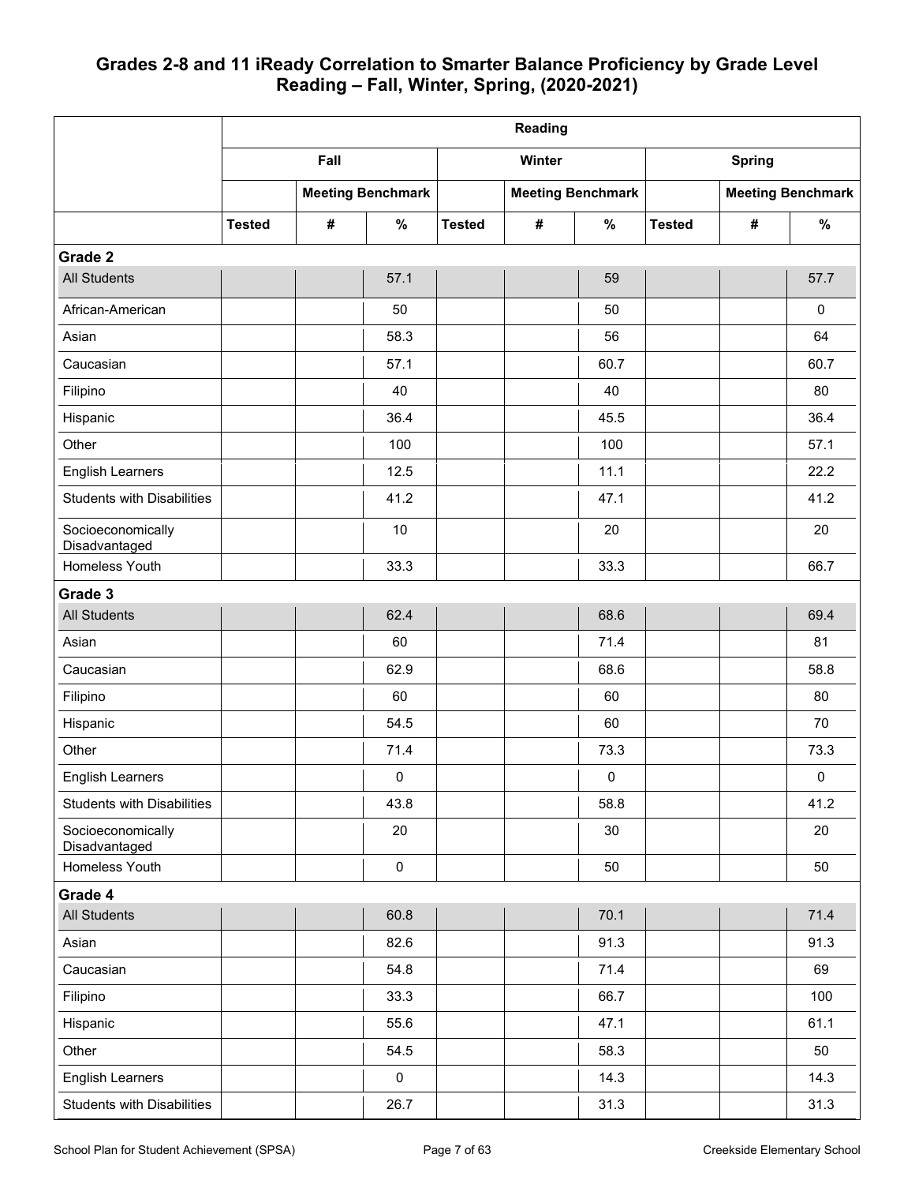## Grades 2-8 and 11 iReady Correlation to Smarter Balance Proficiency by Grade Level Reading – Fall, Winter, Spring, (2020-2021)

| | Reading | | | | | | | | |
|---|---|---|---|---|---|---|---|---|---|
| | Fall | | | Winter | | | Spring | | |
| | | Meeting Benchmark | | | Meeting Benchmark | | | Meeting Benchmark | |
| | Tested | # | % | Tested | # | % | Tested | # | % |
| **Grade 2** | | | | | | | | | |
| All Students | | | 57.1 | | | 59 | | | 57.7 |
| African-American | | | 50 | | | 50 | | | 0 |
| Asian | | | 58.3 | | | 56 | | | 64 |
| Caucasian | | | 57.1 | | | 60.7 | | | 60.7 |
| Filipino | | | 40 | | | 40 | | | 80 |
| Hispanic | | | 36.4 | | | 45.5 | | | 36.4 |
| Other | | | 100 | | | 100 | | | 57.1 |
| English Learners | | | 12.5 | | | 11.1 | | | 22.2 |
| Students with Disabilities | | | 41.2 | | | 47.1 | | | 41.2 |
| Socioeconomically Disadvantaged | | | 10 | | | 20 | | | 20 |
| Homeless Youth | | | 33.3 | | | 33.3 | | | 66.7 |
| **Grade 3** | | | | | | | | | |
| All Students | | | 62.4 | | | 68.6 | | | 69.4 |
| Asian | | | 60 | | | 71.4 | | | 81 |
| Caucasian | | | 62.9 | | | 68.6 | | | 58.8 |
| Filipino | | | 60 | | | 60 | | | 80 |
| Hispanic | | | 54.5 | | | 60 | | | 70 |
| Other | | | 71.4 | | | 73.3 | | | 73.3 |
| English Learners | | | 0 | | | 0 | | | 0 |
| Students with Disabilities | | | 43.8 | | | 58.8 | | | 41.2 |
| Socioeconomically Disadvantaged | | | 20 | | | 30 | | | 20 |
| Homeless Youth | | | 0 | | | 50 | | | 50 |
| **Grade 4** | | | | | | | | | |
| All Students | | | 60.8 | | | 70.1 | | | 71.4 |
| Asian | | | 82.6 | | | 91.3 | | | 91.3 |
| Caucasian | | | 54.8 | | | 71.4 | | | 69 |
| Filipino | | | 33.3 | | | 66.7 | | | 100 |
| Hispanic | | | 55.6 | | | 47.1 | | | 61.1 |
| Other | | | 54.5 | | | 58.3 | | | 50 |
| English Learners | | | 0 | | | 14.3 | | | 14.3 |
| Students with Disabilities | | | 26.7 | | | 31.3 | | | 31.3 |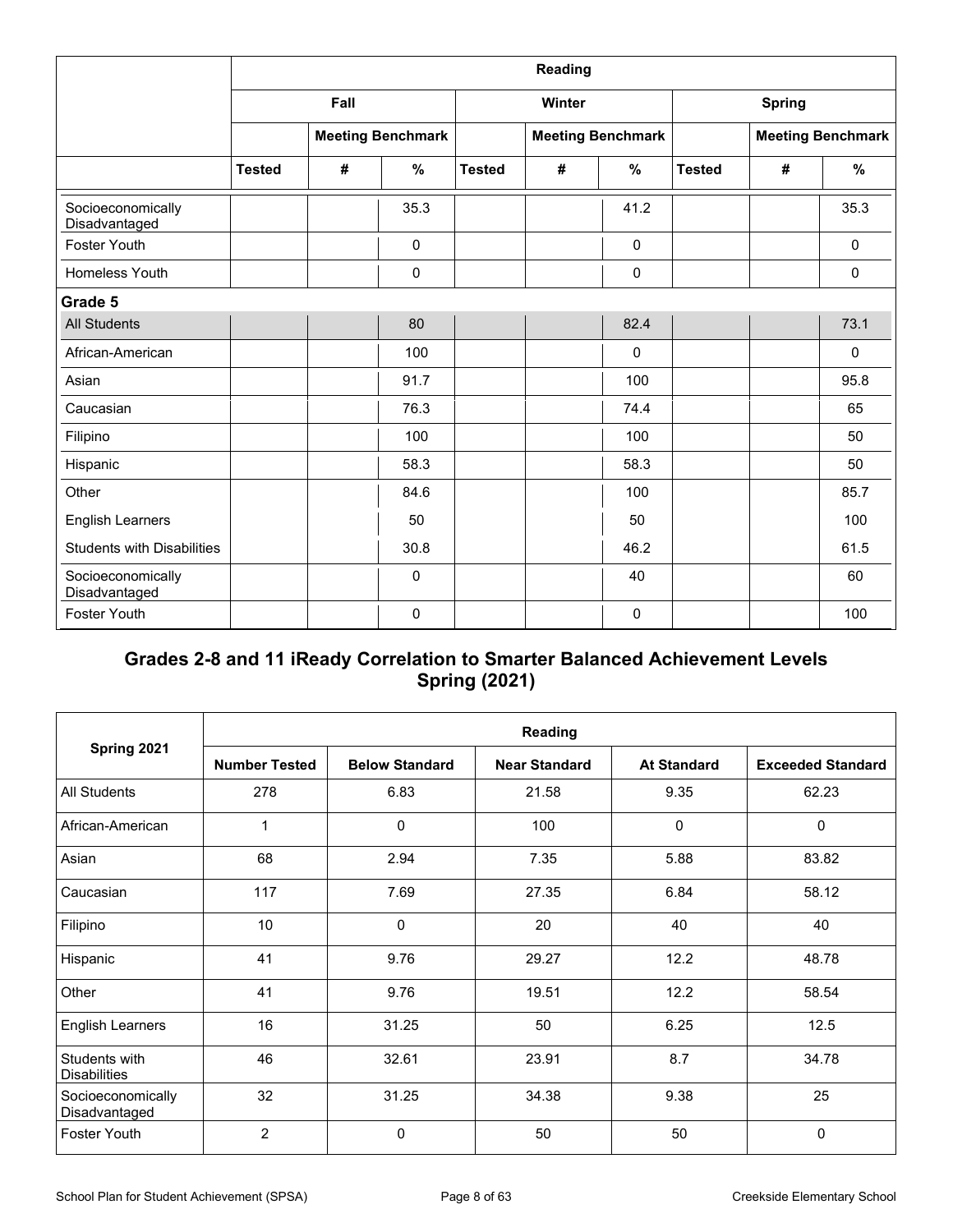| | Reading | | | | | | | | |
|---|---|---|---|---|---|---|---|---|---|
| | Fall | | | Winter | | | Spring | | |
| | | Meeting Benchmark | | | Meeting Benchmark | | | Meeting Benchmark | |
| | **Tested** | **#** | **%** | **Tested** | **#** | **%** | **Tested** | **#** | **%** |
| Socioeconomically Disadvantaged | | | 35.3 | | | 41.2 | | | 35.3 |
| Foster Youth | | | 0 | | | 0 | | | 0 |
| Homeless Youth | | | 0 | | | 0 | | | 0 |
| **Grade 5** | | | | | | | | | |
| All Students | | | 80 | | | 82.4 | | | 73.1 |
| African-American | | | 100 | | | 0 | | | 0 |
| Asian | | | 91.7 | | | 100 | | | 95.8 |
| Caucasian | | | 76.3 | | | 74.4 | | | 65 |
| Filipino | | | 100 | | | 100 | | | 50 |
| Hispanic | | | 58.3 | | | 58.3 | | | 50 |
| Other | | | 84.6 | | | 100 | | | 85.7 |
| English Learners | | | 50 | | | 50 | | | 100 |
| Students with Disabilities | | | 30.8 | | | 46.2 | | | 61.5 |
| Socioeconomically Disadvantaged | | | 0 | | | 40 | | | 60 |
| Foster Youth | | | 0 | | | 0 | | | 100 |

## Grades 2-8 and 11 iReady Correlation to Smarter Balanced Achievement Levels Spring (2021)

| Spring 2021 | Reading | | | | |
|---|---|---|---|---|---|
| | **Number Tested** | **Below Standard** | **Near Standard** | **At Standard** | **Exceeded Standard** |
| All Students | 278 | 6.83 | 21.58 | 9.35 | 62.23 |
| African-American | 1 | 0 | 100 | 0 | 0 |
| Asian | 68 | 2.94 | 7.35 | 5.88 | 83.82 |
| Caucasian | 117 | 7.69 | 27.35 | 6.84 | 58.12 |
| Filipino | 10 | 0 | 20 | 40 | 40 |
| Hispanic | 41 | 9.76 | 29.27 | 12.2 | 48.78 |
| Other | 41 | 9.76 | 19.51 | 12.2 | 58.54 |
| English Learners | 16 | 31.25 | 50 | 6.25 | 12.5 |
| Students with Disabilities | 46 | 32.61 | 23.91 | 8.7 | 34.78 |
| Socioeconomically Disadvantaged | 32 | 31.25 | 34.38 | 9.38 | 25 |
| Foster Youth | 2 | 0 | 50 | 50 | 0 |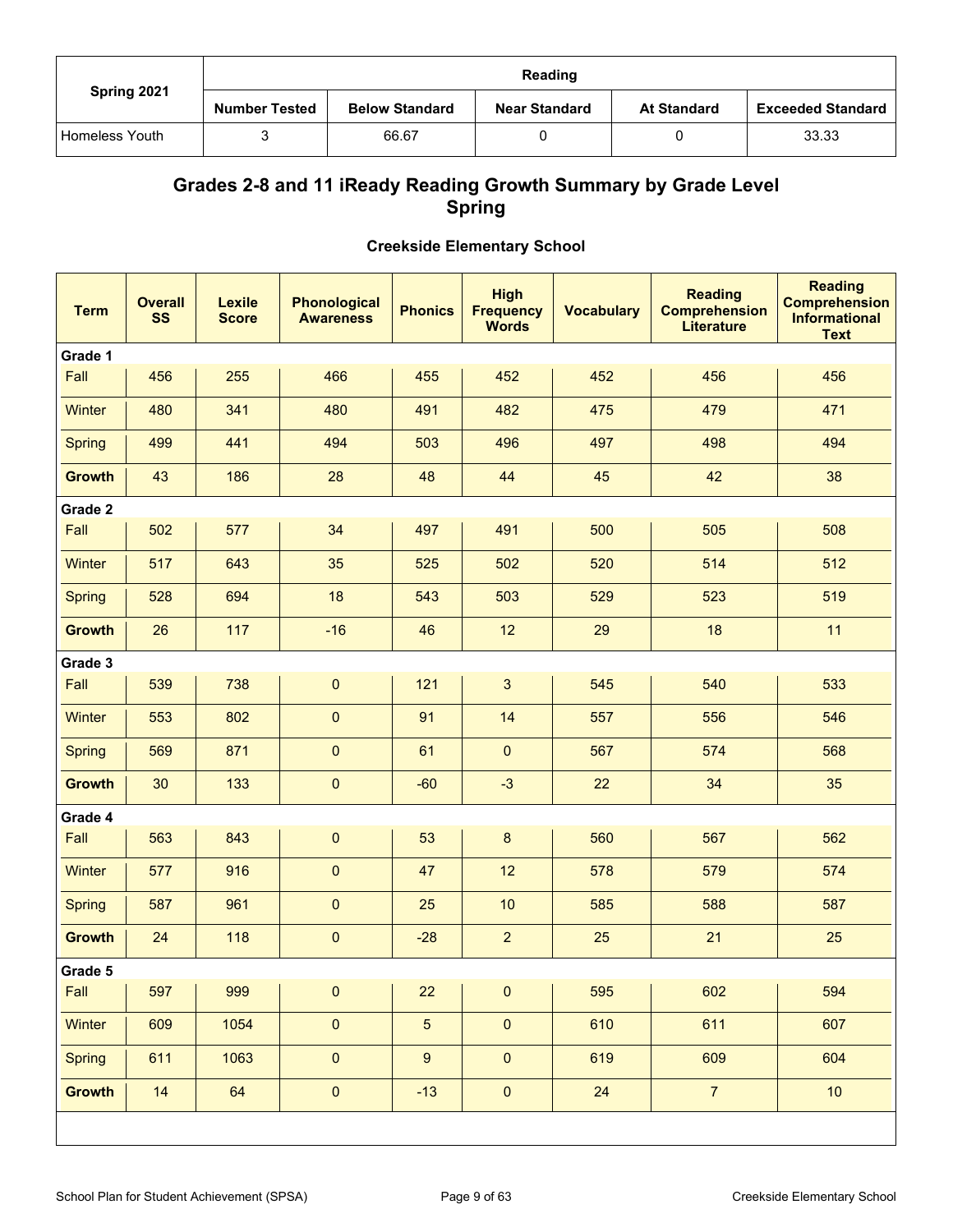| Spring 2021 | Reading | | | | |
|---|---|---|---|---|---|
| | Number Tested | Below Standard | Near Standard | At Standard | Exceeded Standard |
| Homeless Youth | 3 | 66.67 | 0 | 0 | 33.33 |

## Grades 2-8 and 11 iReady Reading Growth Summary by Grade Level Spring

### Creekside Elementary School

| Term | Overall SS | Lexile Score | Phonological Awareness | Phonics | High Frequency Words | Vocabulary | Reading Comprehension Literature | Reading Comprehension Informational Text |
|---|---|---|---|---|---|---|---|---|
| **Grade 1** | | | | | | | | |
| Fall | 456 | 255 | 466 | 455 | 452 | 452 | 456 | 456 |
| Winter | 480 | 341 | 480 | 491 | 482 | 475 | 479 | 471 |
| Spring | 499 | 441 | 494 | 503 | 496 | 497 | 498 | 494 |
| **Growth** | 43 | 186 | 28 | 48 | 44 | 45 | 42 | 38 |
| **Grade 2** | | | | | | | | |
| Fall | 502 | 577 | 34 | 497 | 491 | 500 | 505 | 508 |
| Winter | 517 | 643 | 35 | 525 | 502 | 520 | 514 | 512 |
| Spring | 528 | 694 | 18 | 543 | 503 | 529 | 523 | 519 |
| **Growth** | 26 | 117 | -16 | 46 | 12 | 29 | 18 | 11 |
| **Grade 3** | | | | | | | | |
| Fall | 539 | 738 | 0 | 121 | 3 | 545 | 540 | 533 |
| Winter | 553 | 802 | 0 | 91 | 14 | 557 | 556 | 546 |
| Spring | 569 | 871 | 0 | 61 | 0 | 567 | 574 | 568 |
| **Growth** | 30 | 133 | 0 | -60 | -3 | 22 | 34 | 35 |
| **Grade 4** | | | | | | | | |
| Fall | 563 | 843 | 0 | 53 | 8 | 560 | 567 | 562 |
| Winter | 577 | 916 | 0 | 47 | 12 | 578 | 579 | 574 |
| Spring | 587 | 961 | 0 | 25 | 10 | 585 | 588 | 587 |
| **Growth** | 24 | 118 | 0 | -28 | 2 | 25 | 21 | 25 |
| **Grade 5** | | | | | | | | |
| Fall | 597 | 999 | 0 | 22 | 0 | 595 | 602 | 594 |
| Winter | 609 | 1054 | 0 | 5 | 0 | 610 | 611 | 607 |
| Spring | 611 | 1063 | 0 | 9 | 0 | 619 | 609 | 604 |
| **Growth** | 14 | 64 | 0 | -13 | 0 | 24 | 7 | 10 |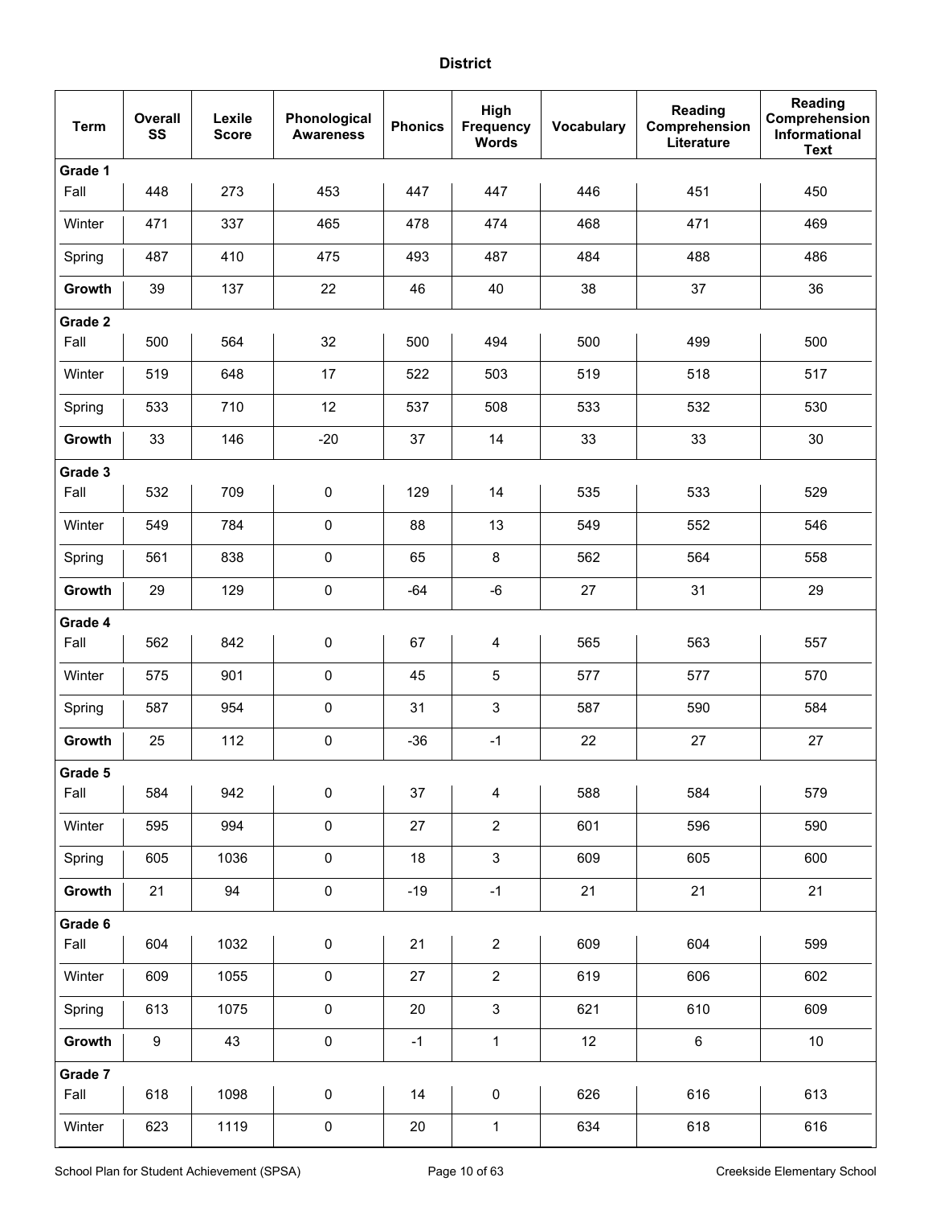## District

| Term | Overall SS | Lexile Score | Phonological Awareness | Phonics | High Frequency Words | Vocabulary | Reading Comprehension Literature | Reading Comprehension Informational Text |
|---|---|---|---|---|---|---|---|---|
| **Grade 1** | | | | | | | | |
| Fall | 448 | 273 | 453 | 447 | 447 | 446 | 451 | 450 |
| Winter | 471 | 337 | 465 | 478 | 474 | 468 | 471 | 469 |
| Spring | 487 | 410 | 475 | 493 | 487 | 484 | 488 | 486 |
| **Growth** | 39 | 137 | 22 | 46 | 40 | 38 | 37 | 36 |
| **Grade 2** | | | | | | | | |
| Fall | 500 | 564 | 32 | 500 | 494 | 500 | 499 | 500 |
| Winter | 519 | 648 | 17 | 522 | 503 | 519 | 518 | 517 |
| Spring | 533 | 710 | 12 | 537 | 508 | 533 | 532 | 530 |
| **Growth** | 33 | 146 | -20 | 37 | 14 | 33 | 33 | 30 |
| **Grade 3** | | | | | | | | |
| Fall | 532 | 709 | 0 | 129 | 14 | 535 | 533 | 529 |
| Winter | 549 | 784 | 0 | 88 | 13 | 549 | 552 | 546 |
| Spring | 561 | 838 | 0 | 65 | 8 | 562 | 564 | 558 |
| **Growth** | 29 | 129 | 0 | -64 | -6 | 27 | 31 | 29 |
| **Grade 4** | | | | | | | | |
| Fall | 562 | 842 | 0 | 67 | 4 | 565 | 563 | 557 |
| Winter | 575 | 901 | 0 | 45 | 5 | 577 | 577 | 570 |
| Spring | 587 | 954 | 0 | 31 | 3 | 587 | 590 | 584 |
| **Growth** | 25 | 112 | 0 | -36 | -1 | 22 | 27 | 27 |
| **Grade 5** | | | | | | | | |
| Fall | 584 | 942 | 0 | 37 | 4 | 588 | 584 | 579 |
| Winter | 595 | 994 | 0 | 27 | 2 | 601 | 596 | 590 |
| Spring | 605 | 1036 | 0 | 18 | 3 | 609 | 605 | 600 |
| **Growth** | 21 | 94 | 0 | -19 | -1 | 21 | 21 | 21 |
| **Grade 6** | | | | | | | | |
| Fall | 604 | 1032 | 0 | 21 | 2 | 609 | 604 | 599 |
| Winter | 609 | 1055 | 0 | 27 | 2 | 619 | 606 | 602 |
| Spring | 613 | 1075 | 0 | 20 | 3 | 621 | 610 | 609 |
| **Growth** | 9 | 43 | 0 | -1 | 1 | 12 | 6 | 10 |
| **Grade 7** | | | | | | | | |
| Fall | 618 | 1098 | 0 | 14 | 0 | 626 | 616 | 613 |
| Winter | 623 | 1119 | 0 | 20 | 1 | 634 | 618 | 616 |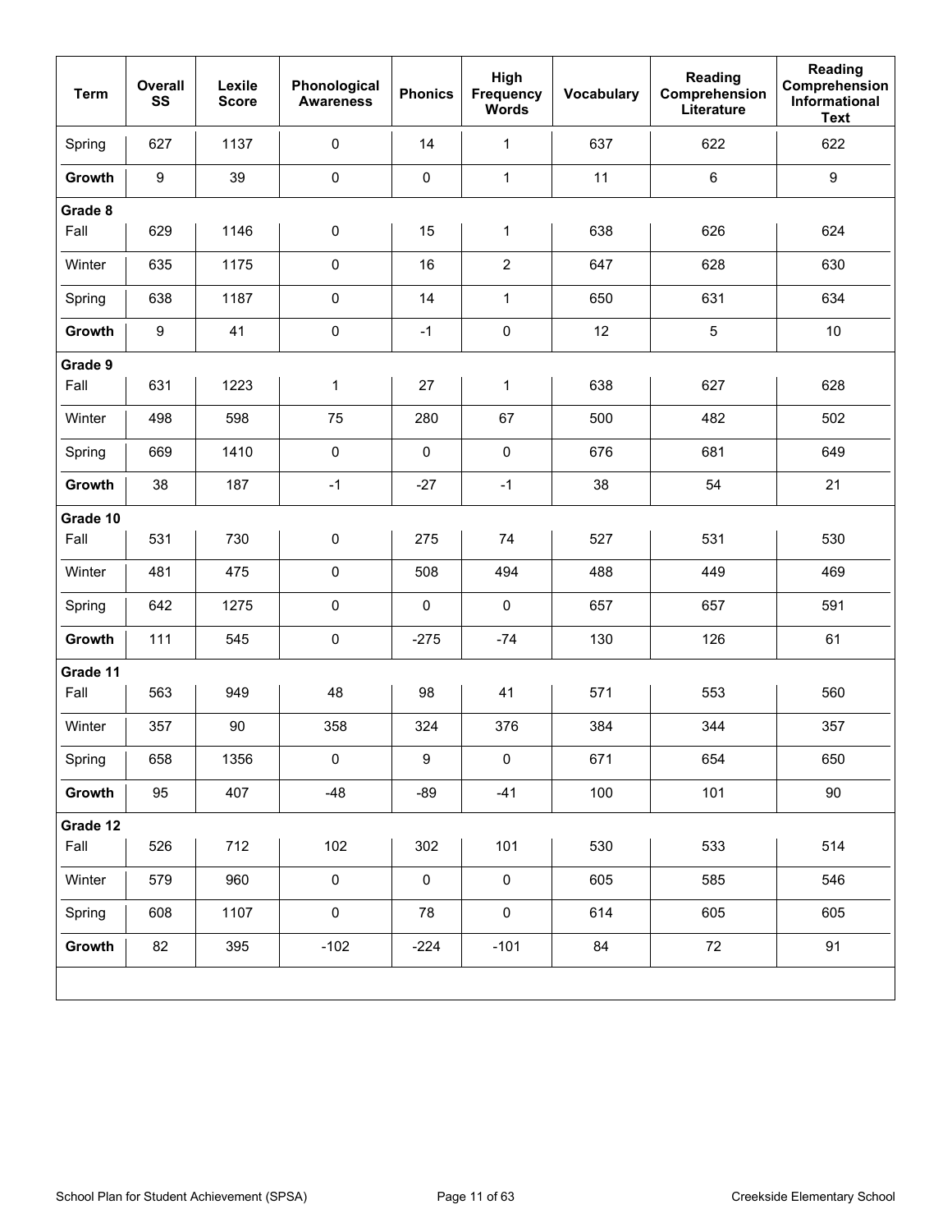| Term | Overall SS | Lexile Score | Phonological Awareness | Phonics | High Frequency Words | Vocabulary | Reading Comprehension Literature | Reading Comprehension Informational Text |
|---|---|---|---|---|---|---|---|---|
| Spring | 627 | 1137 | 0 | 14 | 1 | 637 | 622 | 622 |
| **Growth** | 9 | 39 | 0 | 0 | 1 | 11 | 6 | 9 |
| **Grade 8** | | | | | | | | |
| Fall | 629 | 1146 | 0 | 15 | 1 | 638 | 626 | 624 |
| Winter | 635 | 1175 | 0 | 16 | 2 | 647 | 628 | 630 |
| Spring | 638 | 1187 | 0 | 14 | 1 | 650 | 631 | 634 |
| **Growth** | 9 | 41 | 0 | -1 | 0 | 12 | 5 | 10 |
| **Grade 9** | | | | | | | | |
| Fall | 631 | 1223 | 1 | 27 | 1 | 638 | 627 | 628 |
| Winter | 498 | 598 | 75 | 280 | 67 | 500 | 482 | 502 |
| Spring | 669 | 1410 | 0 | 0 | 0 | 676 | 681 | 649 |
| **Growth** | 38 | 187 | -1 | -27 | -1 | 38 | 54 | 21 |
| **Grade 10** | | | | | | | | |
| Fall | 531 | 730 | 0 | 275 | 74 | 527 | 531 | 530 |
| Winter | 481 | 475 | 0 | 508 | 494 | 488 | 449 | 469 |
| Spring | 642 | 1275 | 0 | 0 | 0 | 657 | 657 | 591 |
| **Growth** | 111 | 545 | 0 | -275 | -74 | 130 | 126 | 61 |
| **Grade 11** | | | | | | | | |
| Fall | 563 | 949 | 48 | 98 | 41 | 571 | 553 | 560 |
| Winter | 357 | 90 | 358 | 324 | 376 | 384 | 344 | 357 |
| Spring | 658 | 1356 | 0 | 9 | 0 | 671 | 654 | 650 |
| **Growth** | 95 | 407 | -48 | -89 | -41 | 100 | 101 | 90 |
| **Grade 12** | | | | | | | | |
| Fall | 526 | 712 | 102 | 302 | 101 | 530 | 533 | 514 |
| Winter | 579 | 960 | 0 | 0 | 0 | 605 | 585 | 546 |
| Spring | 608 | 1107 | 0 | 78 | 0 | 614 | 605 | 605 |
| **Growth** | 82 | 395 | -102 | -224 | -101 | 84 | 72 | 91 |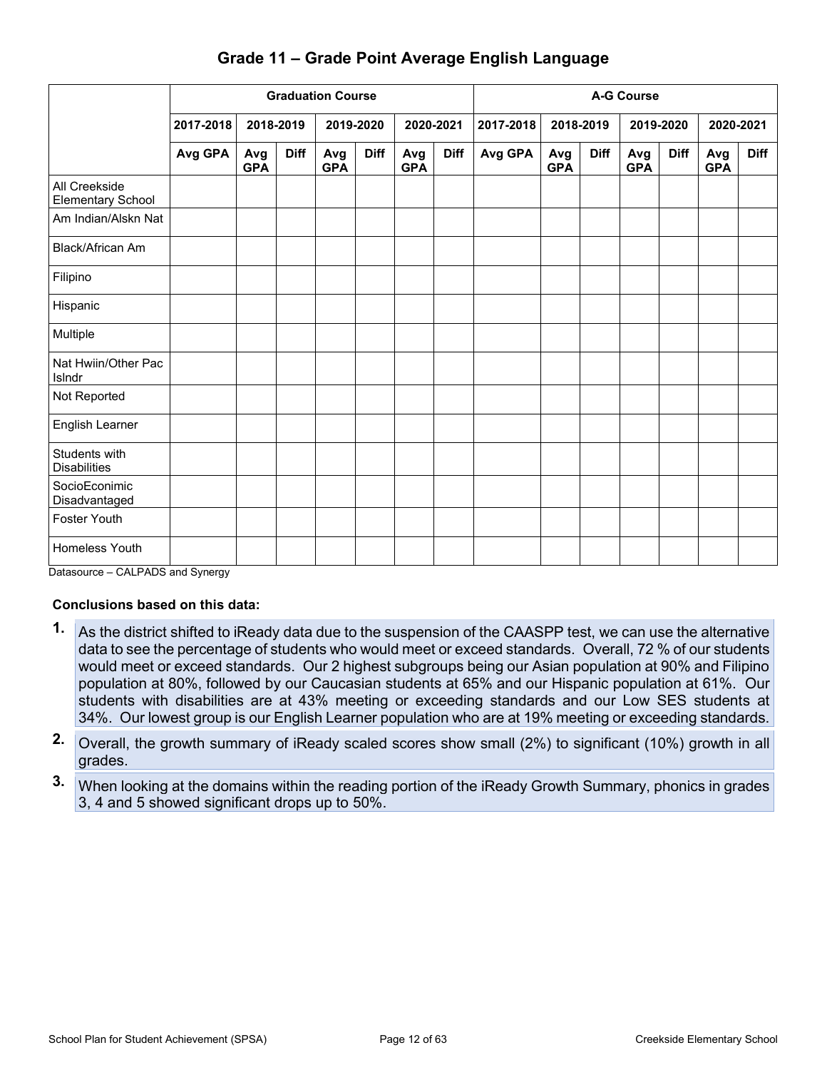## Grade 11 – Grade Point Average English Language

| | Graduation Course | | | | | | | A-G Course | | | | | | |
|---|---|---|---|---|---|---|---|---|---|---|---|---|---|---|
| | 2017-2018 | 2018-2019 | | 2019-2020 | | 2020-2021 | | 2017-2018 | 2018-2019 | | 2019-2020 | | 2020-2021 | |
| | Avg GPA | Avg GPA | Diff | Avg GPA | Diff | Avg GPA | Diff | Avg GPA | Avg GPA | Diff | Avg GPA | Diff | Avg GPA | Diff |
| All Creekside Elementary School | | | | | | | | | | | | | | |
| Am Indian/Alskn Nat | | | | | | | | | | | | | | |
| Black/African Am | | | | | | | | | | | | | | |
| Filipino | | | | | | | | | | | | | | |
| Hispanic | | | | | | | | | | | | | | |
| Multiple | | | | | | | | | | | | | | |
| Nat Hwiin/Other Pac Islndr | | | | | | | | | | | | | | |
| Not Reported | | | | | | | | | | | | | | |
| English Learner | | | | | | | | | | | | | | |
| Students with Disabilities | | | | | | | | | | | | | | |
| SocioEconimic Disadvantaged | | | | | | | | | | | | | | |
| Foster Youth | | | | | | | | | | | | | | |
| Homeless Youth | | | | | | | | | | | | | | |

Datasource – CALPADS and Synergy

**Conclusions based on this data:**

1. As the district shifted to iReady data due to the suspension of the CAASPP test, we can use the alternative data to see the percentage of students who would meet or exceed standards. Overall, 72 % of our students would meet or exceed standards. Our 2 highest subgroups being our Asian population at 90% and Filipino population at 80%, followed by our Caucasian students at 65% and our Hispanic population at 61%. Our students with disabilities are at 43% meeting or exceeding standards and our Low SES students at 34%. Our lowest group is our English Learner population who are at 19% meeting or exceeding standards.
2. Overall, the growth summary of iReady scaled scores show small (2%) to significant (10%) growth in all grades.
3. When looking at the domains within the reading portion of the iReady Growth Summary, phonics in grades 3, 4 and 5 showed significant drops up to 50%.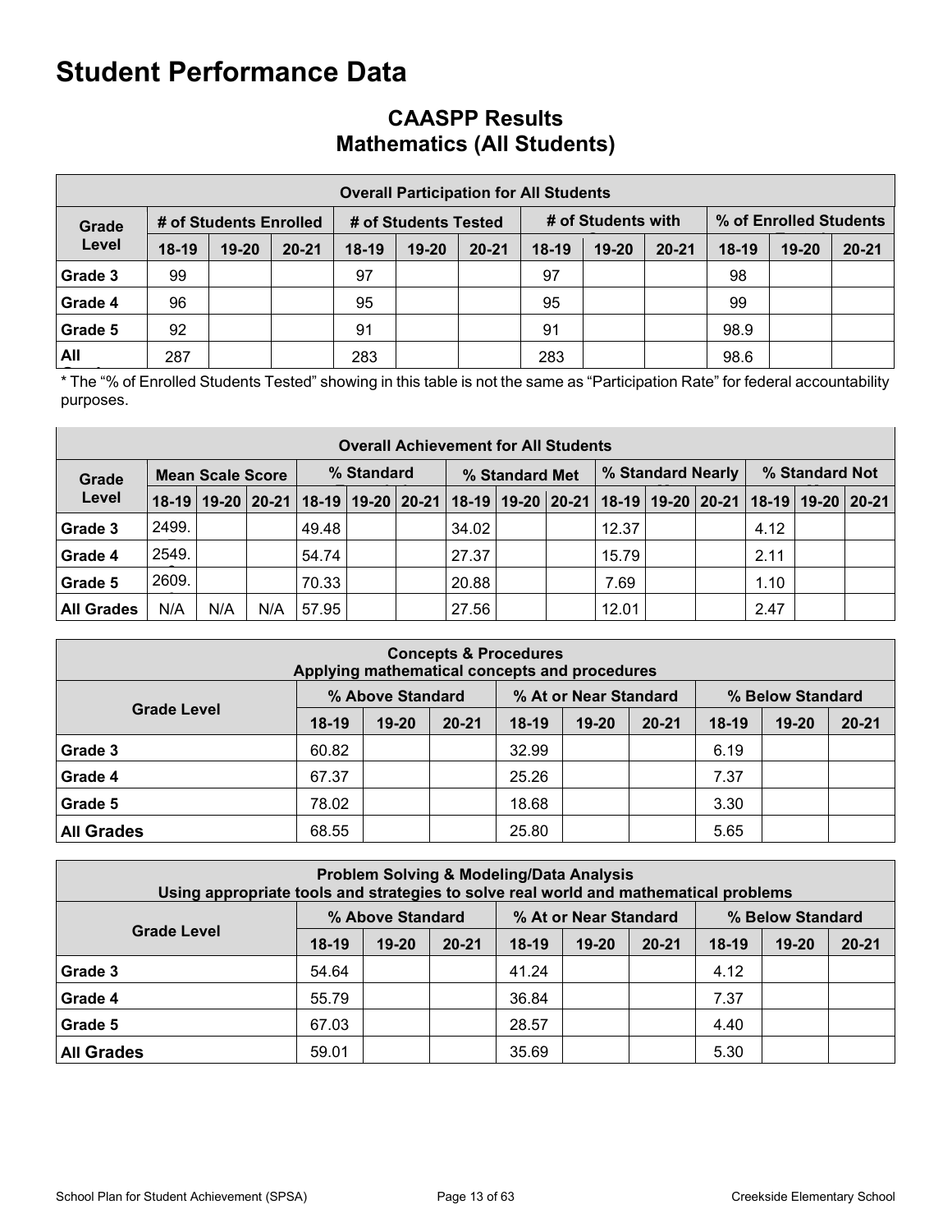# Student Performance Data

## CAASPP Results
## Mathematics (All Students)

| Overall Participation for All Students | | | | | | | | | | | | |
|---|---|---|---|---|---|---|---|---|---|---|---|---|
| Grade Level | # of Students Enrolled | | | # of Students Tested | | | # of Students with | | | % of Enrolled Students | | |
| | 18-19 | 19-20 | 20-21 | 18-19 | 19-20 | 20-21 | 18-19 | 19-20 | 20-21 | 18-19 | 19-20 | 20-21 |
| Grade 3 | 99 | | | 97 | | | 97 | | | 98 | | |
| Grade 4 | 96 | | | 95 | | | 95 | | | 99 | | |
| Grade 5 | 92 | | | 91 | | | 91 | | | 98.9 | | |
| All | 287 | | | 283 | | | 283 | | | 98.6 | | |

* The "% of Enrolled Students Tested" showing in this table is not the same as "Participation Rate" for federal accountability purposes.

| Overall Achievement for All Students | | | | | | | | | | | | | | | |
|---|---|---|---|---|---|---|---|---|---|---|---|---|---|---|---|
| Grade Level | Mean Scale Score | | | % Standard | | | % Standard Met | | | % Standard Nearly | | | % Standard Not | | |
| | 18-19 | 19-20 | 20-21 | 18-19 | 19-20 | 20-21 | 18-19 | 19-20 | 20-21 | 18-19 | 19-20 | 20-21 | 18-19 | 19-20 | 20-21 |
| Grade 3 | 2499. | | | 49.48 | | | 34.02 | | | 12.37 | | | 4.12 | | |
| Grade 4 | 2549. | | | 54.74 | | | 27.37 | | | 15.79 | | | 2.11 | | |
| Grade 5 | 2609. | | | 70.33 | | | 20.88 | | | 7.69 | | | 1.10 | | |
| All Grades | N/A | N/A | N/A | 57.95 | | | 27.56 | | | 12.01 | | | 2.47 | | |

| Concepts & Procedures<br>Applying mathematical concepts and procedures | | | | | | | | | |
|---|---|---|---|---|---|---|---|---|---|
| Grade Level | % Above Standard | | | % At or Near Standard | | | % Below Standard | | |
| | 18-19 | 19-20 | 20-21 | 18-19 | 19-20 | 20-21 | 18-19 | 19-20 | 20-21 |
| Grade 3 | 60.82 | | | 32.99 | | | 6.19 | | |
| Grade 4 | 67.37 | | | 25.26 | | | 7.37 | | |
| Grade 5 | 78.02 | | | 18.68 | | | 3.30 | | |
| All Grades | 68.55 | | | 25.80 | | | 5.65 | | |

| Problem Solving & Modeling/Data Analysis<br>Using appropriate tools and strategies to solve real world and mathematical problems | | | | | | | | | |
|---|---|---|---|---|---|---|---|---|---|
| Grade Level | % Above Standard | | | % At or Near Standard | | | % Below Standard | | |
| | 18-19 | 19-20 | 20-21 | 18-19 | 19-20 | 20-21 | 18-19 | 19-20 | 20-21 |
| Grade 3 | 54.64 | | | 41.24 | | | 4.12 | | |
| Grade 4 | 55.79 | | | 36.84 | | | 7.37 | | |
| Grade 5 | 67.03 | | | 28.57 | | | 4.40 | | |
| All Grades | 59.01 | | | 35.69 | | | 5.30 | | |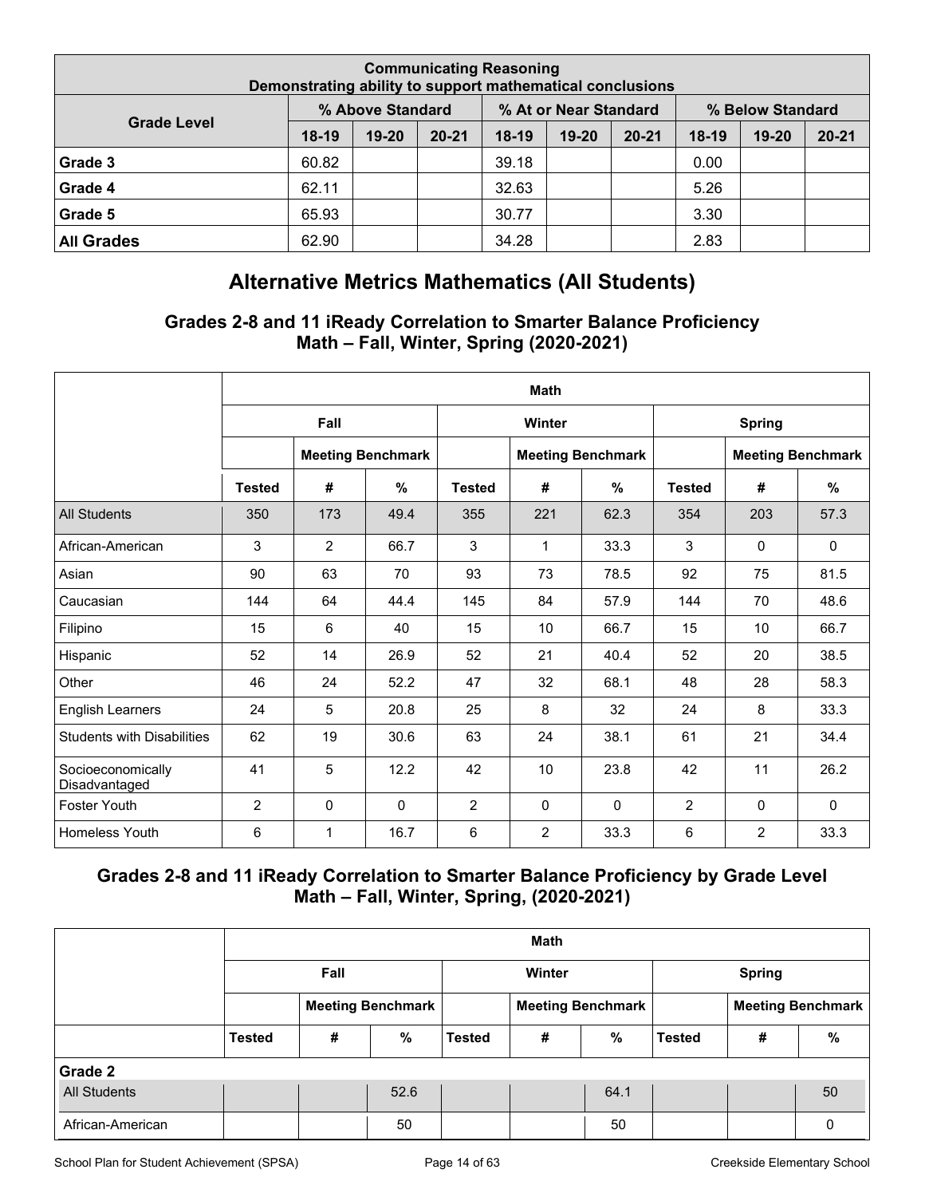| Communicating Reasoning<br>Demonstrating ability to support mathematical conclusions | | | | | | | | | |
|---|---|---|---|---|---|---|---|---|---|
| Grade Level | % Above Standard | | | % At or Near Standard | | | % Below Standard | | |
| | 18-19 | 19-20 | 20-21 | 18-19 | 19-20 | 20-21 | 18-19 | 19-20 | 20-21 |
| Grade 3 | 60.82 | | | 39.18 | | | 0.00 | | |
| Grade 4 | 62.11 | | | 32.63 | | | 5.26 | | |
| Grade 5 | 65.93 | | | 30.77 | | | 3.30 | | |
| **All Grades** | 62.90 | | | 34.28 | | | 2.83 | | |

## Alternative Metrics Mathematics (All Students)

### Grades 2-8 and 11 iReady Correlation to Smarter Balance Proficiency Math – Fall, Winter, Spring (2020-2021)

| | Math | | | | | | | | |
|---|---|---|---|---|---|---|---|---|---|
| | Fall | | | Winter | | | Spring | | |
| | | Meeting Benchmark | | | Meeting Benchmark | | | Meeting Benchmark | |
| | Tested | # | % | Tested | # | % | Tested | # | % |
| All Students | 350 | 173 | 49.4 | 355 | 221 | 62.3 | 354 | 203 | 57.3 |
| African-American | 3 | 2 | 66.7 | 3 | 1 | 33.3 | 3 | 0 | 0 |
| Asian | 90 | 63 | 70 | 93 | 73 | 78.5 | 92 | 75 | 81.5 |
| Caucasian | 144 | 64 | 44.4 | 145 | 84 | 57.9 | 144 | 70 | 48.6 |
| Filipino | 15 | 6 | 40 | 15 | 10 | 66.7 | 15 | 10 | 66.7 |
| Hispanic | 52 | 14 | 26.9 | 52 | 21 | 40.4 | 52 | 20 | 38.5 |
| Other | 46 | 24 | 52.2 | 47 | 32 | 68.1 | 48 | 28 | 58.3 |
| English Learners | 24 | 5 | 20.8 | 25 | 8 | 32 | 24 | 8 | 33.3 |
| Students with Disabilities | 62 | 19 | 30.6 | 63 | 24 | 38.1 | 61 | 21 | 34.4 |
| Socioeconomically Disadvantaged | 41 | 5 | 12.2 | 42 | 10 | 23.8 | 42 | 11 | 26.2 |
| Foster Youth | 2 | 0 | 0 | 2 | 0 | 0 | 2 | 0 | 0 |
| Homeless Youth | 6 | 1 | 16.7 | 6 | 2 | 33.3 | 6 | 2 | 33.3 |

### Grades 2-8 and 11 iReady Correlation to Smarter Balance Proficiency by Grade Level Math – Fall, Winter, Spring, (2020-2021)

| | Math | | | | | | | | |
|---|---|---|---|---|---|---|---|---|---|
| | Fall | | | Winter | | | Spring | | |
| | | Meeting Benchmark | | | Meeting Benchmark | | | Meeting Benchmark | |
| | Tested | # | % | Tested | # | % | Tested | # | % |
| **Grade 2** | | | | | | | | | |
| All Students | | | 52.6 | | | 64.1 | | | 50 |
| African-American | | | 50 | | | 50 | | | 0 |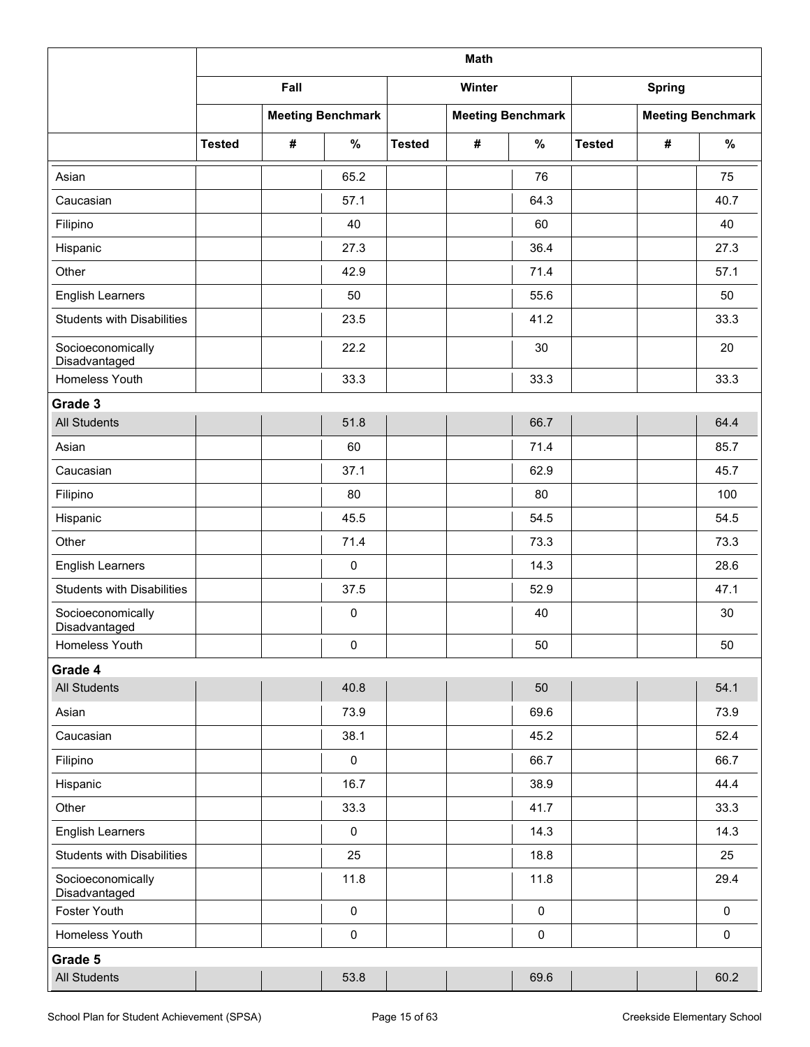| | Math | | | | | | | | |
|---|---|---|---|---|---|---|---|---|---|
| | Fall | | | Winter | | | Spring | | |
| | | Meeting Benchmark | | | Meeting Benchmark | | | Meeting Benchmark | |
| | Tested | # | % | Tested | # | % | Tested | # | % |
| Asian | | | 65.2 | | | 76 | | | 75 |
| Caucasian | | | 57.1 | | | 64.3 | | | 40.7 |
| Filipino | | | 40 | | | 60 | | | 40 |
| Hispanic | | | 27.3 | | | 36.4 | | | 27.3 |
| Other | | | 42.9 | | | 71.4 | | | 57.1 |
| English Learners | | | 50 | | | 55.6 | | | 50 |
| Students with Disabilities | | | 23.5 | | | 41.2 | | | 33.3 |
| Socioeconomically Disadvantaged | | | 22.2 | | | 30 | | | 20 |
| Homeless Youth | | | 33.3 | | | 33.3 | | | 33.3 |
| **Grade 3** | | | | | | | | | |
| All Students | | | 51.8 | | | 66.7 | | | 64.4 |
| Asian | | | 60 | | | 71.4 | | | 85.7 |
| Caucasian | | | 37.1 | | | 62.9 | | | 45.7 |
| Filipino | | | 80 | | | 80 | | | 100 |
| Hispanic | | | 45.5 | | | 54.5 | | | 54.5 |
| Other | | | 71.4 | | | 73.3 | | | 73.3 |
| English Learners | | | 0 | | | 14.3 | | | 28.6 |
| Students with Disabilities | | | 37.5 | | | 52.9 | | | 47.1 |
| Socioeconomically Disadvantaged | | | 0 | | | 40 | | | 30 |
| Homeless Youth | | | 0 | | | 50 | | | 50 |
| **Grade 4** | | | | | | | | | |
| All Students | | | 40.8 | | | 50 | | | 54.1 |
| Asian | | | 73.9 | | | 69.6 | | | 73.9 |
| Caucasian | | | 38.1 | | | 45.2 | | | 52.4 |
| Filipino | | | 0 | | | 66.7 | | | 66.7 |
| Hispanic | | | 16.7 | | | 38.9 | | | 44.4 |
| Other | | | 33.3 | | | 41.7 | | | 33.3 |
| English Learners | | | 0 | | | 14.3 | | | 14.3 |
| Students with Disabilities | | | 25 | | | 18.8 | | | 25 |
| Socioeconomically Disadvantaged | | | 11.8 | | | 11.8 | | | 29.4 |
| Foster Youth | | | 0 | | | 0 | | | 0 |
| Homeless Youth | | | 0 | | | 0 | | | 0 |
| **Grade 5** | | | | | | | | | |
| All Students | | | 53.8 | | | 69.6 | | | 60.2 |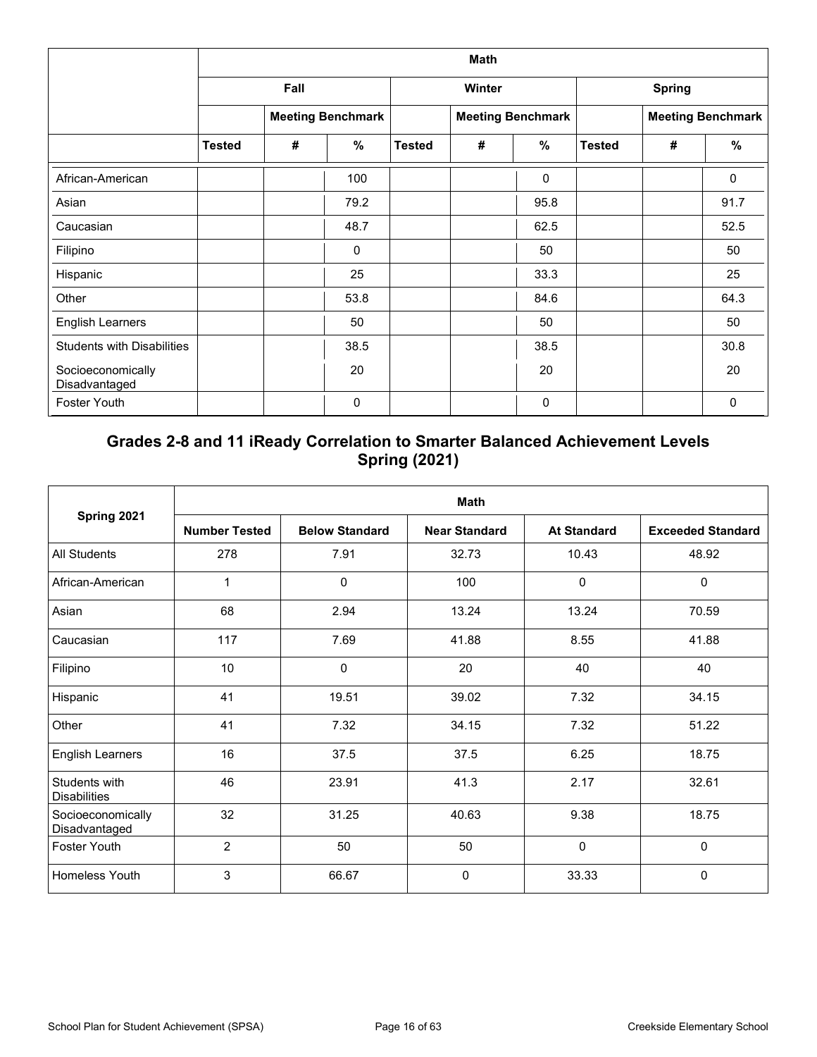| | Math | | | | | | | | |
|---|---|---|---|---|---|---|---|---|---|
| | Fall | | | Winter | | | Spring | | |
| | | Meeting Benchmark | | | Meeting Benchmark | | | Meeting Benchmark | |
| | Tested | # | % | Tested | # | % | Tested | # | % |
| African-American | | | 100 | | | 0 | | | 0 |
| Asian | | | 79.2 | | | 95.8 | | | 91.7 |
| Caucasian | | | 48.7 | | | 62.5 | | | 52.5 |
| Filipino | | | 0 | | | 50 | | | 50 |
| Hispanic | | | 25 | | | 33.3 | | | 25 |
| Other | | | 53.8 | | | 84.6 | | | 64.3 |
| English Learners | | | 50 | | | 50 | | | 50 |
| Students with Disabilities | | | 38.5 | | | 38.5 | | | 30.8 |
| Socioeconomically Disadvantaged | | | 20 | | | 20 | | | 20 |
| Foster Youth | | | 0 | | | 0 | | | 0 |

## Grades 2-8 and 11 iReady Correlation to Smarter Balanced Achievement Levels Spring (2021)

| Spring 2021 | Math | | | | |
|---|---|---|---|---|---|
| | Number Tested | Below Standard | Near Standard | At Standard | Exceeded Standard |
| All Students | 278 | 7.91 | 32.73 | 10.43 | 48.92 |
| African-American | 1 | 0 | 100 | 0 | 0 |
| Asian | 68 | 2.94 | 13.24 | 13.24 | 70.59 |
| Caucasian | 117 | 7.69 | 41.88 | 8.55 | 41.88 |
| Filipino | 10 | 0 | 20 | 40 | 40 |
| Hispanic | 41 | 19.51 | 39.02 | 7.32 | 34.15 |
| Other | 41 | 7.32 | 34.15 | 7.32 | 51.22 |
| English Learners | 16 | 37.5 | 37.5 | 6.25 | 18.75 |
| Students with Disabilities | 46 | 23.91 | 41.3 | 2.17 | 32.61 |
| Socioeconomically Disadvantaged | 32 | 31.25 | 40.63 | 9.38 | 18.75 |
| Foster Youth | 2 | 50 | 50 | 0 | 0 |
| Homeless Youth | 3 | 66.67 | 0 | 33.33 | 0 |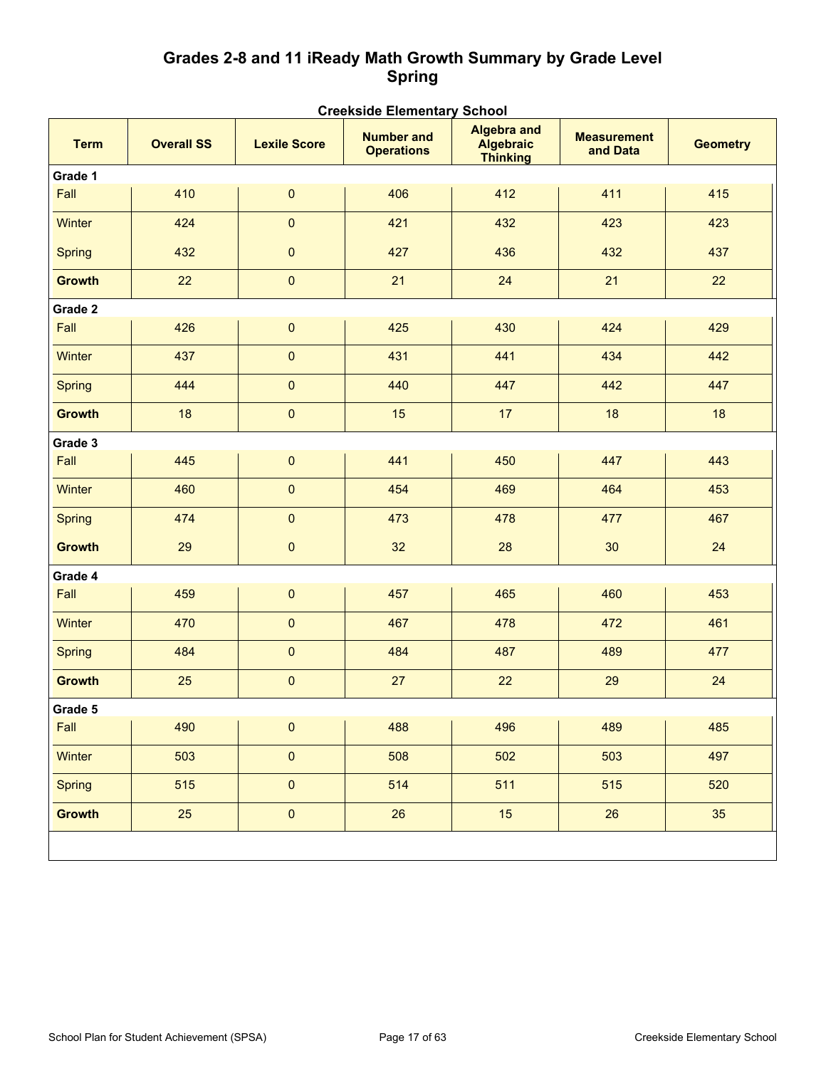# Grades 2-8 and 11 iReady Math Growth Summary by Grade Level Spring

**Creekside Elementary School**

| Term | Overall SS | Lexile Score | Number and Operations | Algebra and Algebraic Thinking | Measurement and Data | Geometry |
|---|---|---|---|---|---|---|
| **Grade 1** | | | | | | |
| Fall | 410 | 0 | 406 | 412 | 411 | 415 |
| Winter | 424 | 0 | 421 | 432 | 423 | 423 |
| Spring | 432 | 0 | 427 | 436 | 432 | 437 |
| **Growth** | 22 | 0 | 21 | 24 | 21 | 22 |
| **Grade 2** | | | | | | |
| Fall | 426 | 0 | 425 | 430 | 424 | 429 |
| Winter | 437 | 0 | 431 | 441 | 434 | 442 |
| Spring | 444 | 0 | 440 | 447 | 442 | 447 |
| **Growth** | 18 | 0 | 15 | 17 | 18 | 18 |
| **Grade 3** | | | | | | |
| Fall | 445 | 0 | 441 | 450 | 447 | 443 |
| Winter | 460 | 0 | 454 | 469 | 464 | 453 |
| Spring | 474 | 0 | 473 | 478 | 477 | 467 |
| **Growth** | 29 | 0 | 32 | 28 | 30 | 24 |
| **Grade 4** | | | | | | |
| Fall | 459 | 0 | 457 | 465 | 460 | 453 |
| Winter | 470 | 0 | 467 | 478 | 472 | 461 |
| Spring | 484 | 0 | 484 | 487 | 489 | 477 |
| **Growth** | 25 | 0 | 27 | 22 | 29 | 24 |
| **Grade 5** | | | | | | |
| Fall | 490 | 0 | 488 | 496 | 489 | 485 |
| Winter | 503 | 0 | 508 | 502 | 503 | 497 |
| Spring | 515 | 0 | 514 | 511 | 515 | 520 |
| **Growth** | 25 | 0 | 26 | 15 | 26 | 35 |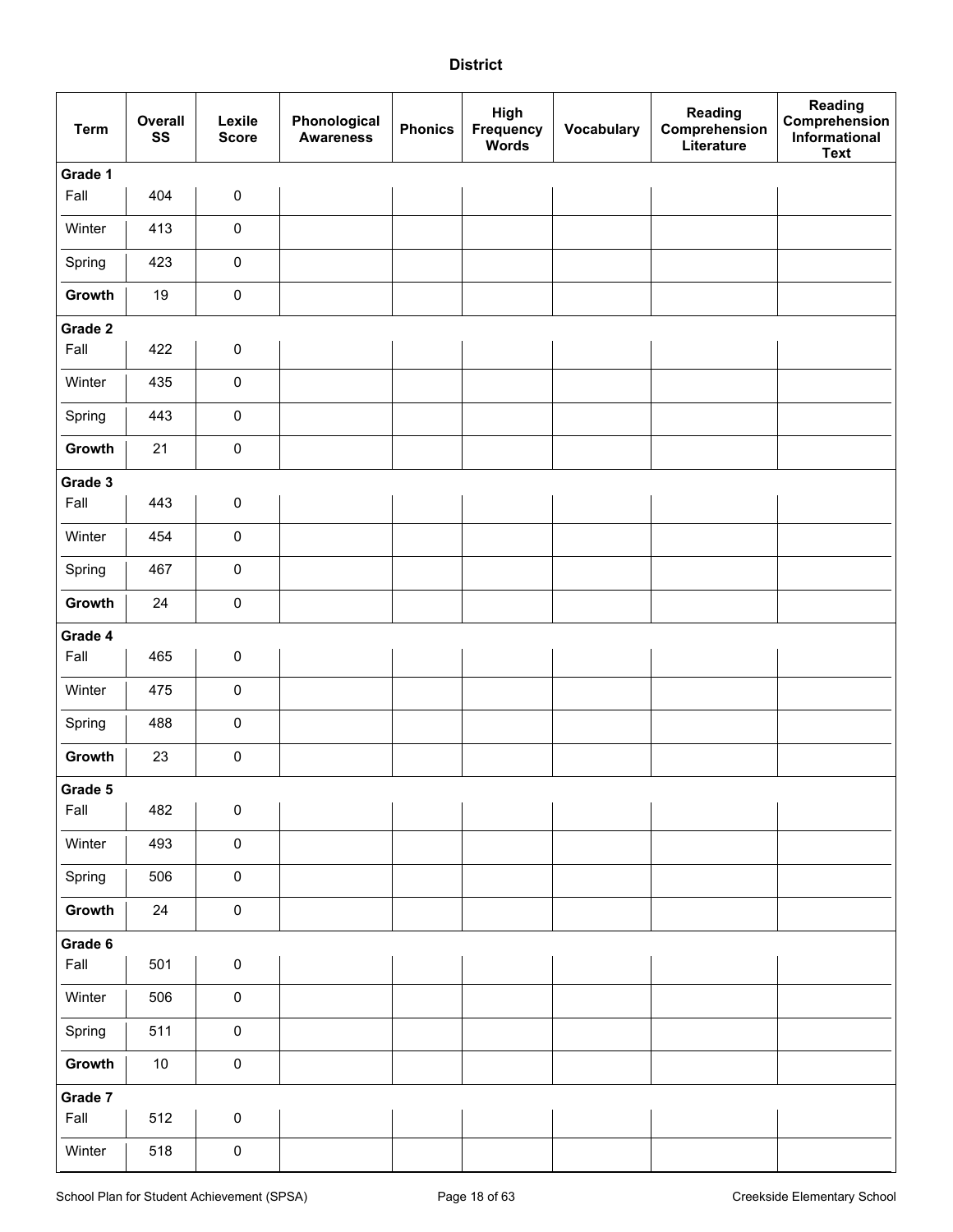**District**

| Term | Overall SS | Lexile Score | Phonological Awareness | Phonics | High Frequency Words | Vocabulary | Reading Comprehension Literature | Reading Comprehension Informational Text |
|---|---|---|---|---|---|---|---|---|
| **Grade 1** | | | | | | | | |
| Fall | 404 | 0 | | | | | | |
| Winter | 413 | 0 | | | | | | |
| Spring | 423 | 0 | | | | | | |
| **Growth** | 19 | 0 | | | | | | |
| **Grade 2** | | | | | | | | |
| Fall | 422 | 0 | | | | | | |
| Winter | 435 | 0 | | | | | | |
| Spring | 443 | 0 | | | | | | |
| **Growth** | 21 | 0 | | | | | | |
| **Grade 3** | | | | | | | | |
| Fall | 443 | 0 | | | | | | |
| Winter | 454 | 0 | | | | | | |
| Spring | 467 | 0 | | | | | | |
| **Growth** | 24 | 0 | | | | | | |
| **Grade 4** | | | | | | | | |
| Fall | 465 | 0 | | | | | | |
| Winter | 475 | 0 | | | | | | |
| Spring | 488 | 0 | | | | | | |
| **Growth** | 23 | 0 | | | | | | |
| **Grade 5** | | | | | | | | |
| Fall | 482 | 0 | | | | | | |
| Winter | 493 | 0 | | | | | | |
| Spring | 506 | 0 | | | | | | |
| **Growth** | 24 | 0 | | | | | | |
| **Grade 6** | | | | | | | | |
| Fall | 501 | 0 | | | | | | |
| Winter | 506 | 0 | | | | | | |
| Spring | 511 | 0 | | | | | | |
| **Growth** | 10 | 0 | | | | | | |
| **Grade 7** | | | | | | | | |
| Fall | 512 | 0 | | | | | | |
| Winter | 518 | 0 | | | | | | |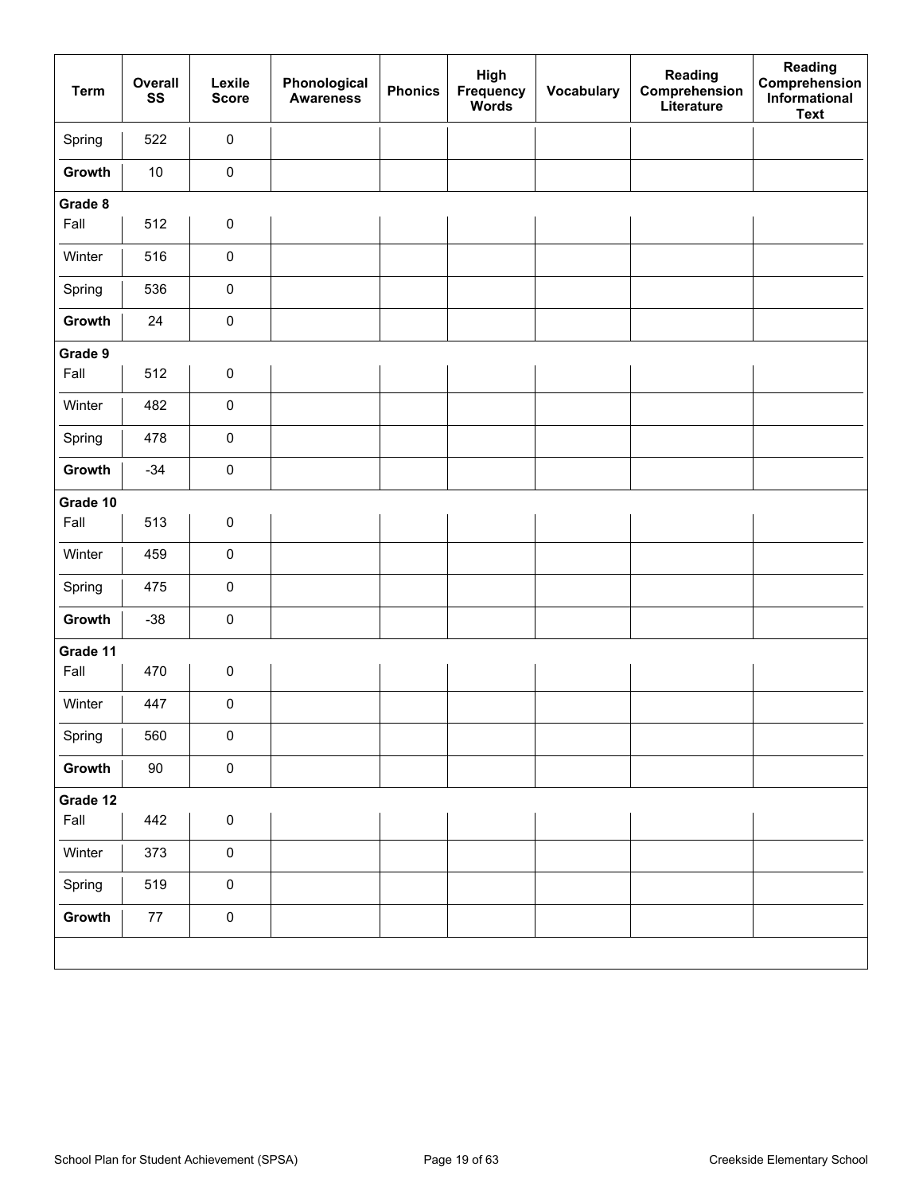| Term | Overall SS | Lexile Score | Phonological Awareness | Phonics | High Frequency Words | Vocabulary | Reading Comprehension Literature | Reading Comprehension Informational Text |
|---|---|---|---|---|---|---|---|---|
| Spring | 522 | 0 | | | | | | |
| **Growth** | 10 | 0 | | | | | | |
| **Grade 8** | | | | | | | | |
| Fall | 512 | 0 | | | | | | |
| Winter | 516 | 0 | | | | | | |
| Spring | 536 | 0 | | | | | | |
| **Growth** | 24 | 0 | | | | | | |
| **Grade 9** | | | | | | | | |
| Fall | 512 | 0 | | | | | | |
| Winter | 482 | 0 | | | | | | |
| Spring | 478 | 0 | | | | | | |
| **Growth** | -34 | 0 | | | | | | |
| **Grade 10** | | | | | | | | |
| Fall | 513 | 0 | | | | | | |
| Winter | 459 | 0 | | | | | | |
| Spring | 475 | 0 | | | | | | |
| **Growth** | -38 | 0 | | | | | | |
| **Grade 11** | | | | | | | | |
| Fall | 470 | 0 | | | | | | |
| Winter | 447 | 0 | | | | | | |
| Spring | 560 | 0 | | | | | | |
| **Growth** | 90 | 0 | | | | | | |
| **Grade 12** | | | | | | | | |
| Fall | 442 | 0 | | | | | | |
| Winter | 373 | 0 | | | | | | |
| Spring | 519 | 0 | | | | | | |
| **Growth** | 77 | 0 | | | | | | |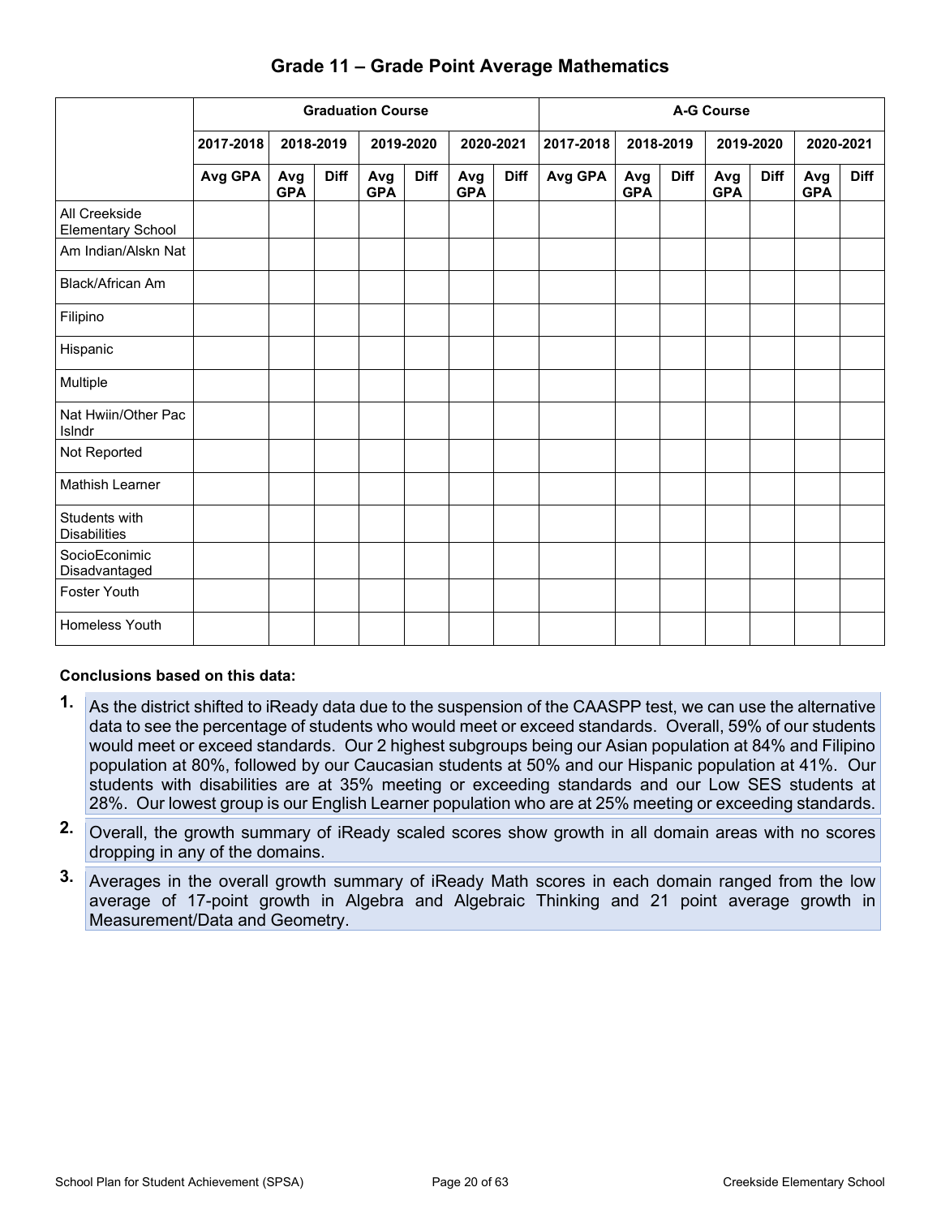## Grade 11 – Grade Point Average Mathematics

| | Graduation Course | | | | | | | A-G Course | | | | | | |
|---|---|---|---|---|---|---|---|---|---|---|---|---|---|---|
| | 2017-2018 | 2018-2019 | | 2019-2020 | | 2020-2021 | | 2017-2018 | 2018-2019 | | 2019-2020 | | 2020-2021 | |
| | Avg GPA | Avg GPA | Diff | Avg GPA | Diff | Avg GPA | Diff | Avg GPA | Avg GPA | Diff | Avg GPA | Diff | Avg GPA | Diff |
| All Creekside Elementary School | | | | | | | | | | | | | | |
| Am Indian/Alskn Nat | | | | | | | | | | | | | | |
| Black/African Am | | | | | | | | | | | | | | |
| Filipino | | | | | | | | | | | | | | |
| Hispanic | | | | | | | | | | | | | | |
| Multiple | | | | | | | | | | | | | | |
| Nat Hwiin/Other Pac Islndr | | | | | | | | | | | | | | |
| Not Reported | | | | | | | | | | | | | | |
| Mathish Learner | | | | | | | | | | | | | | |
| Students with Disabilities | | | | | | | | | | | | | | |
| SocioEconimic Disadvantaged | | | | | | | | | | | | | | |
| Foster Youth | | | | | | | | | | | | | | |
| Homeless Youth | | | | | | | | | | | | | | |

**Conclusions based on this data:**

1. As the district shifted to iReady data due to the suspension of the CAASPP test, we can use the alternative data to see the percentage of students who would meet or exceed standards. Overall, 59% of our students would meet or exceed standards. Our 2 highest subgroups being our Asian population at 84% and Filipino population at 80%, followed by our Caucasian students at 50% and our Hispanic population at 41%. Our students with disabilities are at 35% meeting or exceeding standards and our Low SES students at 28%. Our lowest group is our English Learner population who are at 25% meeting or exceeding standards.
2. Overall, the growth summary of iReady scaled scores show growth in all domain areas with no scores dropping in any of the domains.
3. Averages in the overall growth summary of iReady Math scores in each domain ranged from the low average of 17-point growth in Algebra and Algebraic Thinking and 21 point average growth in Measurement/Data and Geometry.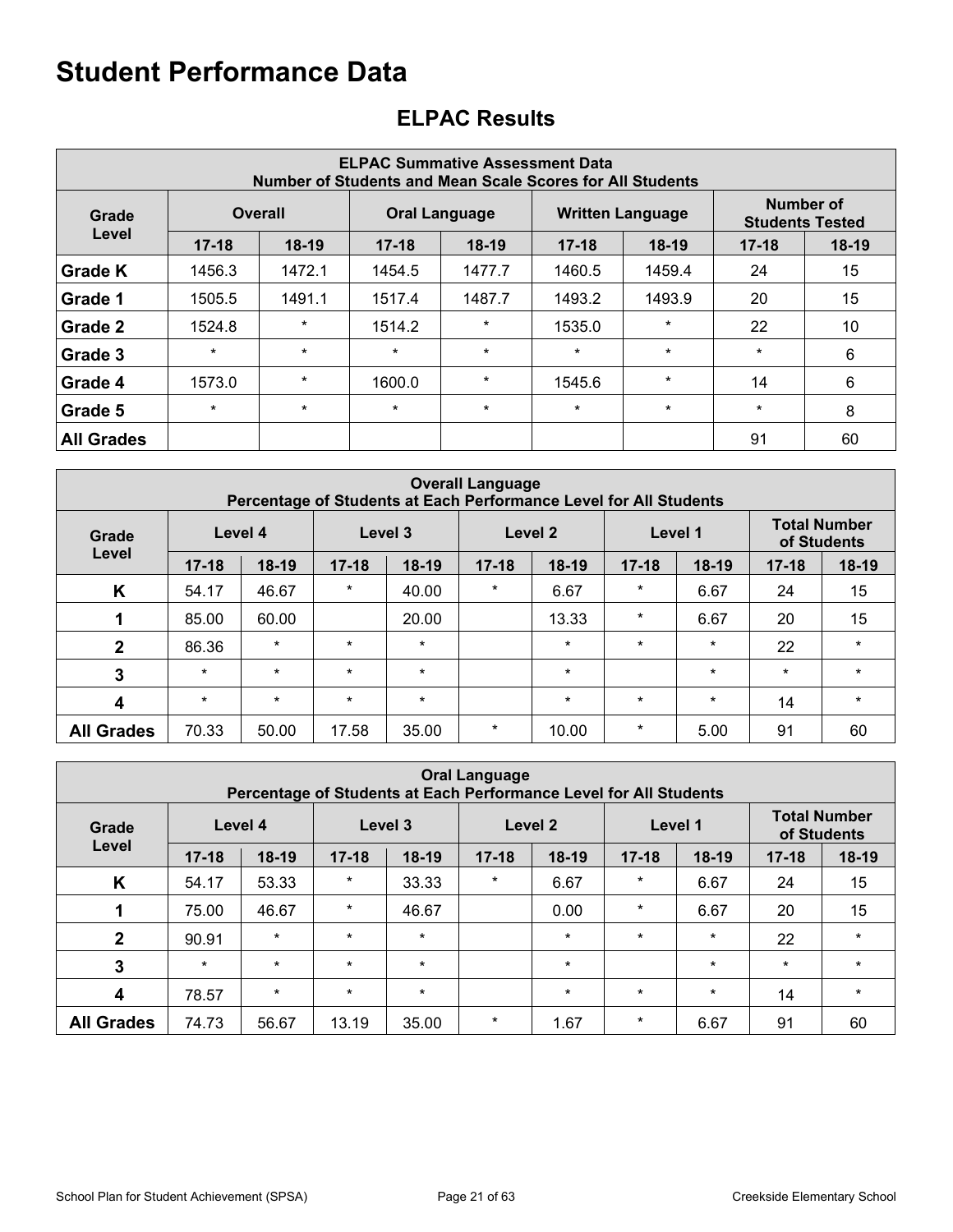# Student Performance Data

## ELPAC Results

| ELPAC Summative Assessment Data<br>Number of Students and Mean Scale Scores for All Students | | | | | | | | |
|---|---|---|---|---|---|---|---|---|
| Grade Level | Overall | | Oral Language | | Written Language | | Number of Students Tested | |
| | 17-18 | 18-19 | 17-18 | 18-19 | 17-18 | 18-19 | 17-18 | 18-19 |
| Grade K | 1456.3 | 1472.1 | 1454.5 | 1477.7 | 1460.5 | 1459.4 | 24 | 15 |
| Grade 1 | 1505.5 | 1491.1 | 1517.4 | 1487.7 | 1493.2 | 1493.9 | 20 | 15 |
| Grade 2 | 1524.8 | * | 1514.2 | * | 1535.0 | * | 22 | 10 |
| Grade 3 | * | * | * | * | * | * | * | 6 |
| Grade 4 | 1573.0 | * | 1600.0 | * | 1545.6 | * | 14 | 6 |
| Grade 5 | * | * | * | * | * | * | * | 8 |
| All Grades | | | | | | | 91 | 60 |

| Overall Language<br>Percentage of Students at Each Performance Level for All Students | | | | | | | | | | |
|---|---|---|---|---|---|---|---|---|---|---|
| Grade Level | Level 4 | | Level 3 | | Level 2 | | Level 1 | | Total Number of Students | |
| | 17-18 | 18-19 | 17-18 | 18-19 | 17-18 | 18-19 | 17-18 | 18-19 | 17-18 | 18-19 |
| K | 54.17 | 46.67 | * | 40.00 | * | 6.67 | * | 6.67 | 24 | 15 |
| 1 | 85.00 | 60.00 | | 20.00 | | 13.33 | * | 6.67 | 20 | 15 |
| 2 | 86.36 | * | * | * | | * | * | * | 22 | * |
| 3 | * | * | * | * | | * | | * | * | * |
| 4 | * | * | * | * | | * | * | * | 14 | * |
| All Grades | 70.33 | 50.00 | 17.58 | 35.00 | * | 10.00 | * | 5.00 | 91 | 60 |

| Oral Language<br>Percentage of Students at Each Performance Level for All Students | | | | | | | | | | |
|---|---|---|---|---|---|---|---|---|---|---|
| Grade Level | Level 4 | | Level 3 | | Level 2 | | Level 1 | | Total Number of Students | |
| | 17-18 | 18-19 | 17-18 | 18-19 | 17-18 | 18-19 | 17-18 | 18-19 | 17-18 | 18-19 |
| K | 54.17 | 53.33 | * | 33.33 | * | 6.67 | * | 6.67 | 24 | 15 |
| 1 | 75.00 | 46.67 | * | 46.67 | | 0.00 | * | 6.67 | 20 | 15 |
| 2 | 90.91 | * | * | * | | * | * | * | 22 | * |
| 3 | * | * | * | * | | * | | * | * | * |
| 4 | 78.57 | * | * | * | | * | * | * | 14 | * |
| All Grades | 74.73 | 56.67 | 13.19 | 35.00 | * | 1.67 | * | 6.67 | 91 | 60 |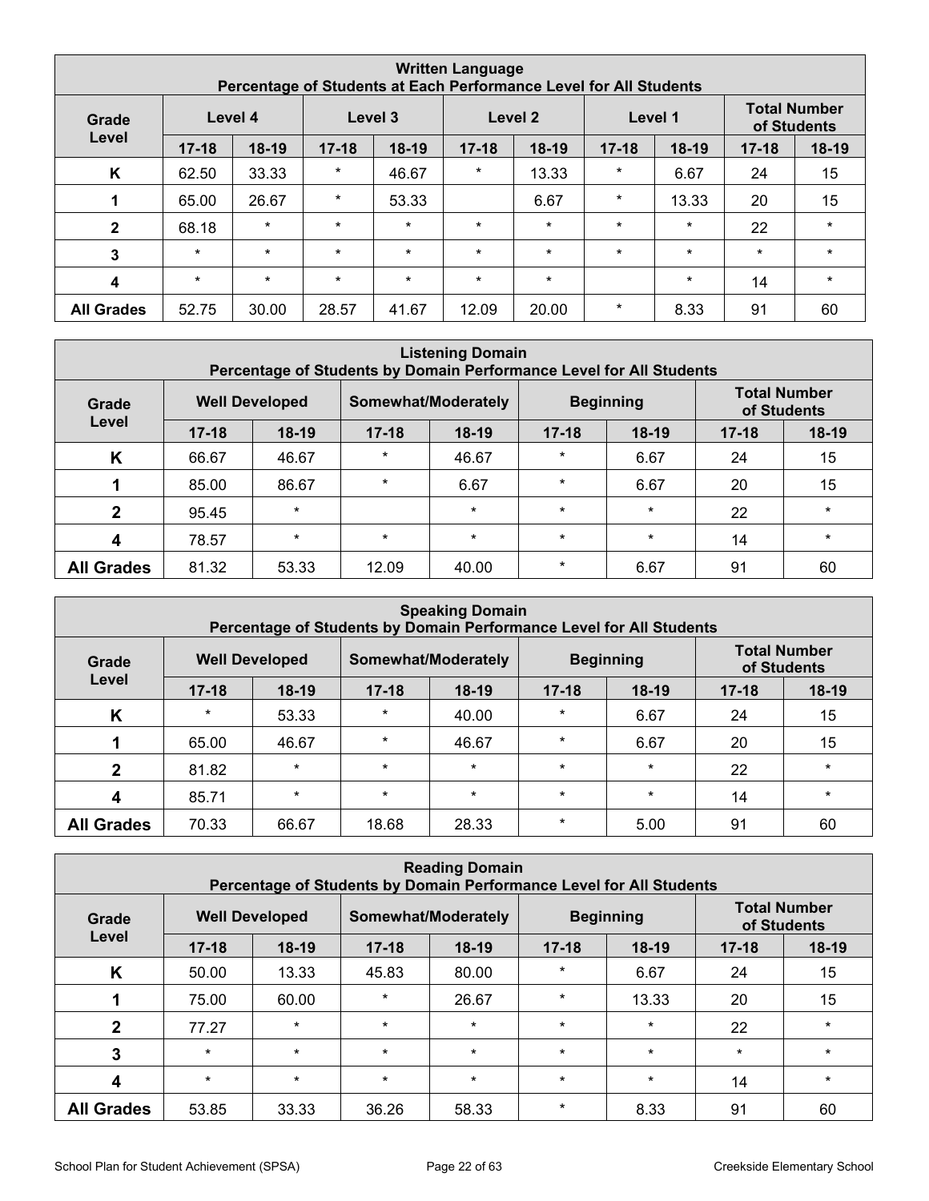| Written Language<br>Percentage of Students at Each Performance Level for All Students | | | | | | | | | | |
|---|---|---|---|---|---|---|---|---|---|---|
| Grade Level | Level 4 | | Level 3 | | Level 2 | | Level 1 | | Total Number of Students | |
| | 17-18 | 18-19 | 17-18 | 18-19 | 17-18 | 18-19 | 17-18 | 18-19 | 17-18 | 18-19 |
| K | 62.50 | 33.33 | * | 46.67 | * | 13.33 | * | 6.67 | 24 | 15 |
| 1 | 65.00 | 26.67 | * | 53.33 | | 6.67 | * | 13.33 | 20 | 15 |
| 2 | 68.18 | * | * | * | * | * | * | * | 22 | * |
| 3 | * | * | * | * | * | * | * | * | * | * |
| 4 | * | * | * | * | * | * | | * | 14 | * |
| All Grades | 52.75 | 30.00 | 28.57 | 41.67 | 12.09 | 20.00 | * | 8.33 | 91 | 60 |

| Listening Domain<br>Percentage of Students by Domain Performance Level for All Students | | | | | | | | |
|---|---|---|---|---|---|---|---|---|
| Grade Level | Well Developed | | Somewhat/Moderately | | Beginning | | Total Number of Students | |
| | 17-18 | 18-19 | 17-18 | 18-19 | 17-18 | 18-19 | 17-18 | 18-19 |
| K | 66.67 | 46.67 | * | 46.67 | * | 6.67 | 24 | 15 |
| 1 | 85.00 | 86.67 | * | 6.67 | * | 6.67 | 20 | 15 |
| 2 | 95.45 | * | | * | * | * | 22 | * |
| 4 | 78.57 | * | * | * | * | * | 14 | * |
| All Grades | 81.32 | 53.33 | 12.09 | 40.00 | * | 6.67 | 91 | 60 |

| Speaking Domain<br>Percentage of Students by Domain Performance Level for All Students | | | | | | | | |
|---|---|---|---|---|---|---|---|---|
| Grade Level | Well Developed | | Somewhat/Moderately | | Beginning | | Total Number of Students | |
| | 17-18 | 18-19 | 17-18 | 18-19 | 17-18 | 18-19 | 17-18 | 18-19 |
| K | * | 53.33 | * | 40.00 | * | 6.67 | 24 | 15 |
| 1 | 65.00 | 46.67 | * | 46.67 | * | 6.67 | 20 | 15 |
| 2 | 81.82 | * | * | * | * | * | 22 | * |
| 4 | 85.71 | * | * | * | * | * | 14 | * |
| All Grades | 70.33 | 66.67 | 18.68 | 28.33 | * | 5.00 | 91 | 60 |

| Reading Domain<br>Percentage of Students by Domain Performance Level for All Students | | | | | | | | |
|---|---|---|---|---|---|---|---|---|
| Grade Level | Well Developed | | Somewhat/Moderately | | Beginning | | Total Number of Students | |
| | 17-18 | 18-19 | 17-18 | 18-19 | 17-18 | 18-19 | 17-18 | 18-19 |
| K | 50.00 | 13.33 | 45.83 | 80.00 | * | 6.67 | 24 | 15 |
| 1 | 75.00 | 60.00 | * | 26.67 | * | 13.33 | 20 | 15 |
| 2 | 77.27 | * | * | * | * | * | 22 | * |
| 3 | * | * | * | * | * | * | * | * |
| 4 | * | * | * | * | * | * | 14 | * |
| All Grades | 53.85 | 33.33 | 36.26 | 58.33 | * | 8.33 | 91 | 60 |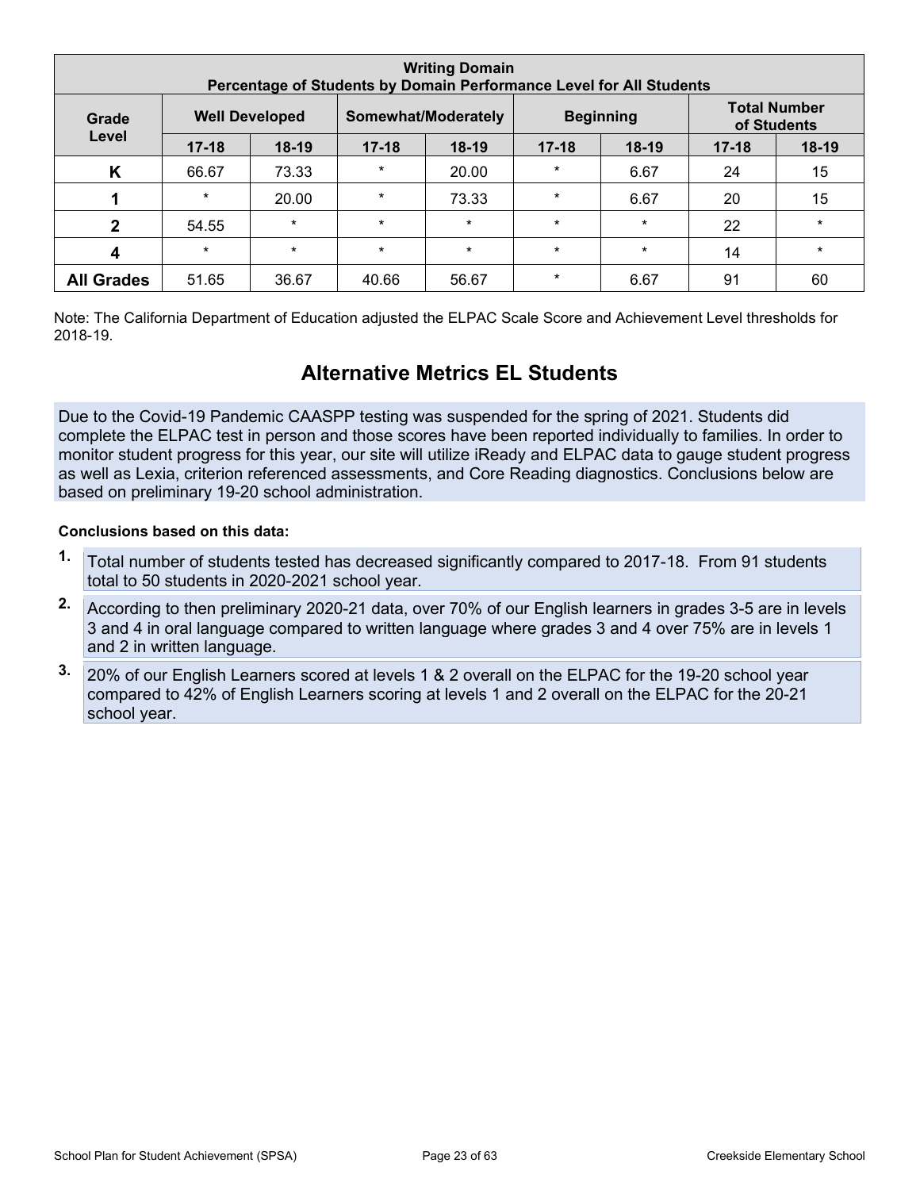| Writing Domain<br>Percentage of Students by Domain Performance Level for All Students | | | | | | | | |
|---|---|---|---|---|---|---|---|---|
| Grade Level | Well Developed | | Somewhat/Moderately | | Beginning | | Total Number of Students | |
| | 17-18 | 18-19 | 17-18 | 18-19 | 17-18 | 18-19 | 17-18 | 18-19 |
| **K** | 66.67 | 73.33 | * | 20.00 | * | 6.67 | 24 | 15 |
| **1** | * | 20.00 | * | 73.33 | * | 6.67 | 20 | 15 |
| **2** | 54.55 | * | * | * | * | * | 22 | * |
| **4** | * | * | * | * | * | * | 14 | * |
| **All Grades** | 51.65 | 36.67 | 40.66 | 56.67 | * | 6.67 | 91 | 60 |

Note: The California Department of Education adjusted the ELPAC Scale Score and Achievement Level thresholds for 2018-19.

## Alternative Metrics EL Students

Due to the Covid-19 Pandemic CAASPP testing was suspended for the spring of 2021. Students did complete the ELPAC test in person and those scores have been reported individually to families. In order to monitor student progress for this year, our site will utilize iReady and ELPAC data to gauge student progress as well as Lexia, criterion referenced assessments, and Core Reading diagnostics. Conclusions below are based on preliminary 19-20 school administration.

**Conclusions based on this data:**

1. Total number of students tested has decreased significantly compared to 2017-18. From 91 students total to 50 students in 2020-2021 school year.
2. According to then preliminary 2020-21 data, over 70% of our English learners in grades 3-5 are in levels 3 and 4 in oral language compared to written language where grades 3 and 4 over 75% are in levels 1 and 2 in written language.
3. 20% of our English Learners scored at levels 1 & 2 overall on the ELPAC for the 19-20 school year compared to 42% of English Learners scoring at levels 1 and 2 overall on the ELPAC for the 20-21 school year.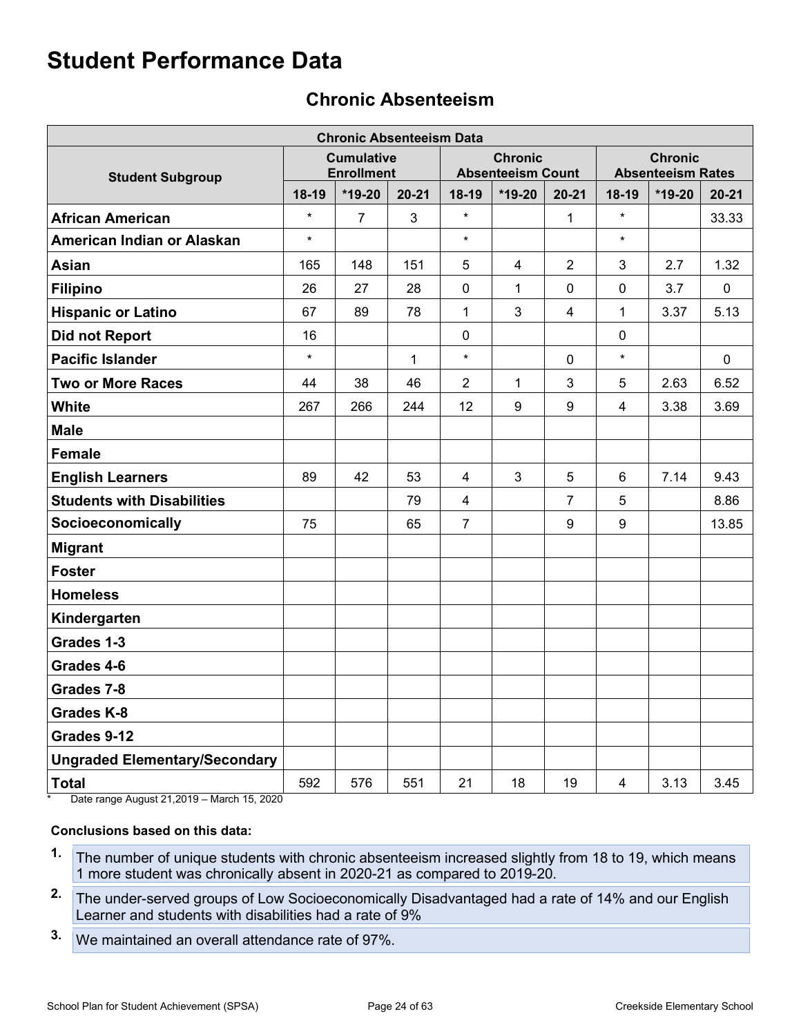# Student Performance Data

## Chronic Absenteeism

| Chronic Absenteeism Data | | | | | | | | | |
|---|---|---|---|---|---|---|---|---|---|
| Student Subgroup | Cumulative Enrollment | | | Chronic Absenteeism Count | | | Chronic Absenteeism Rates | | |
| | 18-19 | *19-20 | 20-21 | 18-19 | *19-20 | 20-21 | 18-19 | *19-20 | 20-21 |
| **African American** | * | 7 | 3 | * | | 1 | * | | 33.33 |
| **American Indian or Alaskan** | * | | | * | | | * | | |
| **Asian** | 165 | 148 | 151 | 5 | 4 | 2 | 3 | 2.7 | 1.32 |
| **Filipino** | 26 | 27 | 28 | 0 | 1 | 0 | 0 | 3.7 | 0 |
| **Hispanic or Latino** | 67 | 89 | 78 | 1 | 3 | 4 | 1 | 3.37 | 5.13 |
| **Did not Report** | 16 | | | 0 | | | 0 | | |
| **Pacific Islander** | * | | 1 | * | | 0 | * | | 0 |
| **Two or More Races** | 44 | 38 | 46 | 2 | 1 | 3 | 5 | 2.63 | 6.52 |
| **White** | 267 | 266 | 244 | 12 | 9 | 9 | 4 | 3.38 | 3.69 |
| **Male** | | | | | | | | | |
| **Female** | | | | | | | | | |
| **English Learners** | 89 | 42 | 53 | 4 | 3 | 5 | 6 | 7.14 | 9.43 |
| **Students with Disabilities** | | | 79 | 4 | | 7 | 5 | | 8.86 |
| **Socioeconomically** | 75 | | 65 | 7 | | 9 | 9 | | 13.85 |
| **Migrant** | | | | | | | | | |
| **Foster** | | | | | | | | | |
| **Homeless** | | | | | | | | | |
| **Kindergarten** | | | | | | | | | |
| **Grades 1-3** | | | | | | | | | |
| **Grades 4-6** | | | | | | | | | |
| **Grades 7-8** | | | | | | | | | |
| **Grades K-8** | | | | | | | | | |
| **Grades 9-12** | | | | | | | | | |
| **Ungraded Elementary/Secondary** | | | | | | | | | |
| **Total** | 592 | 576 | 551 | 21 | 18 | 19 | 4 | 3.13 | 3.45 |

\* Date range August 21,2019 – March 15, 2020

**Conclusions based on this data:**

1. The number of unique students with chronic absenteeism increased slightly from 18 to 19, which means 1 more student was chronically absent in 2020-21 as compared to 2019-20.
2. The under-served groups of Low Socioeconomically Disadvantaged had a rate of 14% and our English Learner and students with disabilities had a rate of 9%
3. We maintained an overall attendance rate of 97%.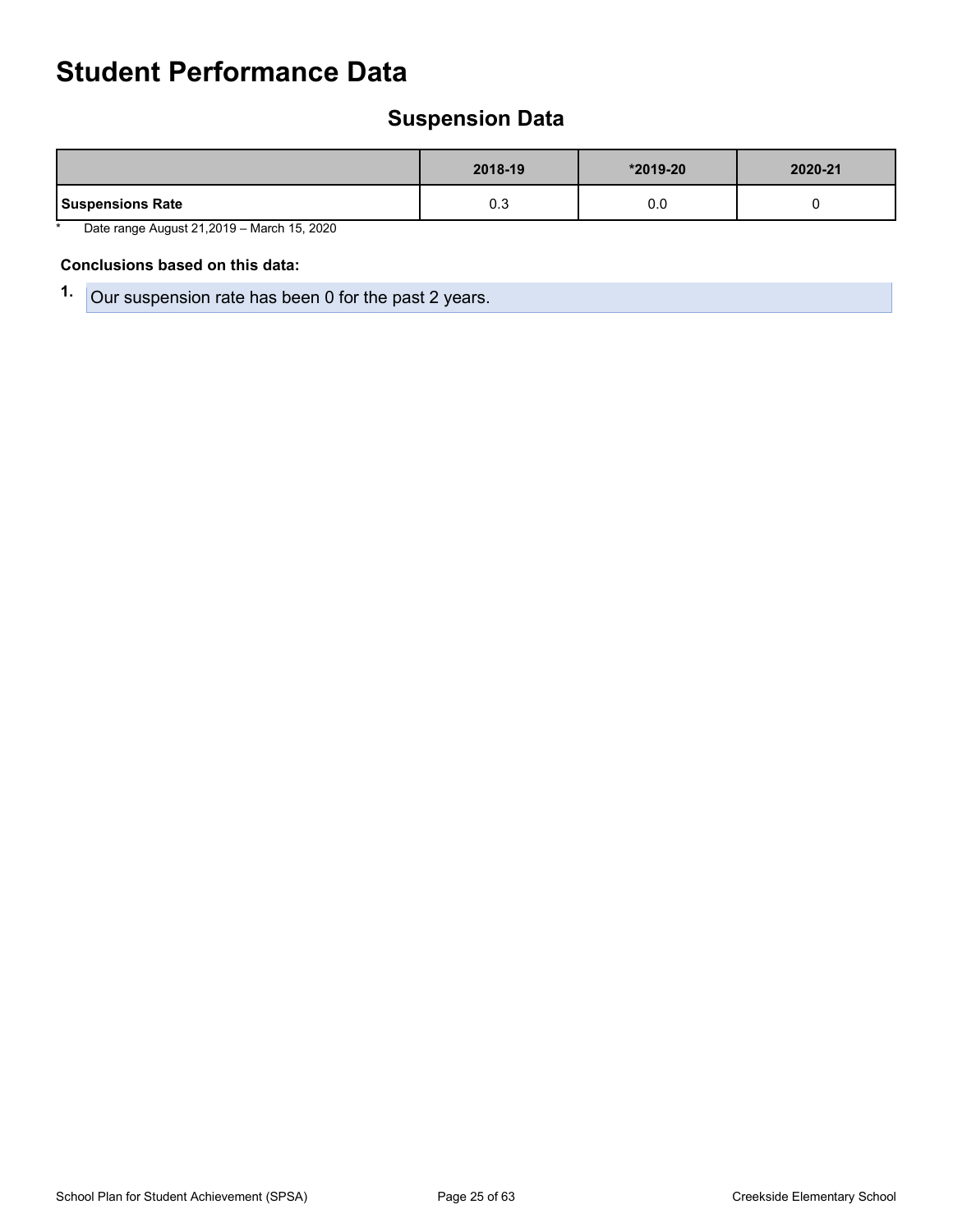# Student Performance Data

## Suspension Data

| | 2018-19 | *2019-20 | 2020-21 |
|---|---|---|---|
| **Suspensions Rate** | 0.3 | 0.0 | 0 |

* Date range August 21,2019 – March 15, 2020

**Conclusions based on this data:**

1. Our suspension rate has been 0 for the past 2 years.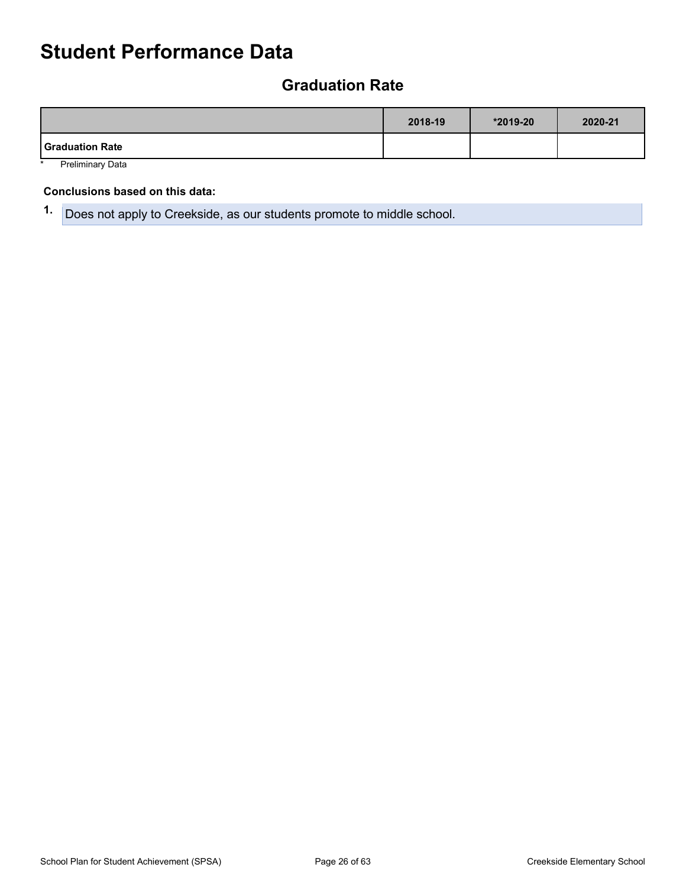# Student Performance Data

## Graduation Rate

| | 2018-19 | *2019-20 | 2020-21 |
| --- | --- | --- | --- |
| **Graduation Rate** | | | |

\* Preliminary Data

**Conclusions based on this data:**

1. Does not apply to Creekside, as our students promote to middle school.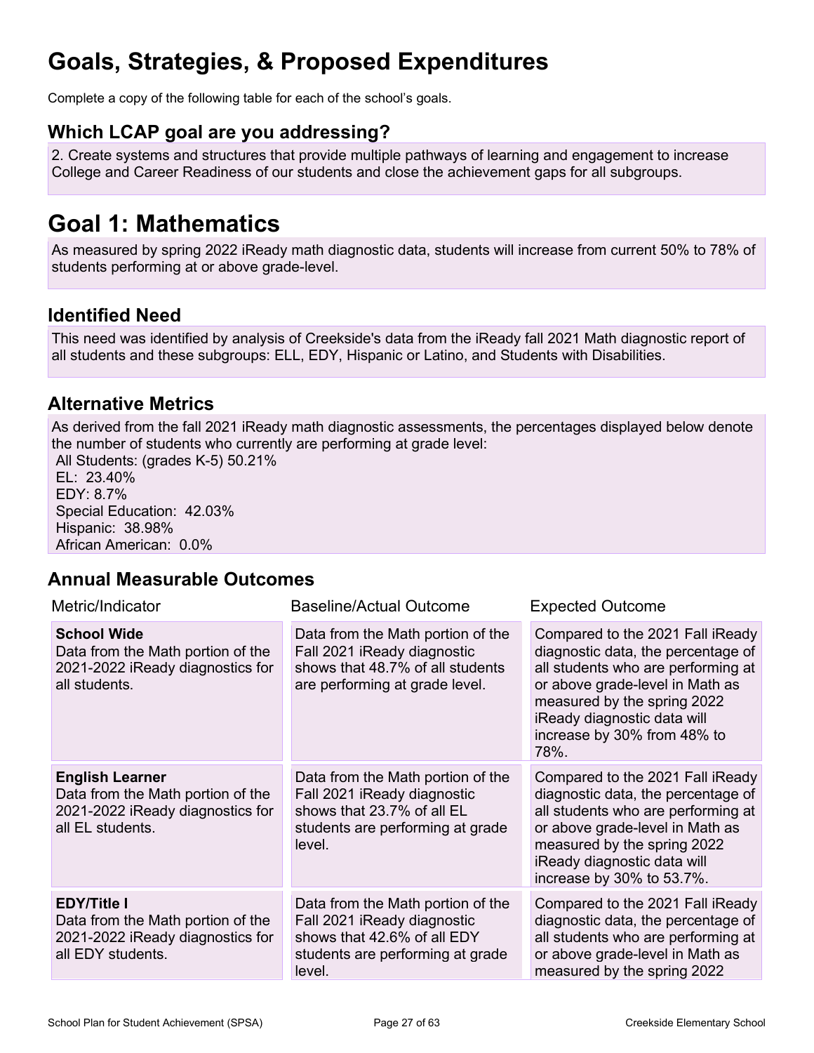# Goals, Strategies, & Proposed Expenditures

Complete a copy of the following table for each of the school's goals.

## Which LCAP goal are you addressing?

2. Create systems and structures that provide multiple pathways of learning and engagement to increase College and Career Readiness of our students and close the achievement gaps for all subgroups.

# Goal 1: Mathematics

As measured by spring 2022 iReady math diagnostic data, students will increase from current 50% to 78% of students performing at or above grade-level.

## Identified Need

This need was identified by analysis of Creekside's data from the iReady fall 2021 Math diagnostic report of all students and these subgroups: ELL, EDY, Hispanic or Latino, and Students with Disabilities.

## Alternative Metrics

As derived from the fall 2021 iReady math diagnostic assessments, the percentages displayed below denote the number of students who currently are performing at grade level:
All Students: (grades K-5) 50.21%
EL: 23.40%
EDY: 8.7%
Special Education: 42.03%
Hispanic: 38.98%
African American: 0.0%

## Annual Measurable Outcomes

| Metric/Indicator | Baseline/Actual Outcome | Expected Outcome |
|---|---|---|
| **School Wide** Data from the Math portion of the 2021-2022 iReady diagnostics for all students. | Data from the Math portion of the Fall 2021 iReady diagnostic shows that 48.7% of all students are performing at grade level. | Compared to the 2021 Fall iReady diagnostic data, the percentage of all students who are performing at or above grade-level in Math as measured by the spring 2022 iReady diagnostic data will increase by 30% from 48% to 78%. |
| **English Learner** Data from the Math portion of the 2021-2022 iReady diagnostics for all EL students. | Data from the Math portion of the Fall 2021 iReady diagnostic shows that 23.7% of all EL students are performing at grade level. | Compared to the 2021 Fall iReady diagnostic data, the percentage of all students who are performing at or above grade-level in Math as measured by the spring 2022 iReady diagnostic data will increase by 30% to 53.7%. |
| **EDY/Title I** Data from the Math portion of the 2021-2022 iReady diagnostics for all EDY students. | Data from the Math portion of the Fall 2021 iReady diagnostic shows that 42.6% of all EDY students are performing at grade level. | Compared to the 2021 Fall iReady diagnostic data, the percentage of all students who are performing at or above grade-level in Math as measured by the spring 2022 |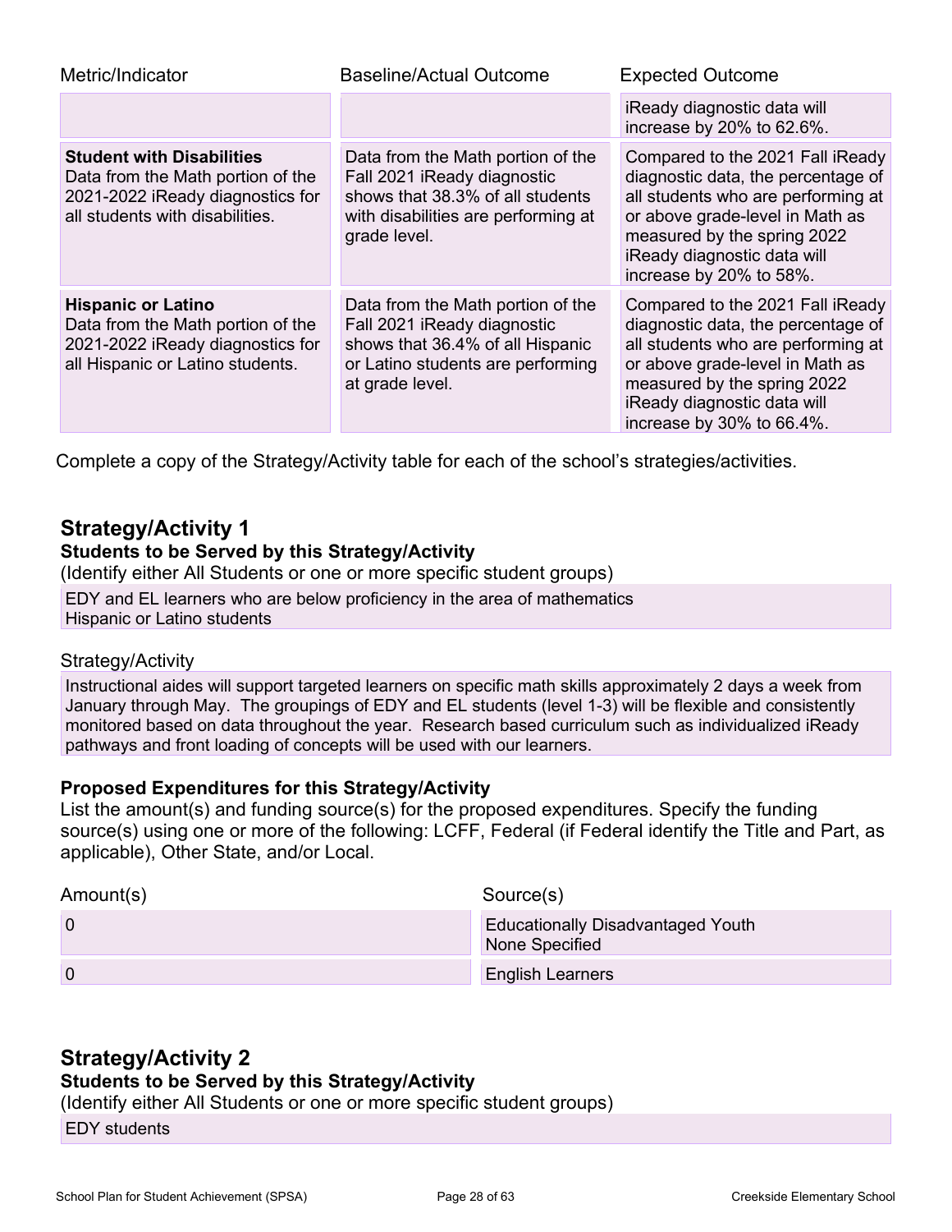| Metric/Indicator | Baseline/Actual Outcome | Expected Outcome |
| --- | --- | --- |
| | | iReady diagnostic data will increase by 20% to 62.6%. |
| **Student with Disabilities** Data from the Math portion of the 2021-2022 iReady diagnostics for all students with disabilities. | Data from the Math portion of the Fall 2021 iReady diagnostic shows that 38.3% of all students with disabilities are performing at grade level. | Compared to the 2021 Fall iReady diagnostic data, the percentage of all students who are performing at or above grade-level in Math as measured by the spring 2022 iReady diagnostic data will increase by 20% to 58%. |
| **Hispanic or Latino** Data from the Math portion of the 2021-2022 iReady diagnostics for all Hispanic or Latino students. | Data from the Math portion of the Fall 2021 iReady diagnostic shows that 36.4% of all Hispanic or Latino students are performing at grade level. | Compared to the 2021 Fall iReady diagnostic data, the percentage of all students who are performing at or above grade-level in Math as measured by the spring 2022 iReady diagnostic data will increase by 30% to 66.4%. |

Complete a copy of the Strategy/Activity table for each of the school's strategies/activities.

## Strategy/Activity 1

**Students to be Served by this Strategy/Activity**

(Identify either All Students or one or more specific student groups)

EDY and EL learners who are below proficiency in the area of mathematics
Hispanic or Latino students

Strategy/Activity

Instructional aides will support targeted learners on specific math skills approximately 2 days a week from January through May. The groupings of EDY and EL students (level 1-3) will be flexible and consistently monitored based on data throughout the year. Research based curriculum such as individualized iReady pathways and front loading of concepts will be used with our learners.

**Proposed Expenditures for this Strategy/Activity**

List the amount(s) and funding source(s) for the proposed expenditures. Specify the funding source(s) using one or more of the following: LCFF, Federal (if Federal identify the Title and Part, as applicable), Other State, and/or Local.

| Amount(s) | Source(s) |
| --- | --- |
| 0 | Educationally Disadvantaged Youth<br>None Specified |
| 0 | English Learners |

## Strategy/Activity 2

**Students to be Served by this Strategy/Activity**

(Identify either All Students or one or more specific student groups)

EDY students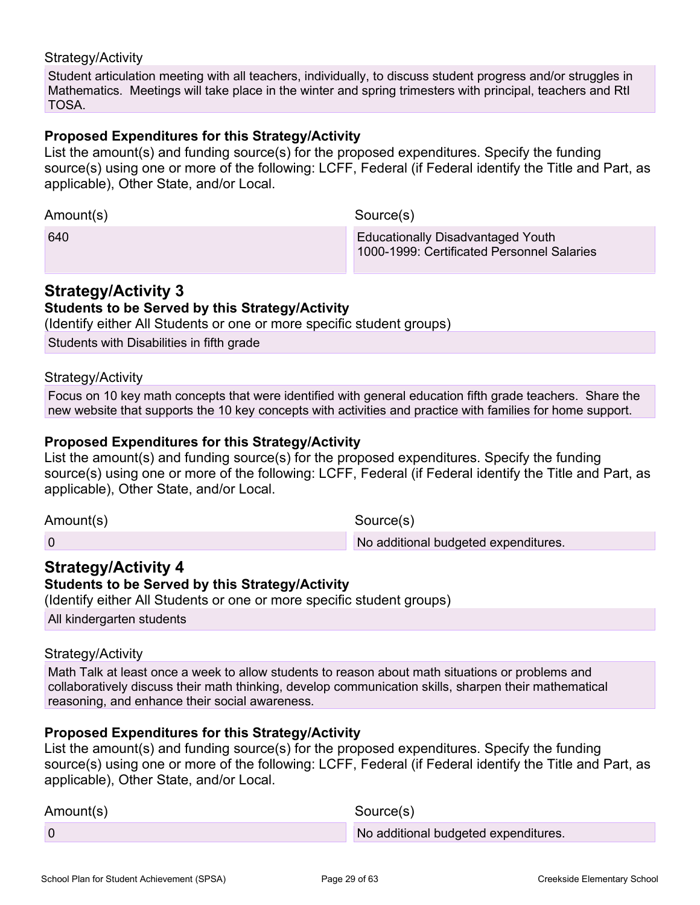Strategy/Activity

Student articulation meeting with all teachers, individually, to discuss student progress and/or struggles in Mathematics. Meetings will take place in the winter and spring trimesters with principal, teachers and RtI TOSA.

**Proposed Expenditures for this Strategy/Activity**

List the amount(s) and funding source(s) for the proposed expenditures. Specify the funding source(s) using one or more of the following: LCFF, Federal (if Federal identify the Title and Part, as applicable), Other State, and/or Local.

| Amount(s) | Source(s) |
| --- | --- |
| 640 | Educationally Disadvantaged Youth<br>1000-1999: Certificated Personnel Salaries |

## Strategy/Activity 3

**Students to be Served by this Strategy/Activity**

(Identify either All Students or one or more specific student groups)

Students with Disabilities in fifth grade

Strategy/Activity

Focus on 10 key math concepts that were identified with general education fifth grade teachers. Share the new website that supports the 10 key concepts with activities and practice with families for home support.

**Proposed Expenditures for this Strategy/Activity**

List the amount(s) and funding source(s) for the proposed expenditures. Specify the funding source(s) using one or more of the following: LCFF, Federal (if Federal identify the Title and Part, as applicable), Other State, and/or Local.

| Amount(s) | Source(s) |
| --- | --- |
| 0 | No additional budgeted expenditures. |

## Strategy/Activity 4

**Students to be Served by this Strategy/Activity**

(Identify either All Students or one or more specific student groups)

All kindergarten students

Strategy/Activity

Math Talk at least once a week to allow students to reason about math situations or problems and collaboratively discuss their math thinking, develop communication skills, sharpen their mathematical reasoning, and enhance their social awareness.

**Proposed Expenditures for this Strategy/Activity**

List the amount(s) and funding source(s) for the proposed expenditures. Specify the funding source(s) using one or more of the following: LCFF, Federal (if Federal identify the Title and Part, as applicable), Other State, and/or Local.

| Amount(s) | Source(s) |
| --- | --- |
| 0 | No additional budgeted expenditures. |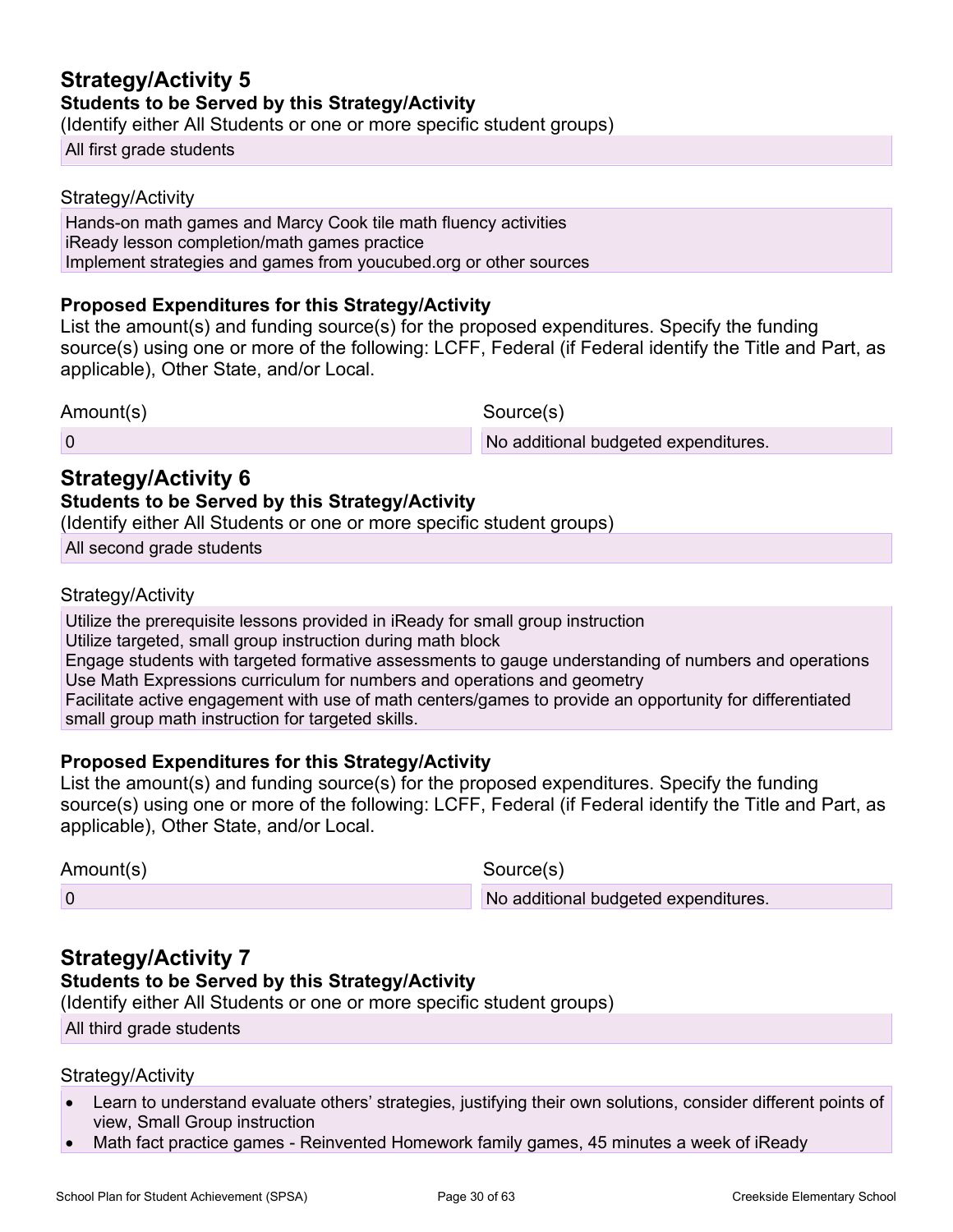## Strategy/Activity 5

**Students to be Served by this Strategy/Activity**

(Identify either All Students or one or more specific student groups)

All first grade students

Strategy/Activity

Hands-on math games and Marcy Cook tile math fluency activities
iReady lesson completion/math games practice
Implement strategies and games from youcubed.org or other sources

**Proposed Expenditures for this Strategy/Activity**

List the amount(s) and funding source(s) for the proposed expenditures. Specify the funding source(s) using one or more of the following: LCFF, Federal (if Federal identify the Title and Part, as applicable), Other State, and/or Local.

| Amount(s) | Source(s) |
| --- | --- |
| 0 | No additional budgeted expenditures. |

## Strategy/Activity 6

**Students to be Served by this Strategy/Activity**

(Identify either All Students or one or more specific student groups)

All second grade students

Strategy/Activity

Utilize the prerequisite lessons provided in iReady for small group instruction
Utilize targeted, small group instruction during math block
Engage students with targeted formative assessments to gauge understanding of numbers and operations
Use Math Expressions curriculum for numbers and operations and geometry
Facilitate active engagement with use of math centers/games to provide an opportunity for differentiated small group math instruction for targeted skills.

**Proposed Expenditures for this Strategy/Activity**

List the amount(s) and funding source(s) for the proposed expenditures. Specify the funding source(s) using one or more of the following: LCFF, Federal (if Federal identify the Title and Part, as applicable), Other State, and/or Local.

| Amount(s) | Source(s) |
| --- | --- |
| 0 | No additional budgeted expenditures. |

## Strategy/Activity 7

**Students to be Served by this Strategy/Activity**

(Identify either All Students or one or more specific student groups)

All third grade students

Strategy/Activity

- Learn to understand evaluate others' strategies, justifying their own solutions, consider different points of view, Small Group instruction
- Math fact practice games - Reinvented Homework family games, 45 minutes a week of iReady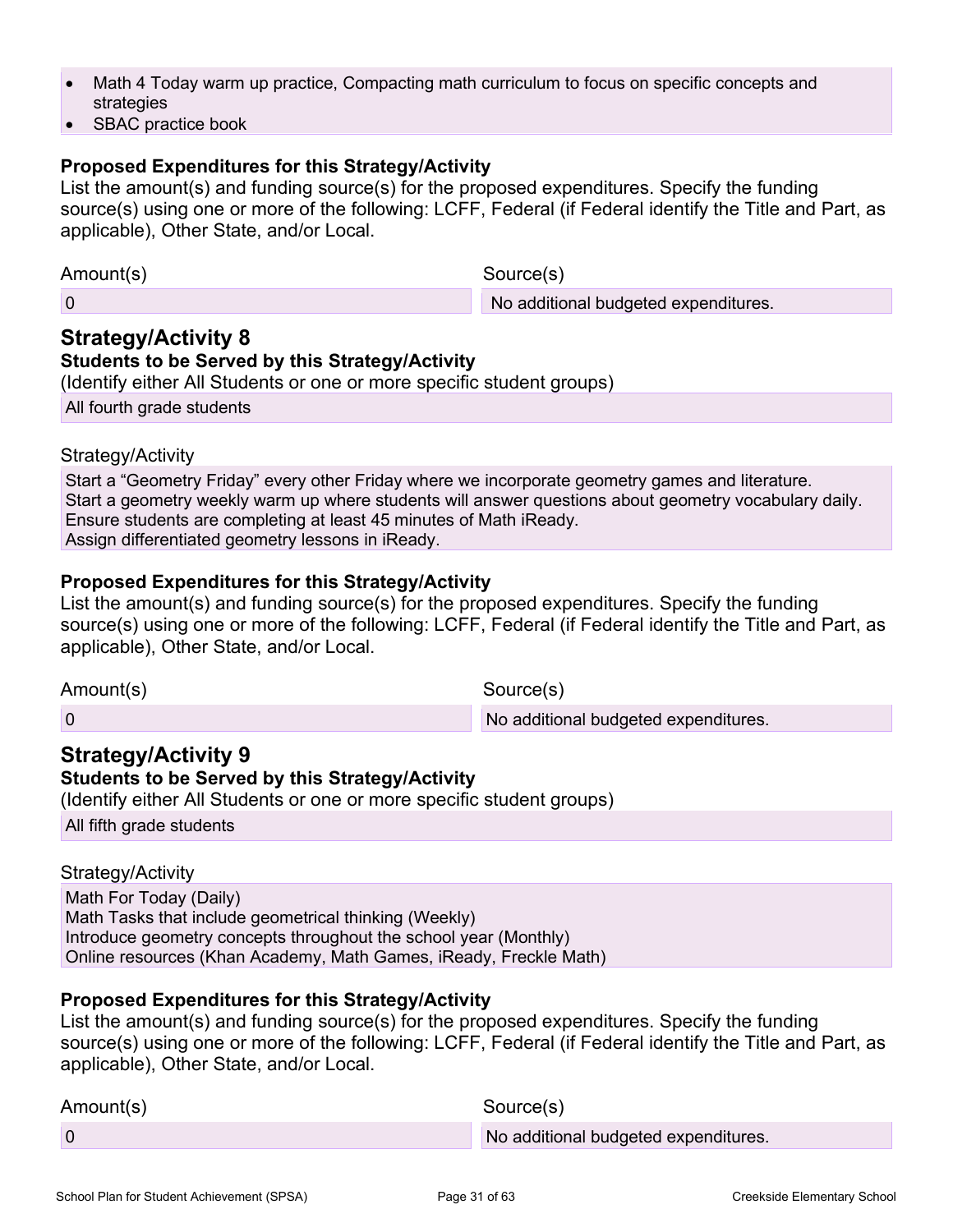- Math 4 Today warm up practice, Compacting math curriculum to focus on specific concepts and strategies
- SBAC practice book

**Proposed Expenditures for this Strategy/Activity**

List the amount(s) and funding source(s) for the proposed expenditures. Specify the funding source(s) using one or more of the following: LCFF, Federal (if Federal identify the Title and Part, as applicable), Other State, and/or Local.

| Amount(s) | Source(s) |
| --- | --- |
| 0 | No additional budgeted expenditures. |

## Strategy/Activity 8

**Students to be Served by this Strategy/Activity**

(Identify either All Students or one or more specific student groups)

All fourth grade students

Strategy/Activity

Start a “Geometry Friday” every other Friday where we incorporate geometry games and literature.
Start a geometry weekly warm up where students will answer questions about geometry vocabulary daily.
Ensure students are completing at least 45 minutes of Math iReady.
Assign differentiated geometry lessons in iReady.

**Proposed Expenditures for this Strategy/Activity**

List the amount(s) and funding source(s) for the proposed expenditures. Specify the funding source(s) using one or more of the following: LCFF, Federal (if Federal identify the Title and Part, as applicable), Other State, and/or Local.

| Amount(s) | Source(s) |
| --- | --- |
| 0 | No additional budgeted expenditures. |

## Strategy/Activity 9

**Students to be Served by this Strategy/Activity**

(Identify either All Students or one or more specific student groups)

All fifth grade students

Strategy/Activity

Math For Today (Daily)
Math Tasks that include geometrical thinking (Weekly)
Introduce geometry concepts throughout the school year (Monthly)
Online resources (Khan Academy, Math Games, iReady, Freckle Math)

**Proposed Expenditures for this Strategy/Activity**

List the amount(s) and funding source(s) for the proposed expenditures. Specify the funding source(s) using one or more of the following: LCFF, Federal (if Federal identify the Title and Part, as applicable), Other State, and/or Local.

| Amount(s) | Source(s) |
| --- | --- |
| 0 | No additional budgeted expenditures. |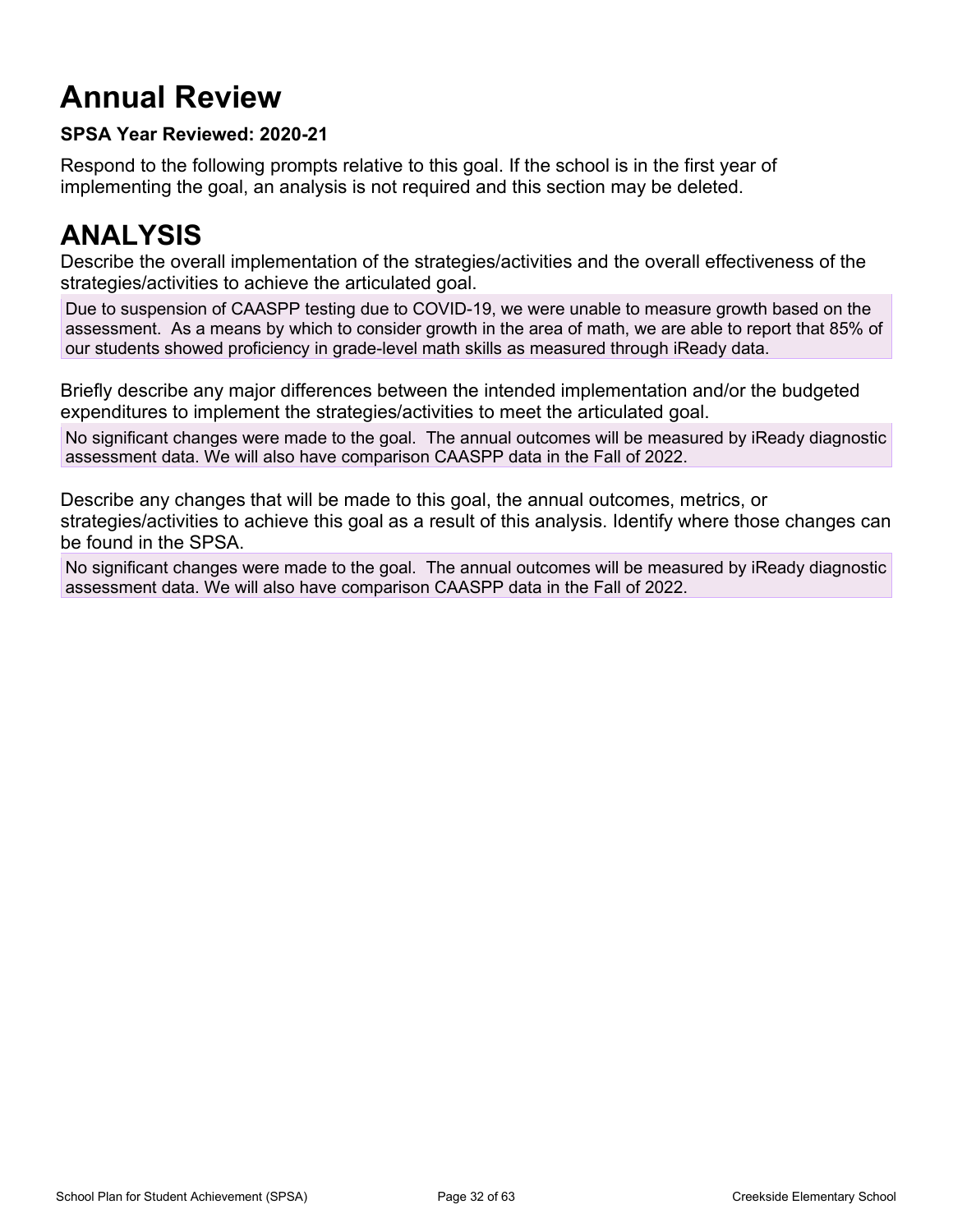# Annual Review

**SPSA Year Reviewed: 2020-21**

Respond to the following prompts relative to this goal. If the school is in the first year of implementing the goal, an analysis is not required and this section may be deleted.

# ANALYSIS

Describe the overall implementation of the strategies/activities and the overall effectiveness of the strategies/activities to achieve the articulated goal.

Due to suspension of CAASPP testing due to COVID-19, we were unable to measure growth based on the assessment. As a means by which to consider growth in the area of math, we are able to report that 85% of our students showed proficiency in grade-level math skills as measured through iReady data.

Briefly describe any major differences between the intended implementation and/or the budgeted expenditures to implement the strategies/activities to meet the articulated goal.

No significant changes were made to the goal. The annual outcomes will be measured by iReady diagnostic assessment data. We will also have comparison CAASPP data in the Fall of 2022.

Describe any changes that will be made to this goal, the annual outcomes, metrics, or strategies/activities to achieve this goal as a result of this analysis. Identify where those changes can be found in the SPSA.

No significant changes were made to the goal. The annual outcomes will be measured by iReady diagnostic assessment data. We will also have comparison CAASPP data in the Fall of 2022.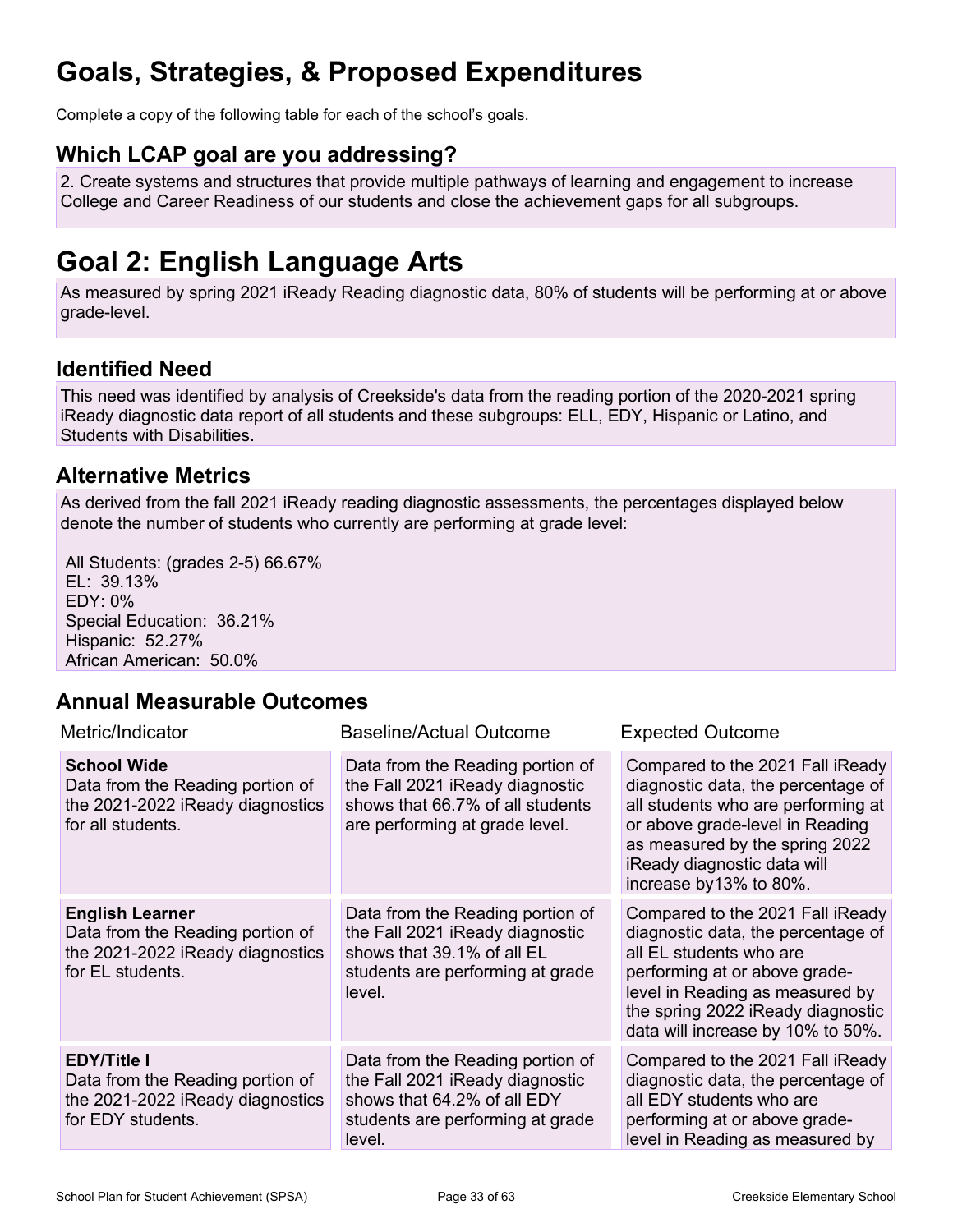# Goals, Strategies, & Proposed Expenditures

Complete a copy of the following table for each of the school's goals.

## Which LCAP goal are you addressing?

2. Create systems and structures that provide multiple pathways of learning and engagement to increase College and Career Readiness of our students and close the achievement gaps for all subgroups.

# Goal 2: English Language Arts

As measured by spring 2021 iReady Reading diagnostic data, 80% of students will be performing at or above grade-level.

## Identified Need

This need was identified by analysis of Creekside's data from the reading portion of the 2020-2021 spring iReady diagnostic data report of all students and these subgroups: ELL, EDY, Hispanic or Latino, and Students with Disabilities.

## Alternative Metrics

As derived from the fall 2021 iReady reading diagnostic assessments, the percentages displayed below denote the number of students who currently are performing at grade level:

All Students: (grades 2-5) 66.67%
EL: 39.13%
EDY: 0%
Special Education: 36.21%
Hispanic: 52.27%
African American: 50.0%

## Annual Measurable Outcomes

| Metric/Indicator | Baseline/Actual Outcome | Expected Outcome |
|---|---|---|
| **School Wide** Data from the Reading portion of the 2021-2022 iReady diagnostics for all students. | Data from the Reading portion of the Fall 2021 iReady diagnostic shows that 66.7% of all students are performing at grade level. | Compared to the 2021 Fall iReady diagnostic data, the percentage of all students who are performing at or above grade-level in Reading as measured by the spring 2022 iReady diagnostic data will increase by13% to 80%. |
| **English Learner** Data from the Reading portion of the 2021-2022 iReady diagnostics for EL students. | Data from the Reading portion of the Fall 2021 iReady diagnostic shows that 39.1% of all EL students are performing at grade level. | Compared to the 2021 Fall iReady diagnostic data, the percentage of all EL students who are performing at or above grade-level in Reading as measured by the spring 2022 iReady diagnostic data will increase by 10% to 50%. |
| **EDY/Title I** Data from the Reading portion of the 2021-2022 iReady diagnostics for EDY students. | Data from the Reading portion of the Fall 2021 iReady diagnostic shows that 64.2% of all EDY students are performing at grade level. | Compared to the 2021 Fall iReady diagnostic data, the percentage of all EDY students who are performing at or above grade-level in Reading as measured by |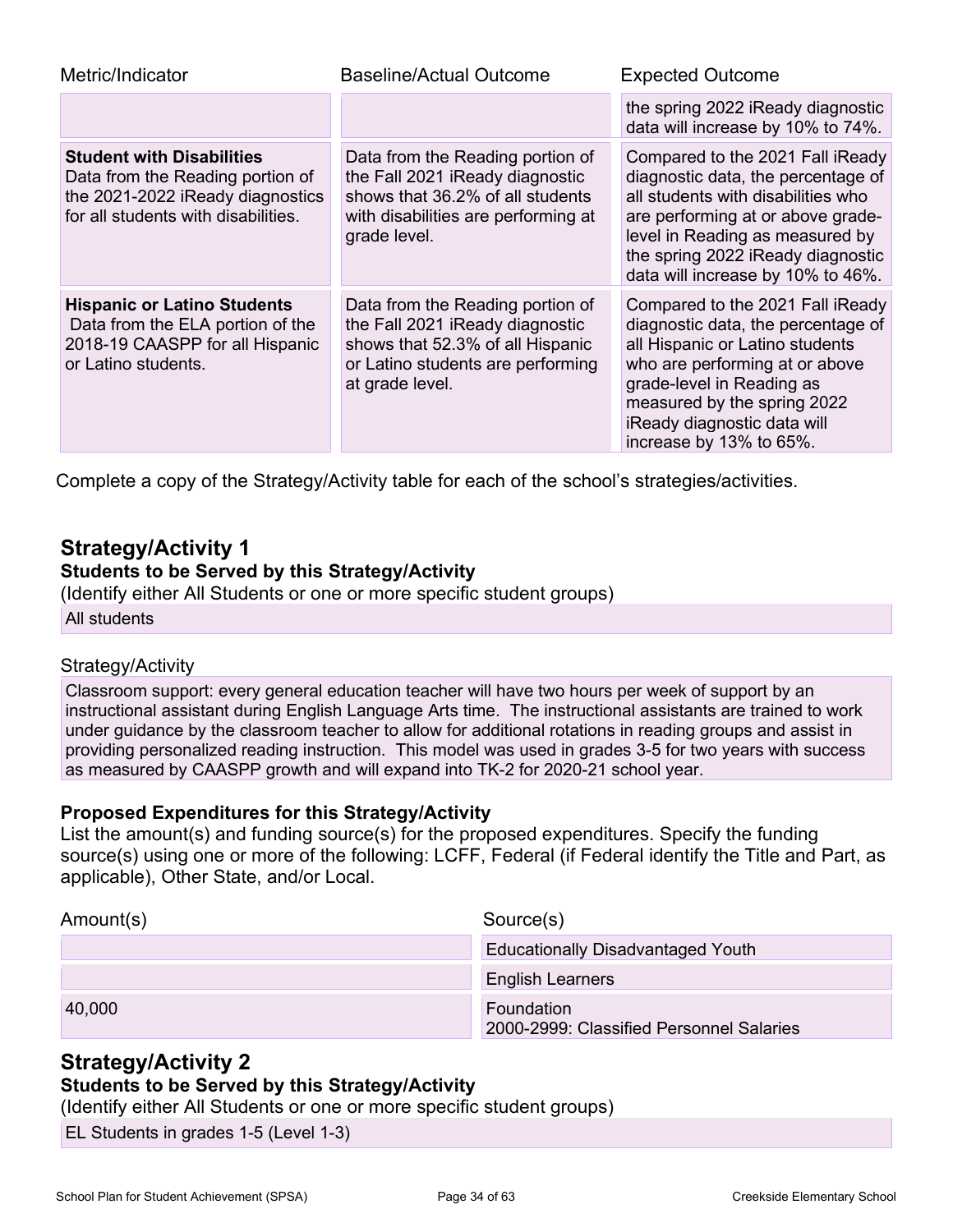| Metric/Indicator | Baseline/Actual Outcome | Expected Outcome |
|---|---|---|
| | | the spring 2022 iReady diagnostic data will increase by 10% to 74%. |
| **Student with Disabilities** Data from the Reading portion of the 2021-2022 iReady diagnostics for all students with disabilities. | Data from the Reading portion of the Fall 2021 iReady diagnostic shows that 36.2% of all students with disabilities are performing at grade level. | Compared to the 2021 Fall iReady diagnostic data, the percentage of all students with disabilities who are performing at or above grade-level in Reading as measured by the spring 2022 iReady diagnostic data will increase by 10% to 46%. |
| **Hispanic or Latino Students** Data from the ELA portion of the 2018-19 CAASPP for all Hispanic or Latino students. | Data from the Reading portion of the Fall 2021 iReady diagnostic shows that 52.3% of all Hispanic or Latino students are performing at grade level. | Compared to the 2021 Fall iReady diagnostic data, the percentage of all Hispanic or Latino students who are performing at or above grade-level in Reading as measured by the spring 2022 iReady diagnostic data will increase by 13% to 65%. |

Complete a copy of the Strategy/Activity table for each of the school's strategies/activities.

## Strategy/Activity 1

### Students to be Served by this Strategy/Activity

(Identify either All Students or one or more specific student groups)

All students

Strategy/Activity

Classroom support: every general education teacher will have two hours per week of support by an instructional assistant during English Language Arts time. The instructional assistants are trained to work under guidance by the classroom teacher to allow for additional rotations in reading groups and assist in providing personalized reading instruction. This model was used in grades 3-5 for two years with success as measured by CAASPP growth and will expand into TK-2 for 2020-21 school year.

### Proposed Expenditures for this Strategy/Activity

List the amount(s) and funding source(s) for the proposed expenditures. Specify the funding source(s) using one or more of the following: LCFF, Federal (if Federal identify the Title and Part, as applicable), Other State, and/or Local.

| Amount(s) | Source(s) |
|---|---|
| | Educationally Disadvantaged Youth |
| | English Learners |
| 40,000 | Foundation<br>2000-2999: Classified Personnel Salaries |

## Strategy/Activity 2

### Students to be Served by this Strategy/Activity

(Identify either All Students or one or more specific student groups)

EL Students in grades 1-5 (Level 1-3)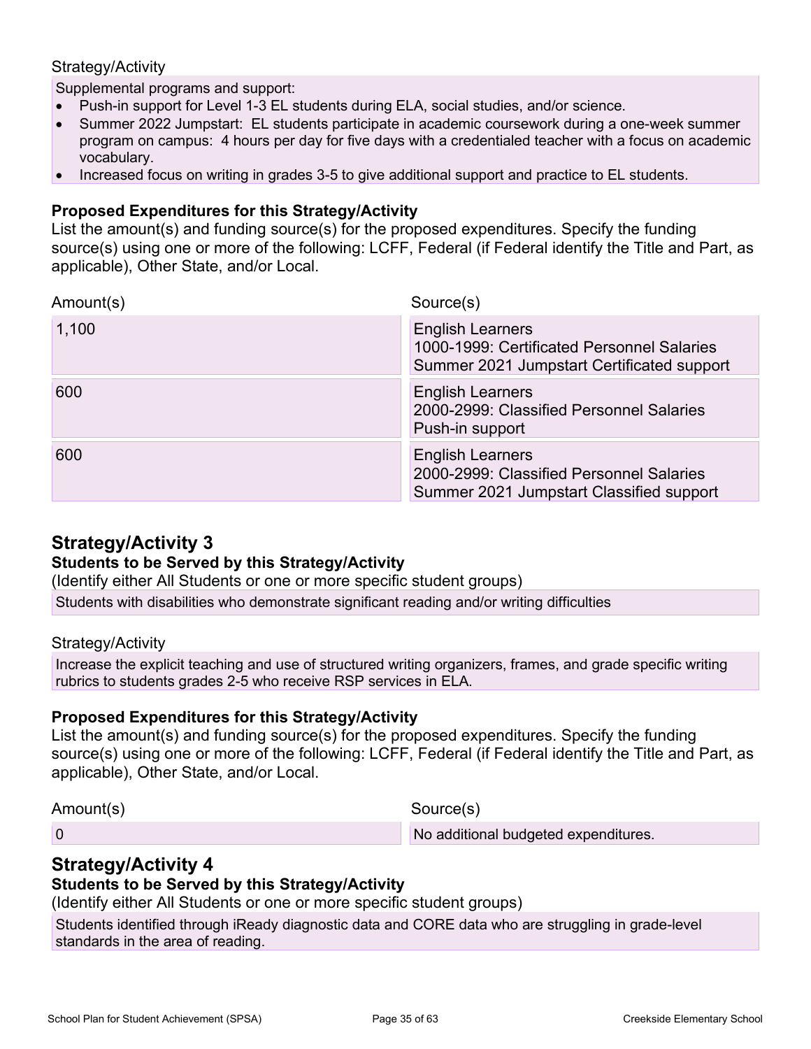Strategy/Activity

Supplemental programs and support:

- Push-in support for Level 1-3 EL students during ELA, social studies, and/or science.
- Summer 2022 Jumpstart:  EL students participate in academic coursework during a one-week summer program on campus:  4 hours per day for five days with a credentialed teacher with a focus on academic vocabulary.
- Increased focus on writing in grades 3-5 to give additional support and practice to EL students.

**Proposed Expenditures for this Strategy/Activity**

List the amount(s) and funding source(s) for the proposed expenditures. Specify the funding source(s) using one or more of the following: LCFF, Federal (if Federal identify the Title and Part, as applicable), Other State, and/or Local.

| Amount(s) | Source(s) |
|---|---|
| 1,100 | English Learners<br>1000-1999: Certificated Personnel Salaries<br>Summer 2021 Jumpstart Certificated support |
| 600 | English Learners<br>2000-2999: Classified Personnel Salaries<br>Push-in support |
| 600 | English Learners<br>2000-2999: Classified Personnel Salaries<br>Summer 2021 Jumpstart Classified support |

## Strategy/Activity 3

**Students to be Served by this Strategy/Activity**

(Identify either All Students or one or more specific student groups)

Students with disabilities who demonstrate significant reading and/or writing difficulties

Strategy/Activity

Increase the explicit teaching and use of structured writing organizers, frames, and grade specific writing rubrics to students grades 2-5 who receive RSP services in ELA.

**Proposed Expenditures for this Strategy/Activity**

List the amount(s) and funding source(s) for the proposed expenditures. Specify the funding source(s) using one or more of the following: LCFF, Federal (if Federal identify the Title and Part, as applicable), Other State, and/or Local.

| Amount(s) | Source(s) |
|---|---|
| 0 | No additional budgeted expenditures. |

## Strategy/Activity 4

**Students to be Served by this Strategy/Activity**

(Identify either All Students or one or more specific student groups)

Students identified through iReady diagnostic data and CORE data who are struggling in grade-level standards in the area of reading.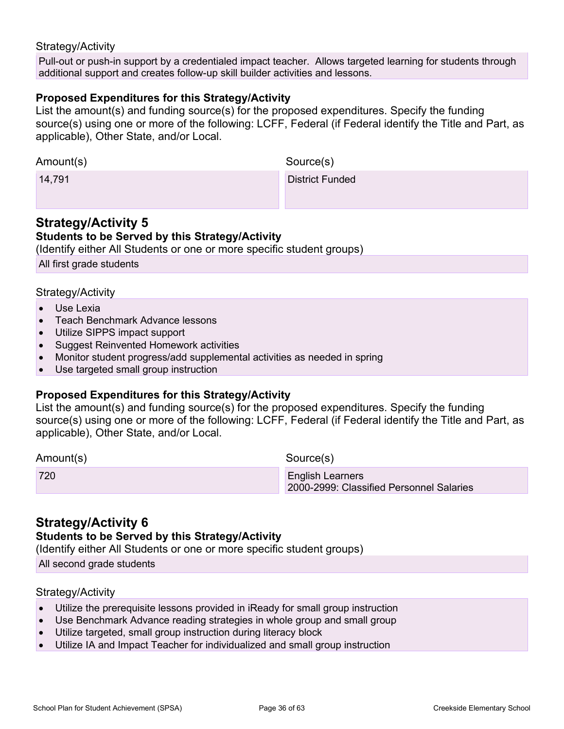Strategy/Activity

Pull-out or push-in support by a credentialed impact teacher. Allows targeted learning for students through additional support and creates follow-up skill builder activities and lessons.

**Proposed Expenditures for this Strategy/Activity**

List the amount(s) and funding source(s) for the proposed expenditures. Specify the funding source(s) using one or more of the following: LCFF, Federal (if Federal identify the Title and Part, as applicable), Other State, and/or Local.

| Amount(s) | Source(s) |
|---|---|
| 14,791 | District Funded |

## Strategy/Activity 5

**Students to be Served by this Strategy/Activity**

(Identify either All Students or one or more specific student groups)

All first grade students

Strategy/Activity

- Use Lexia
- Teach Benchmark Advance lessons
- Utilize SIPPS impact support
- Suggest Reinvented Homework activities
- Monitor student progress/add supplemental activities as needed in spring
- Use targeted small group instruction

**Proposed Expenditures for this Strategy/Activity**

List the amount(s) and funding source(s) for the proposed expenditures. Specify the funding source(s) using one or more of the following: LCFF, Federal (if Federal identify the Title and Part, as applicable), Other State, and/or Local.

| Amount(s) | Source(s) |
|---|---|
| 720 | English Learners<br>2000-2999: Classified Personnel Salaries |

## Strategy/Activity 6

**Students to be Served by this Strategy/Activity**

(Identify either All Students or one or more specific student groups)

All second grade students

Strategy/Activity

- Utilize the prerequisite lessons provided in iReady for small group instruction
- Use Benchmark Advance reading strategies in whole group and small group
- Utilize targeted, small group instruction during literacy block
- Utilize IA and Impact Teacher for individualized and small group instruction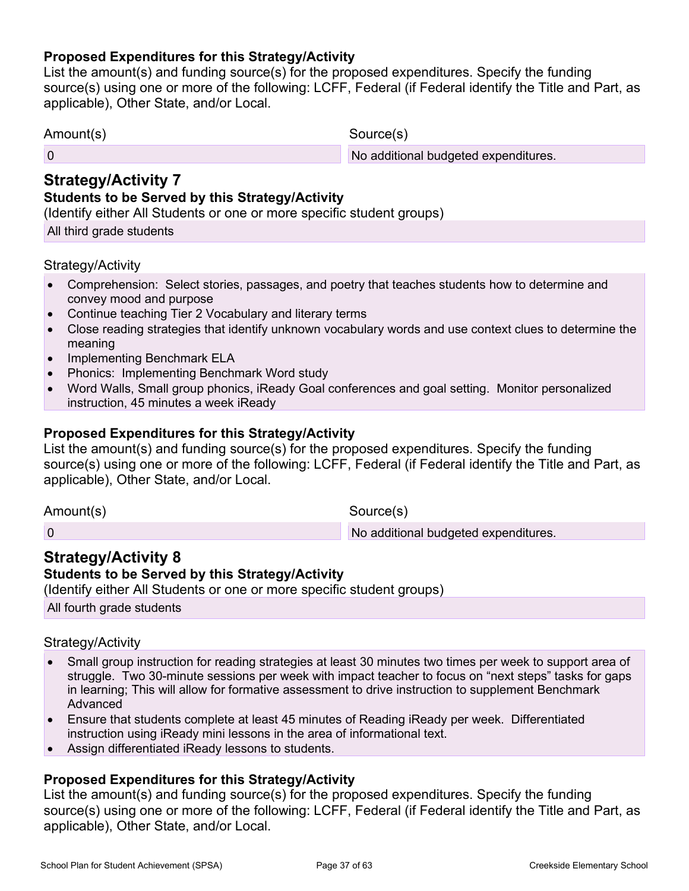**Proposed Expenditures for this Strategy/Activity**

List the amount(s) and funding source(s) for the proposed expenditures. Specify the funding source(s) using one or more of the following: LCFF, Federal (if Federal identify the Title and Part, as applicable), Other State, and/or Local.

| Amount(s) | Source(s) |
| --- | --- |
| 0 | No additional budgeted expenditures. |

## Strategy/Activity 7

**Students to be Served by this Strategy/Activity**

(Identify either All Students or one or more specific student groups)

All third grade students

Strategy/Activity

- Comprehension: Select stories, passages, and poetry that teaches students how to determine and convey mood and purpose
- Continue teaching Tier 2 Vocabulary and literary terms
- Close reading strategies that identify unknown vocabulary words and use context clues to determine the meaning
- Implementing Benchmark ELA
- Phonics: Implementing Benchmark Word study
- Word Walls, Small group phonics, iReady Goal conferences and goal setting. Monitor personalized instruction, 45 minutes a week iReady

**Proposed Expenditures for this Strategy/Activity**

List the amount(s) and funding source(s) for the proposed expenditures. Specify the funding source(s) using one or more of the following: LCFF, Federal (if Federal identify the Title and Part, as applicable), Other State, and/or Local.

| Amount(s) | Source(s) |
| --- | --- |
| 0 | No additional budgeted expenditures. |

## Strategy/Activity 8

**Students to be Served by this Strategy/Activity**

(Identify either All Students or one or more specific student groups)

All fourth grade students

Strategy/Activity

- Small group instruction for reading strategies at least 30 minutes two times per week to support area of struggle. Two 30-minute sessions per week with impact teacher to focus on "next steps" tasks for gaps in learning; This will allow for formative assessment to drive instruction to supplement Benchmark Advanced
- Ensure that students complete at least 45 minutes of Reading iReady per week. Differentiated instruction using iReady mini lessons in the area of informational text.
- Assign differentiated iReady lessons to students.

**Proposed Expenditures for this Strategy/Activity**

List the amount(s) and funding source(s) for the proposed expenditures. Specify the funding source(s) using one or more of the following: LCFF, Federal (if Federal identify the Title and Part, as applicable), Other State, and/or Local.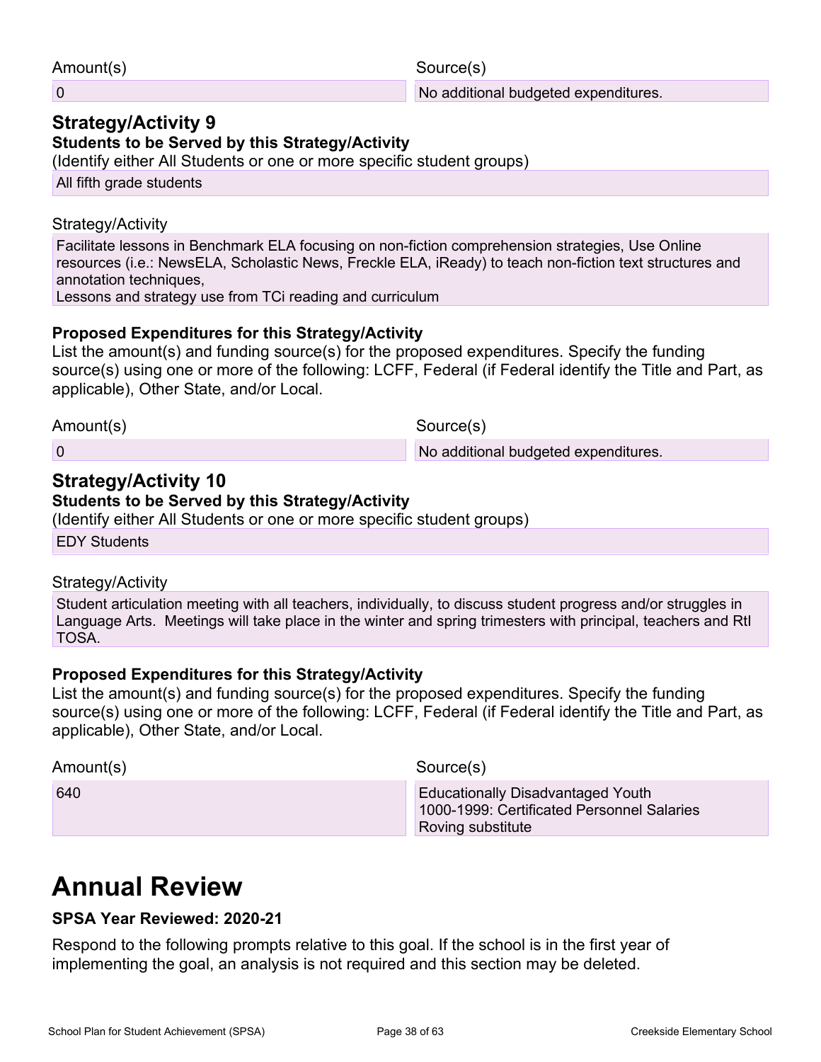| Amount(s) | Source(s) |
| --- | --- |
| 0 | No additional budgeted expenditures. |

### Strategy/Activity 9

**Students to be Served by this Strategy/Activity**

(Identify either All Students or one or more specific student groups)

All fifth grade students

Strategy/Activity

Facilitate lessons in Benchmark ELA focusing on non-fiction comprehension strategies, Use Online resources (i.e.: NewsELA, Scholastic News, Freckle ELA, iReady) to teach non-fiction text structures and annotation techniques,
Lessons and strategy use from TCi reading and curriculum

**Proposed Expenditures for this Strategy/Activity**

List the amount(s) and funding source(s) for the proposed expenditures. Specify the funding source(s) using one or more of the following: LCFF, Federal (if Federal identify the Title and Part, as applicable), Other State, and/or Local.

| Amount(s) | Source(s) |
| --- | --- |
| 0 | No additional budgeted expenditures. |

### Strategy/Activity 10

**Students to be Served by this Strategy/Activity**

(Identify either All Students or one or more specific student groups)

EDY Students

Strategy/Activity

Student articulation meeting with all teachers, individually, to discuss student progress and/or struggles in Language Arts. Meetings will take place in the winter and spring trimesters with principal, teachers and RtI TOSA.

**Proposed Expenditures for this Strategy/Activity**

List the amount(s) and funding source(s) for the proposed expenditures. Specify the funding source(s) using one or more of the following: LCFF, Federal (if Federal identify the Title and Part, as applicable), Other State, and/or Local.

| Amount(s) | Source(s) |
| --- | --- |
| 640 | Educationally Disadvantaged Youth<br>1000-1999: Certificated Personnel Salaries<br>Roving substitute |

# Annual Review

**SPSA Year Reviewed: 2020-21**

Respond to the following prompts relative to this goal. If the school is in the first year of implementing the goal, an analysis is not required and this section may be deleted.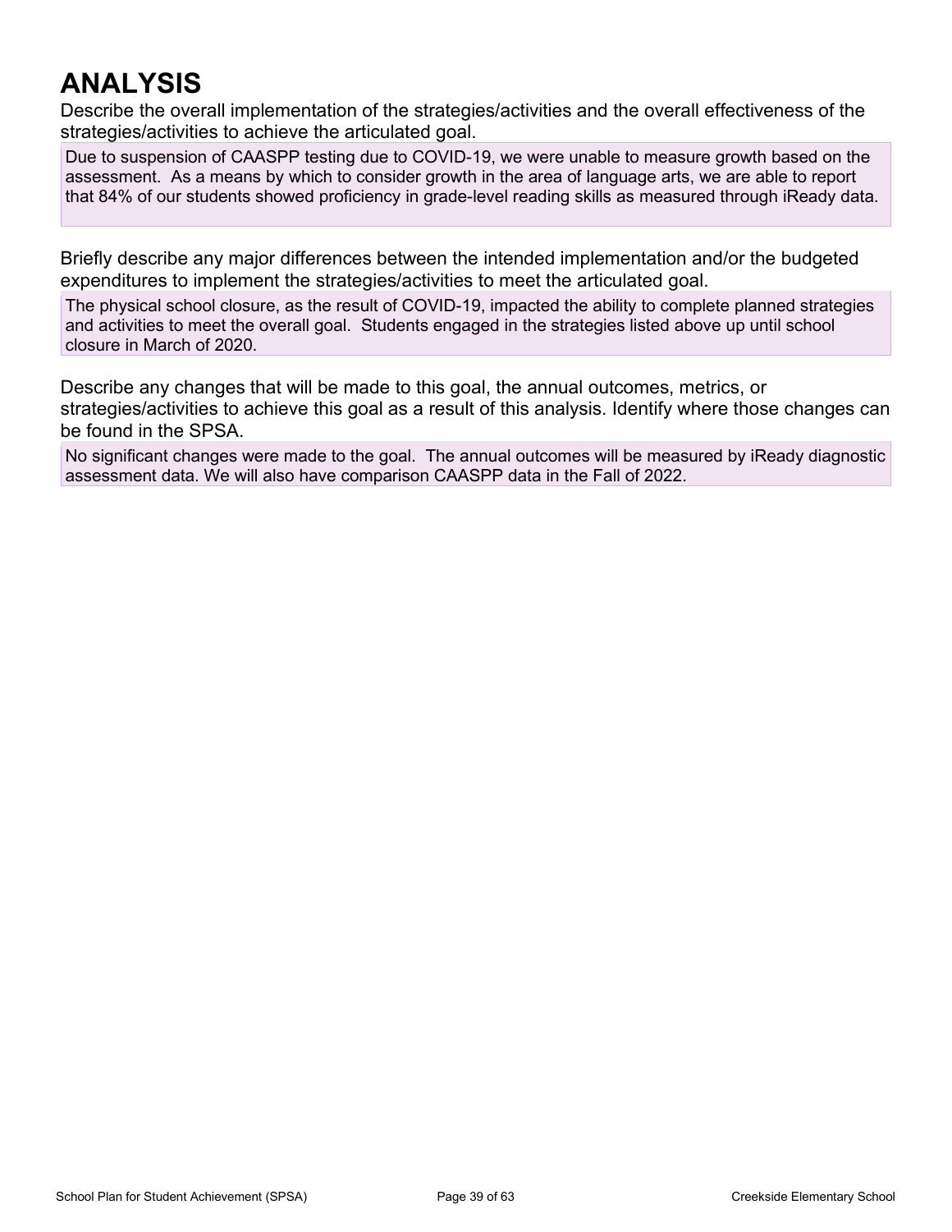# ANALYSIS

Describe the overall implementation of the strategies/activities and the overall effectiveness of the strategies/activities to achieve the articulated goal.

Due to suspension of CAASPP testing due to COVID-19, we were unable to measure growth based on the assessment. As a means by which to consider growth in the area of language arts, we are able to report that 84% of our students showed proficiency in grade-level reading skills as measured through iReady data.

Briefly describe any major differences between the intended implementation and/or the budgeted expenditures to implement the strategies/activities to meet the articulated goal.

The physical school closure, as the result of COVID-19, impacted the ability to complete planned strategies and activities to meet the overall goal. Students engaged in the strategies listed above up until school closure in March of 2020.

Describe any changes that will be made to this goal, the annual outcomes, metrics, or strategies/activities to achieve this goal as a result of this analysis. Identify where those changes can be found in the SPSA.

No significant changes were made to the goal. The annual outcomes will be measured by iReady diagnostic assessment data. We will also have comparison CAASPP data in the Fall of 2022.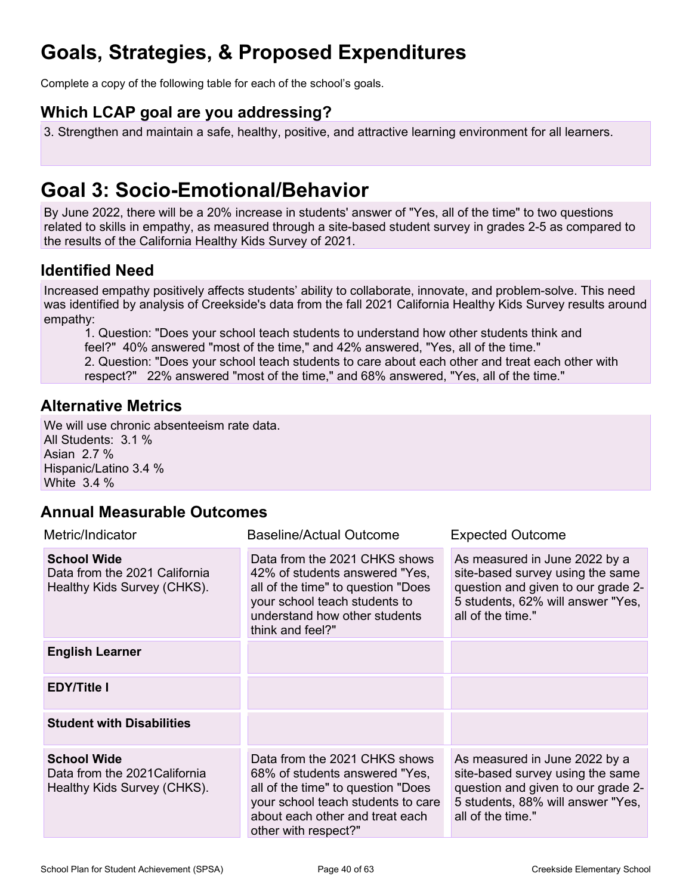# Goals, Strategies, & Proposed Expenditures

Complete a copy of the following table for each of the school's goals.

## Which LCAP goal are you addressing?

3. Strengthen and maintain a safe, healthy, positive, and attractive learning environment for all learners.

# Goal 3: Socio-Emotional/Behavior

By June 2022, there will be a 20% increase in students' answer of "Yes, all of the time" to two questions related to skills in empathy, as measured through a site-based student survey in grades 2-5 as compared to the results of the California Healthy Kids Survey of 2021.

## Identified Need

Increased empathy positively affects students' ability to collaborate, innovate, and problem-solve. This need was identified by analysis of Creekside's data from the fall 2021 California Healthy Kids Survey results around empathy:

1. Question: "Does your school teach students to understand how other students think and feel?" 40% answered "most of the time," and 42% answered, "Yes, all of the time."
2. Question: "Does your school teach students to care about each other and treat each other with respect?" 22% answered "most of the time," and 68% answered, "Yes, all of the time."

## Alternative Metrics

We will use chronic absenteeism rate data.
All Students: 3.1 %
Asian 2.7 %
Hispanic/Latino 3.4 %
White 3.4 %

## Annual Measurable Outcomes

| Metric/Indicator | Baseline/Actual Outcome | Expected Outcome |
|---|---|---|
| **School Wide** Data from the 2021 California Healthy Kids Survey (CHKS). | Data from the 2021 CHKS shows 42% of students answered "Yes, all of the time" to question "Does your school teach students to understand how other students think and feel?" | As measured in June 2022 by a site-based survey using the same question and given to our grade 2-5 students, 62% will answer "Yes, all of the time." |
| **English Learner** | | |
| **EDY/Title I** | | |
| **Student with Disabilities** | | |
| **School Wide** Data from the 2021California Healthy Kids Survey (CHKS). | Data from the 2021 CHKS shows 68% of students answered "Yes, all of the time" to question "Does your school teach students to care about each other and treat each other with respect?" | As measured in June 2022 by a site-based survey using the same question and given to our grade 2-5 students, 88% will answer "Yes, all of the time." |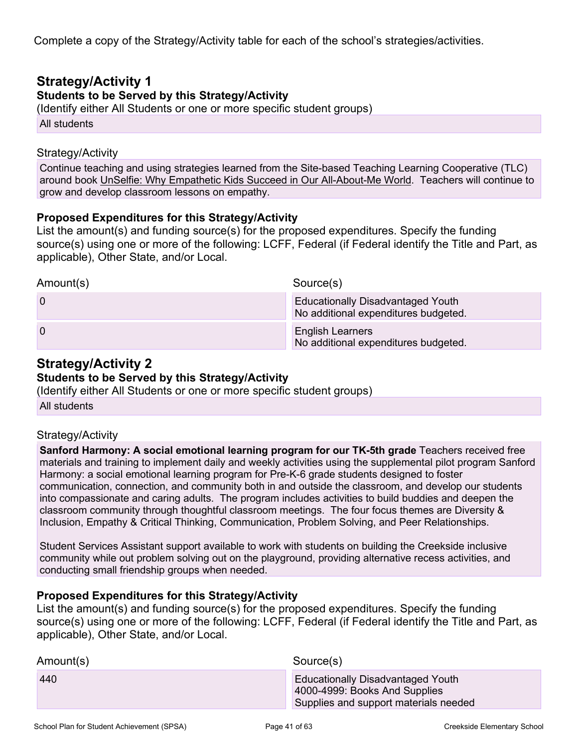Complete a copy of the Strategy/Activity table for each of the school's strategies/activities.

## Strategy/Activity 1

### Students to be Served by this Strategy/Activity

(Identify either All Students or one or more specific student groups)

All students

Strategy/Activity

Continue teaching and using strategies learned from the Site-based Teaching Learning Cooperative (TLC) around book UnSelfie: Why Empathetic Kids Succeed in Our All-About-Me World. Teachers will continue to grow and develop classroom lessons on empathy.

### Proposed Expenditures for this Strategy/Activity

List the amount(s) and funding source(s) for the proposed expenditures. Specify the funding source(s) using one or more of the following: LCFF, Federal (if Federal identify the Title and Part, as applicable), Other State, and/or Local.

| Amount(s) | Source(s) |
|---|---|
| 0 | Educationally Disadvantaged Youth<br>No additional expenditures budgeted. |
| 0 | English Learners<br>No additional expenditures budgeted. |

## Strategy/Activity 2

### Students to be Served by this Strategy/Activity

(Identify either All Students or one or more specific student groups)

All students

Strategy/Activity

**Sanford Harmony: A social emotional learning program for our TK-5th grade** Teachers received free materials and training to implement daily and weekly activities using the supplemental pilot program Sanford Harmony: a social emotional learning program for Pre-K-6 grade students designed to foster communication, connection, and community both in and outside the classroom, and develop our students into compassionate and caring adults. The program includes activities to build buddies and deepen the classroom community through thoughtful classroom meetings. The four focus themes are Diversity & Inclusion, Empathy & Critical Thinking, Communication, Problem Solving, and Peer Relationships.

Student Services Assistant support available to work with students on building the Creekside inclusive community while out problem solving out on the playground, providing alternative recess activities, and conducting small friendship groups when needed.

### Proposed Expenditures for this Strategy/Activity

List the amount(s) and funding source(s) for the proposed expenditures. Specify the funding source(s) using one or more of the following: LCFF, Federal (if Federal identify the Title and Part, as applicable), Other State, and/or Local.

| Amount(s) | Source(s) |
|---|---|
| 440 | Educationally Disadvantaged Youth<br>4000-4999: Books And Supplies<br>Supplies and support materials needed |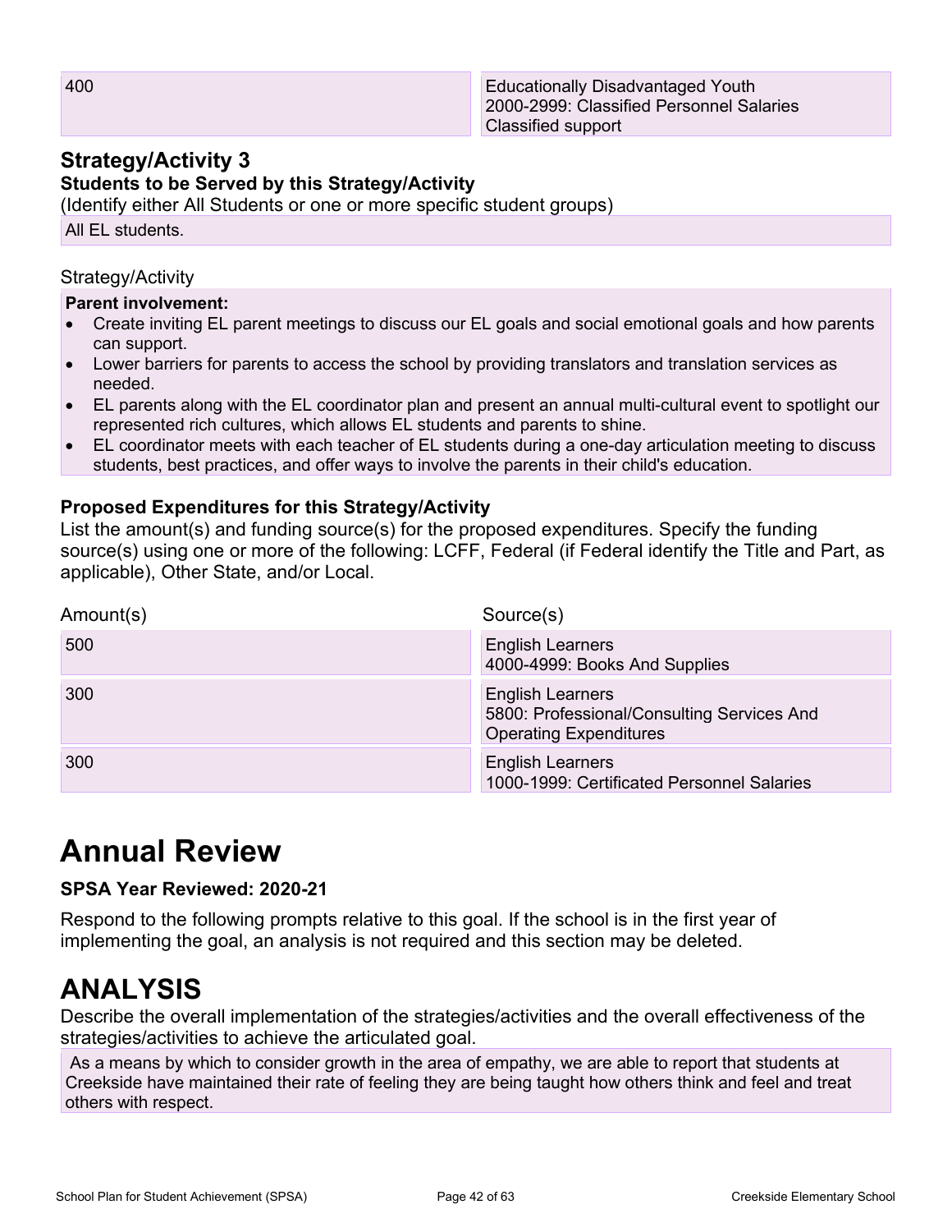| | |
|---|---|
| 400 | Educationally Disadvantaged Youth<br>2000-2999: Classified Personnel Salaries<br>Classified support |

### Strategy/Activity 3

**Students to be Served by this Strategy/Activity**

(Identify either All Students or one or more specific student groups)

All EL students.

Strategy/Activity

**Parent involvement:**

- Create inviting EL parent meetings to discuss our EL goals and social emotional goals and how parents can support.
- Lower barriers for parents to access the school by providing translators and translation services as needed.
- EL parents along with the EL coordinator plan and present an annual multi-cultural event to spotlight our represented rich cultures, which allows EL students and parents to shine.
- EL coordinator meets with each teacher of EL students during a one-day articulation meeting to discuss students, best practices, and offer ways to involve the parents in their child's education.

**Proposed Expenditures for this Strategy/Activity**

List the amount(s) and funding source(s) for the proposed expenditures. Specify the funding source(s) using one or more of the following: LCFF, Federal (if Federal identify the Title and Part, as applicable), Other State, and/or Local.

| Amount(s) | Source(s) |
|---|---|
| 500 | English Learners<br>4000-4999: Books And Supplies |
| 300 | English Learners<br>5800: Professional/Consulting Services And Operating Expenditures |
| 300 | English Learners<br>1000-1999: Certificated Personnel Salaries |

# Annual Review

**SPSA Year Reviewed: 2020-21**

Respond to the following prompts relative to this goal. If the school is in the first year of implementing the goal, an analysis is not required and this section may be deleted.

# ANALYSIS

Describe the overall implementation of the strategies/activities and the overall effectiveness of the strategies/activities to achieve the articulated goal.

As a means by which to consider growth in the area of empathy, we are able to report that students at Creekside have maintained their rate of feeling they are being taught how others think and feel and treat others with respect.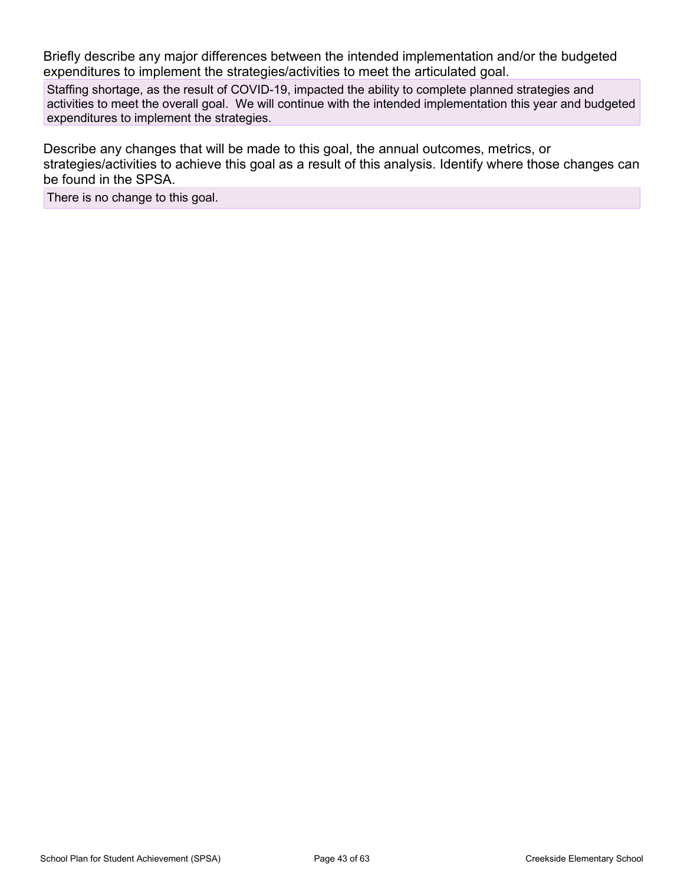Briefly describe any major differences between the intended implementation and/or the budgeted expenditures to implement the strategies/activities to meet the articulated goal.

Staffing shortage, as the result of COVID-19, impacted the ability to complete planned strategies and activities to meet the overall goal.  We will continue with the intended implementation this year and budgeted expenditures to implement the strategies.

Describe any changes that will be made to this goal, the annual outcomes, metrics, or strategies/activities to achieve this goal as a result of this analysis. Identify where those changes can be found in the SPSA.

There is no change to this goal.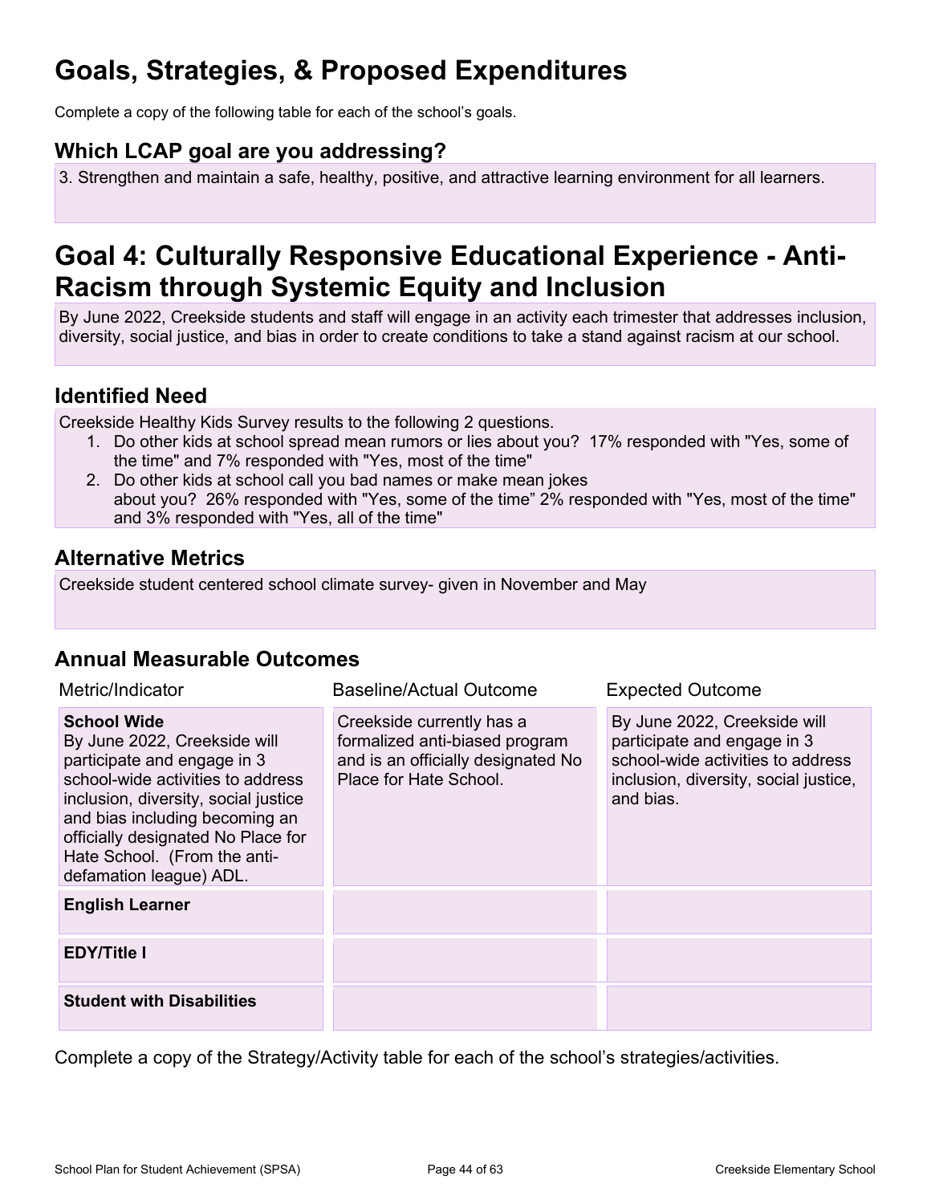# Goals, Strategies, & Proposed Expenditures

Complete a copy of the following table for each of the school's goals.

## Which LCAP goal are you addressing?

3. Strengthen and maintain a safe, healthy, positive, and attractive learning environment for all learners.

# Goal 4: Culturally Responsive Educational Experience - Anti-Racism through Systemic Equity and Inclusion

By June 2022, Creekside students and staff will engage in an activity each trimester that addresses inclusion, diversity, social justice, and bias in order to create conditions to take a stand against racism at our school.

## Identified Need

Creekside Healthy Kids Survey results to the following 2 questions.

1. Do other kids at school spread mean rumors or lies about you? 17% responded with "Yes, some of the time" and 7% responded with "Yes, most of the time"
2. Do other kids at school call you bad names or make mean jokes about you? 26% responded with "Yes, some of the time" 2% responded with "Yes, most of the time" and 3% responded with "Yes, all of the time"

## Alternative Metrics

Creekside student centered school climate survey- given in November and May

## Annual Measurable Outcomes

| Metric/Indicator | Baseline/Actual Outcome | Expected Outcome |
|---|---|---|
| **School Wide** By June 2022, Creekside will participate and engage in 3 school-wide activities to address inclusion, diversity, social justice and bias including becoming an officially designated No Place for Hate School. (From the anti-defamation league) ADL. | Creekside currently has a formalized anti-biased program and is an officially designated No Place for Hate School. | By June 2022, Creekside will participate and engage in 3 school-wide activities to address inclusion, diversity, social justice, and bias. |
| **English Learner** | | |
| **EDY/Title I** | | |
| **Student with Disabilities** | | |

Complete a copy of the Strategy/Activity table for each of the school's strategies/activities.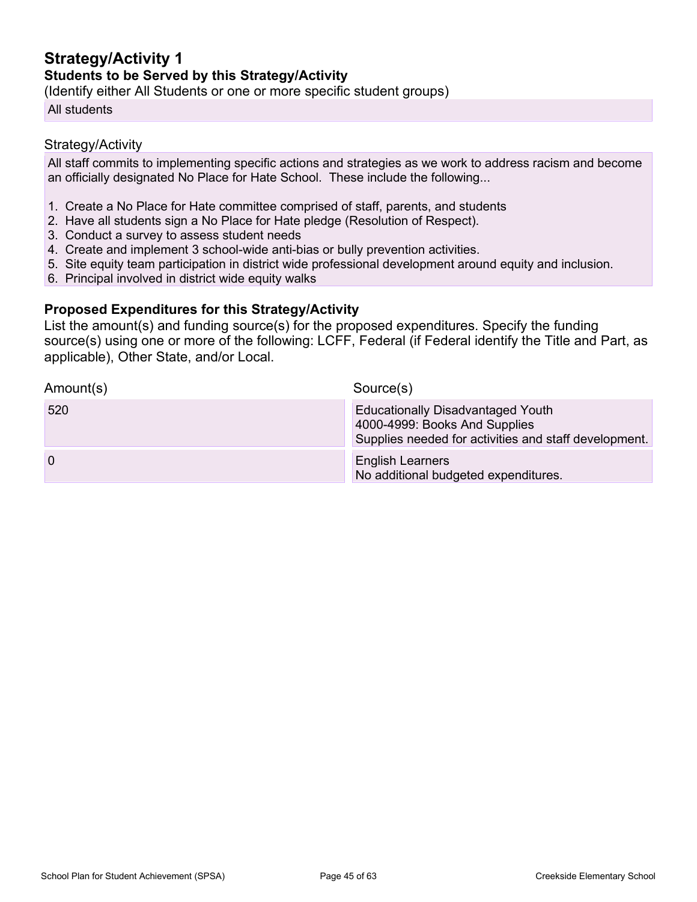## Strategy/Activity 1

### Students to be Served by this Strategy/Activity

(Identify either All Students or one or more specific student groups)

All students

Strategy/Activity

All staff commits to implementing specific actions and strategies as we work to address racism and become an officially designated No Place for Hate School. These include the following...

1. Create a No Place for Hate committee comprised of staff, parents, and students
2. Have all students sign a No Place for Hate pledge (Resolution of Respect).
3. Conduct a survey to assess student needs
4. Create and implement 3 school-wide anti-bias or bully prevention activities.
5. Site equity team participation in district wide professional development around equity and inclusion.
6. Principal involved in district wide equity walks

### Proposed Expenditures for this Strategy/Activity

List the amount(s) and funding source(s) for the proposed expenditures. Specify the funding source(s) using one or more of the following: LCFF, Federal (if Federal identify the Title and Part, as applicable), Other State, and/or Local.

| Amount(s) | Source(s) |
|---|---|
| 520 | Educationally Disadvantaged Youth<br>4000-4999: Books And Supplies<br>Supplies needed for activities and staff development. |
| 0 | English Learners<br>No additional budgeted expenditures. |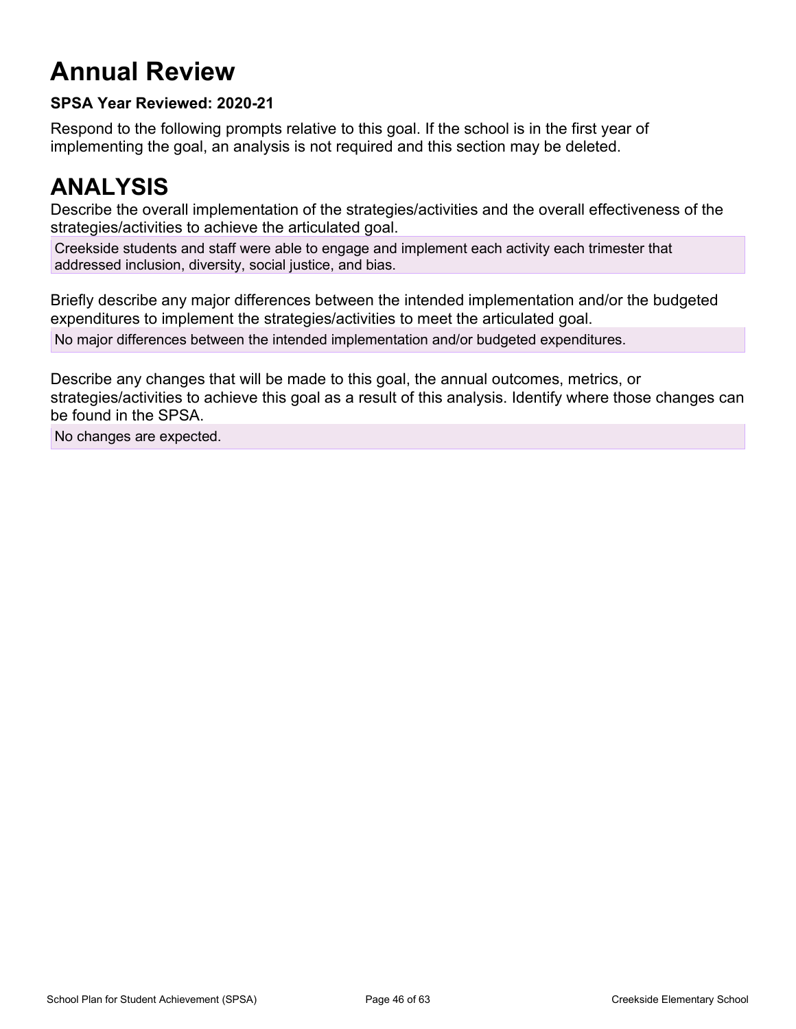# Annual Review

**SPSA Year Reviewed: 2020-21**

Respond to the following prompts relative to this goal. If the school is in the first year of implementing the goal, an analysis is not required and this section may be deleted.

# ANALYSIS

Describe the overall implementation of the strategies/activities and the overall effectiveness of the strategies/activities to achieve the articulated goal.

Creekside students and staff were able to engage and implement each activity each trimester that addressed inclusion, diversity, social justice, and bias.

Briefly describe any major differences between the intended implementation and/or the budgeted expenditures to implement the strategies/activities to meet the articulated goal.

No major differences between the intended implementation and/or budgeted expenditures.

Describe any changes that will be made to this goal, the annual outcomes, metrics, or strategies/activities to achieve this goal as a result of this analysis. Identify where those changes can be found in the SPSA.

No changes are expected.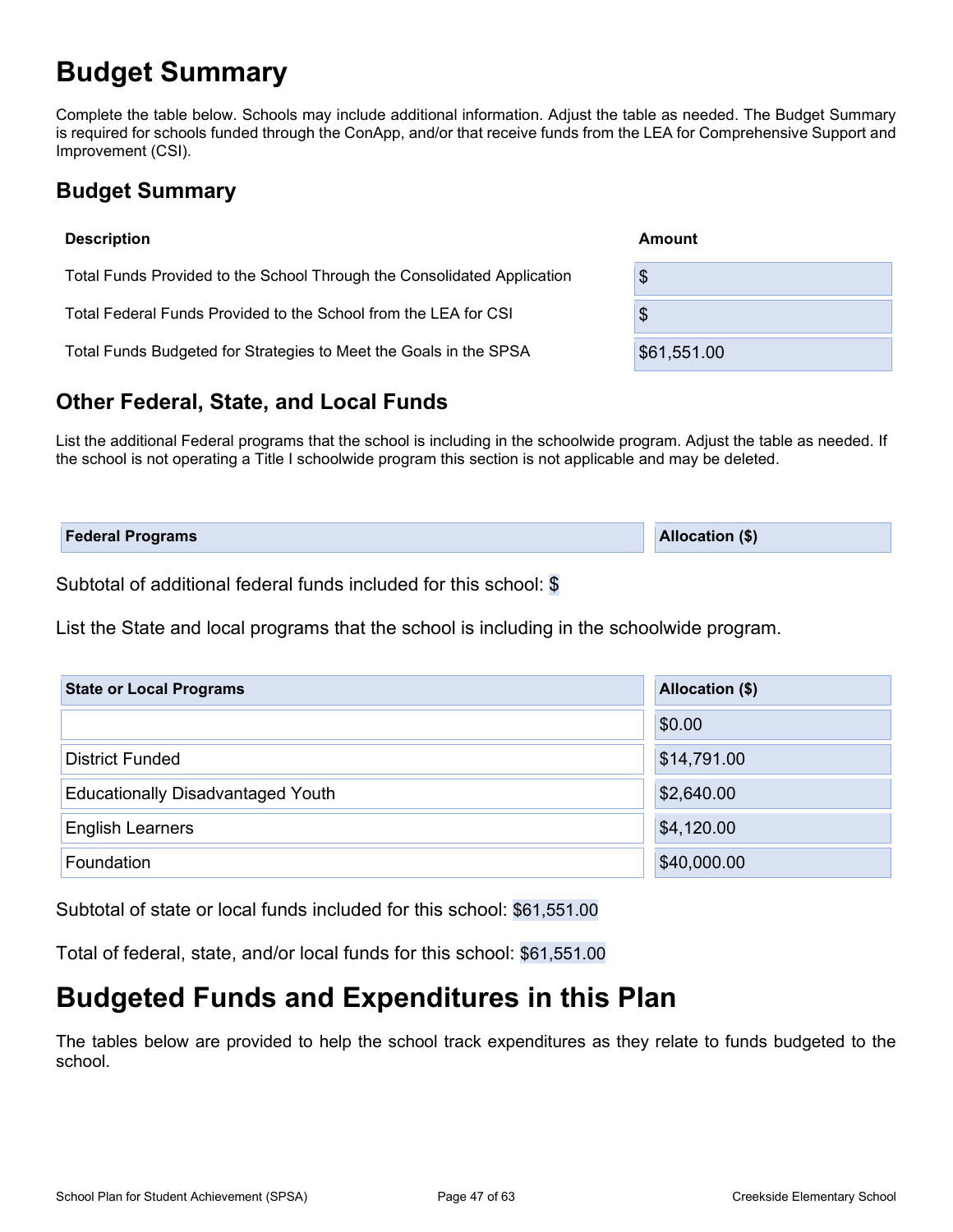# Budget Summary

Complete the table below. Schools may include additional information. Adjust the table as needed. The Budget Summary is required for schools funded through the ConApp, and/or that receive funds from the LEA for Comprehensive Support and Improvement (CSI).

## Budget Summary

| Description | Amount |
|---|---|
| Total Funds Provided to the School Through the Consolidated Application | $ |
| Total Federal Funds Provided to the School from the LEA for CSI | $ |
| Total Funds Budgeted for Strategies to Meet the Goals in the SPSA | $61,551.00 |

## Other Federal, State, and Local Funds

List the additional Federal programs that the school is including in the schoolwide program. Adjust the table as needed. If the school is not operating a Title I schoolwide program this section is not applicable and may be deleted.

| Federal Programs | Allocation ($) |
|---|---|

Subtotal of additional federal funds included for this school: $

List the State and local programs that the school is including in the schoolwide program.

| State or Local Programs | Allocation ($) |
|---|---|
| | $0.00 |
| District Funded | $14,791.00 |
| Educationally Disadvantaged Youth | $2,640.00 |
| English Learners | $4,120.00 |
| Foundation | $40,000.00 |

Subtotal of state or local funds included for this school: $61,551.00

Total of federal, state, and/or local funds for this school: $61,551.00

# Budgeted Funds and Expenditures in this Plan

The tables below are provided to help the school track expenditures as they relate to funds budgeted to the school.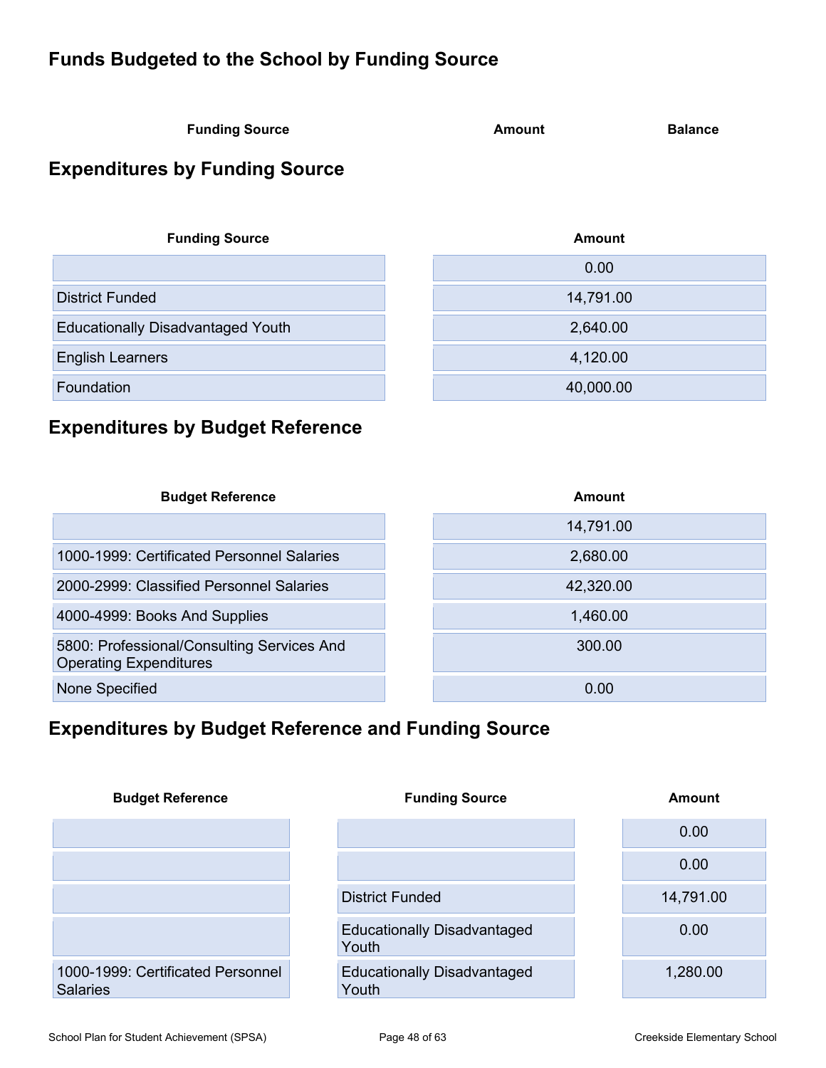## Funds Budgeted to the School by Funding Source

| Funding Source | Amount | Balance |
| --- | --- | --- |

## Expenditures by Funding Source

| Funding Source | Amount |
| --- | --- |
| | 0.00 |
| District Funded | 14,791.00 |
| Educationally Disadvantaged Youth | 2,640.00 |
| English Learners | 4,120.00 |
| Foundation | 40,000.00 |

## Expenditures by Budget Reference

| Budget Reference | Amount |
| --- | --- |
| | 14,791.00 |
| 1000-1999: Certificated Personnel Salaries | 2,680.00 |
| 2000-2999: Classified Personnel Salaries | 42,320.00 |
| 4000-4999: Books And Supplies | 1,460.00 |
| 5800: Professional/Consulting Services And Operating Expenditures | 300.00 |
| None Specified | 0.00 |

## Expenditures by Budget Reference and Funding Source

| Budget Reference | Funding Source | Amount |
| --- | --- | --- |
| | | 0.00 |
| | | 0.00 |
| | District Funded | 14,791.00 |
| | Educationally Disadvantaged Youth | 0.00 |
| 1000-1999: Certificated Personnel Salaries | Educationally Disadvantaged Youth | 1,280.00 |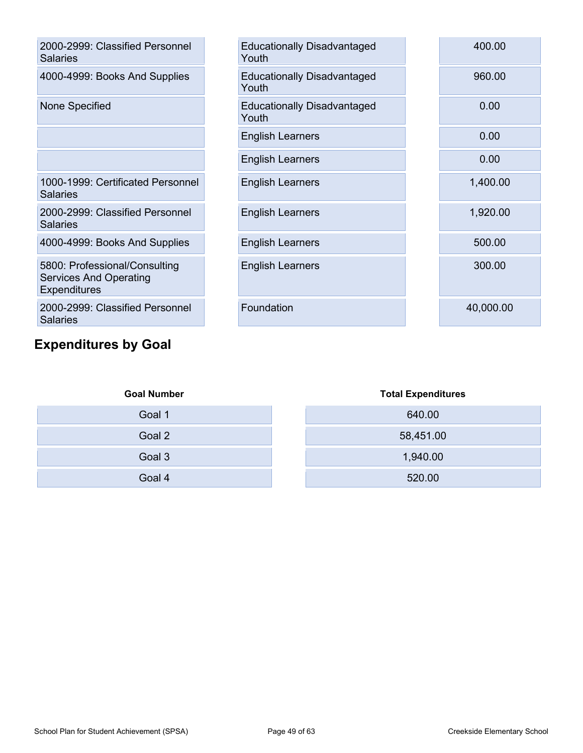| | | |
|---|---|---|
| 2000-2999: Classified Personnel Salaries | Educationally Disadvantaged Youth | 400.00 |
| 4000-4999: Books And Supplies | Educationally Disadvantaged Youth | 960.00 |
| None Specified | Educationally Disadvantaged Youth | 0.00 |
| | English Learners | 0.00 |
| | English Learners | 0.00 |
| 1000-1999: Certificated Personnel Salaries | English Learners | 1,400.00 |
| 2000-2999: Classified Personnel Salaries | English Learners | 1,920.00 |
| 4000-4999: Books And Supplies | English Learners | 500.00 |
| 5800: Professional/Consulting Services And Operating Expenditures | English Learners | 300.00 |
| 2000-2999: Classified Personnel Salaries | Foundation | 40,000.00 |

## Expenditures by Goal

| Goal Number | Total Expenditures |
|---|---|
| Goal 1 | 640.00 |
| Goal 2 | 58,451.00 |
| Goal 3 | 1,940.00 |
| Goal 4 | 520.00 |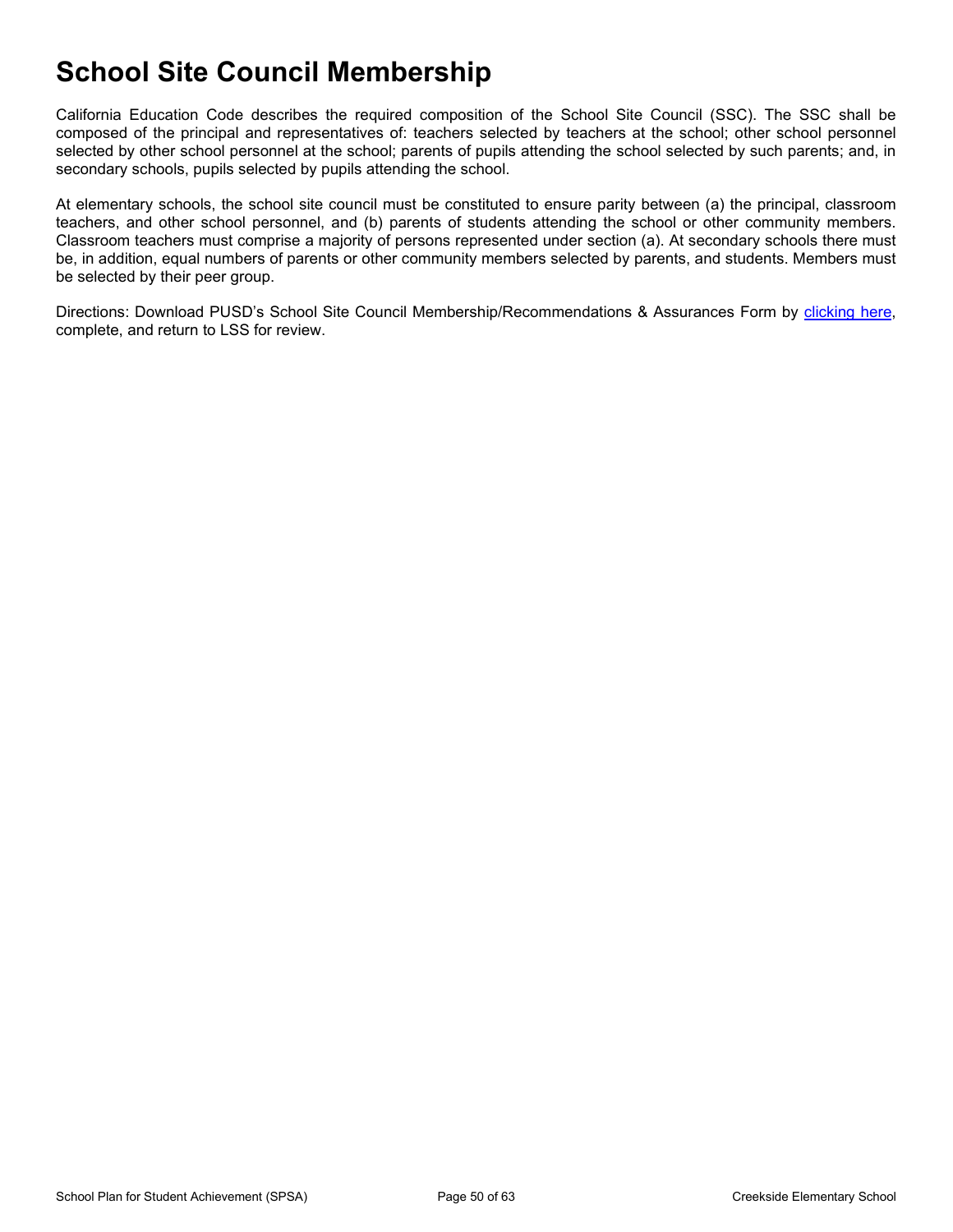# School Site Council Membership

California Education Code describes the required composition of the School Site Council (SSC). The SSC shall be composed of the principal and representatives of: teachers selected by teachers at the school; other school personnel selected by other school personnel at the school; parents of pupils attending the school selected by such parents; and, in secondary schools, pupils selected by pupils attending the school.

At elementary schools, the school site council must be constituted to ensure parity between (a) the principal, classroom teachers, and other school personnel, and (b) parents of students attending the school or other community members. Classroom teachers must comprise a majority of persons represented under section (a). At secondary schools there must be, in addition, equal numbers of parents or other community members selected by parents, and students. Members must be selected by their peer group.

Directions: Download PUSD's School Site Council Membership/Recommendations & Assurances Form by clicking here, complete, and return to LSS for review.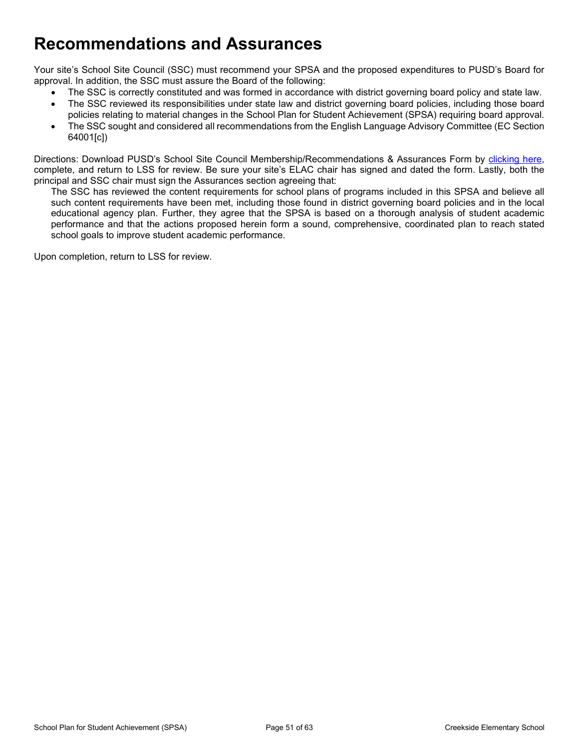# Recommendations and Assurances

Your site's School Site Council (SSC) must recommend your SPSA and the proposed expenditures to PUSD's Board for approval. In addition, the SSC must assure the Board of the following:

- The SSC is correctly constituted and was formed in accordance with district governing board policy and state law.
- The SSC reviewed its responsibilities under state law and district governing board policies, including those board policies relating to material changes in the School Plan for Student Achievement (SPSA) requiring board approval.
- The SSC sought and considered all recommendations from the English Language Advisory Committee (EC Section 64001[c])

Directions: Download PUSD's School Site Council Membership/Recommendations & Assurances Form by clicking here, complete, and return to LSS for review. Be sure your site's ELAC chair has signed and dated the form. Lastly, both the principal and SSC chair must sign the Assurances section agreeing that:

> The SSC has reviewed the content requirements for school plans of programs included in this SPSA and believe all such content requirements have been met, including those found in district governing board policies and in the local educational agency plan. Further, they agree that the SPSA is based on a thorough analysis of student academic performance and that the actions proposed herein form a sound, comprehensive, coordinated plan to reach stated school goals to improve student academic performance.

Upon completion, return to LSS for review.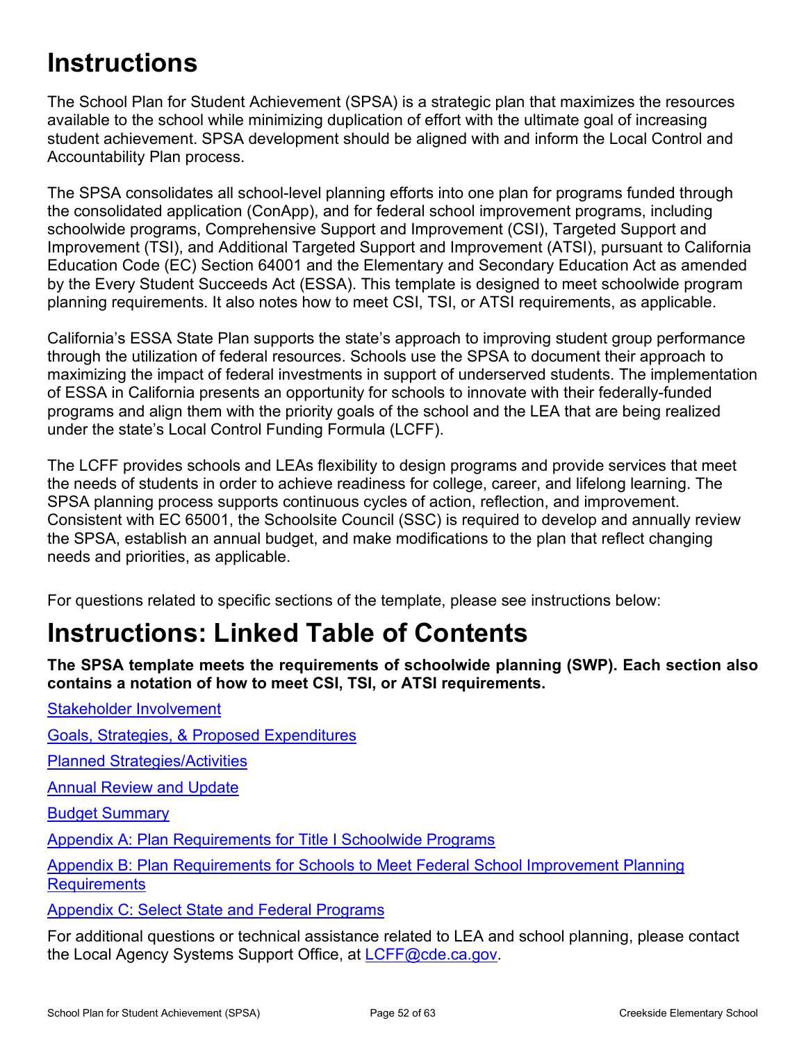# Instructions

The School Plan for Student Achievement (SPSA) is a strategic plan that maximizes the resources available to the school while minimizing duplication of effort with the ultimate goal of increasing student achievement. SPSA development should be aligned with and inform the Local Control and Accountability Plan process.

The SPSA consolidates all school-level planning efforts into one plan for programs funded through the consolidated application (ConApp), and for federal school improvement programs, including schoolwide programs, Comprehensive Support and Improvement (CSI), Targeted Support and Improvement (TSI), and Additional Targeted Support and Improvement (ATSI), pursuant to California Education Code (EC) Section 64001 and the Elementary and Secondary Education Act as amended by the Every Student Succeeds Act (ESSA). This template is designed to meet schoolwide program planning requirements. It also notes how to meet CSI, TSI, or ATSI requirements, as applicable.

California's ESSA State Plan supports the state's approach to improving student group performance through the utilization of federal resources. Schools use the SPSA to document their approach to maximizing the impact of federal investments in support of underserved students. The implementation of ESSA in California presents an opportunity for schools to innovate with their federally-funded programs and align them with the priority goals of the school and the LEA that are being realized under the state's Local Control Funding Formula (LCFF).

The LCFF provides schools and LEAs flexibility to design programs and provide services that meet the needs of students in order to achieve readiness for college, career, and lifelong learning. The SPSA planning process supports continuous cycles of action, reflection, and improvement. Consistent with EC 65001, the Schoolsite Council (SSC) is required to develop and annually review the SPSA, establish an annual budget, and make modifications to the plan that reflect changing needs and priorities, as applicable.

For questions related to specific sections of the template, please see instructions below:

# Instructions: Linked Table of Contents

**The SPSA template meets the requirements of schoolwide planning (SWP). Each section also contains a notation of how to meet CSI, TSI, or ATSI requirements.**

Stakeholder Involvement

Goals, Strategies, & Proposed Expenditures

Planned Strategies/Activities

Annual Review and Update

Budget Summary

Appendix A: Plan Requirements for Title I Schoolwide Programs

Appendix B: Plan Requirements for Schools to Meet Federal School Improvement Planning Requirements

Appendix C: Select State and Federal Programs

For additional questions or technical assistance related to LEA and school planning, please contact the Local Agency Systems Support Office, at LCFF@cde.ca.gov.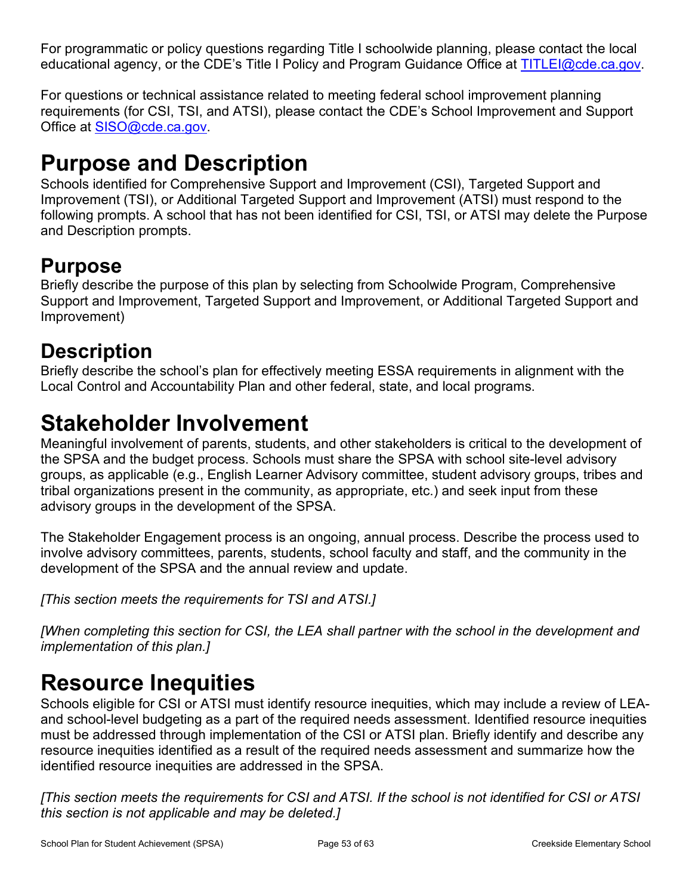For programmatic or policy questions regarding Title I schoolwide planning, please contact the local educational agency, or the CDE's Title I Policy and Program Guidance Office at TITLEI@cde.ca.gov.

For questions or technical assistance related to meeting federal school improvement planning requirements (for CSI, TSI, and ATSI), please contact the CDE's School Improvement and Support Office at SISO@cde.ca.gov.

# Purpose and Description

Schools identified for Comprehensive Support and Improvement (CSI), Targeted Support and Improvement (TSI), or Additional Targeted Support and Improvement (ATSI) must respond to the following prompts. A school that has not been identified for CSI, TSI, or ATSI may delete the Purpose and Description prompts.

## Purpose

Briefly describe the purpose of this plan by selecting from Schoolwide Program, Comprehensive Support and Improvement, Targeted Support and Improvement, or Additional Targeted Support and Improvement)

## Description

Briefly describe the school's plan for effectively meeting ESSA requirements in alignment with the Local Control and Accountability Plan and other federal, state, and local programs.

# Stakeholder Involvement

Meaningful involvement of parents, students, and other stakeholders is critical to the development of the SPSA and the budget process. Schools must share the SPSA with school site-level advisory groups, as applicable (e.g., English Learner Advisory committee, student advisory groups, tribes and tribal organizations present in the community, as appropriate, etc.) and seek input from these advisory groups in the development of the SPSA.

The Stakeholder Engagement process is an ongoing, annual process. Describe the process used to involve advisory committees, parents, students, school faculty and staff, and the community in the development of the SPSA and the annual review and update.

*[This section meets the requirements for TSI and ATSI.]*

*[When completing this section for CSI, the LEA shall partner with the school in the development and implementation of this plan.]*

# Resource Inequities

Schools eligible for CSI or ATSI must identify resource inequities, which may include a review of LEA- and school-level budgeting as a part of the required needs assessment. Identified resource inequities must be addressed through implementation of the CSI or ATSI plan. Briefly identify and describe any resource inequities identified as a result of the required needs assessment and summarize how the identified resource inequities are addressed in the SPSA.

*[This section meets the requirements for CSI and ATSI. If the school is not identified for CSI or ATSI this section is not applicable and may be deleted.]*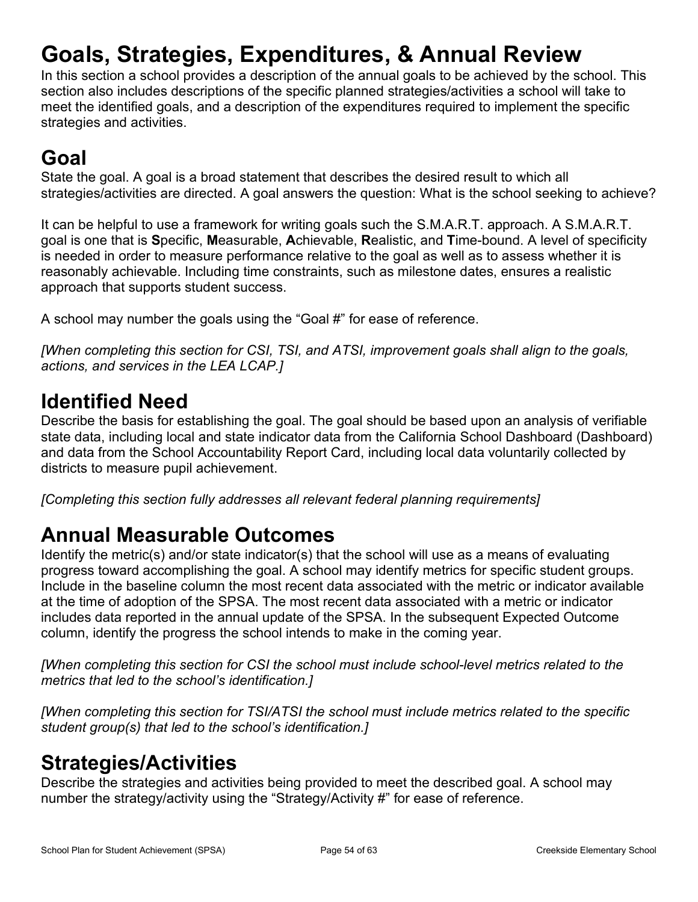# Goals, Strategies, Expenditures, & Annual Review

In this section a school provides a description of the annual goals to be achieved by the school. This section also includes descriptions of the specific planned strategies/activities a school will take to meet the identified goals, and a description of the expenditures required to implement the specific strategies and activities.

## Goal

State the goal. A goal is a broad statement that describes the desired result to which all strategies/activities are directed. A goal answers the question: What is the school seeking to achieve?

It can be helpful to use a framework for writing goals such the S.M.A.R.T. approach. A S.M.A.R.T. goal is one that is **S**pecific, **M**easurable, **A**chievable, **R**ealistic, and **T**ime-bound. A level of specificity is needed in order to measure performance relative to the goal as well as to assess whether it is reasonably achievable. Including time constraints, such as milestone dates, ensures a realistic approach that supports student success.

A school may number the goals using the “Goal #” for ease of reference.

*[When completing this section for CSI, TSI, and ATSI, improvement goals shall align to the goals, actions, and services in the LEA LCAP.]*

## Identified Need

Describe the basis for establishing the goal. The goal should be based upon an analysis of verifiable state data, including local and state indicator data from the California School Dashboard (Dashboard) and data from the School Accountability Report Card, including local data voluntarily collected by districts to measure pupil achievement.

*[Completing this section fully addresses all relevant federal planning requirements]*

## Annual Measurable Outcomes

Identify the metric(s) and/or state indicator(s) that the school will use as a means of evaluating progress toward accomplishing the goal. A school may identify metrics for specific student groups. Include in the baseline column the most recent data associated with the metric or indicator available at the time of adoption of the SPSA. The most recent data associated with a metric or indicator includes data reported in the annual update of the SPSA. In the subsequent Expected Outcome column, identify the progress the school intends to make in the coming year.

*[When completing this section for CSI the school must include school-level metrics related to the metrics that led to the school’s identification.]*

*[When completing this section for TSI/ATSI the school must include metrics related to the specific student group(s) that led to the school’s identification.]*

## Strategies/Activities

Describe the strategies and activities being provided to meet the described goal. A school may number the strategy/activity using the “Strategy/Activity #” for ease of reference.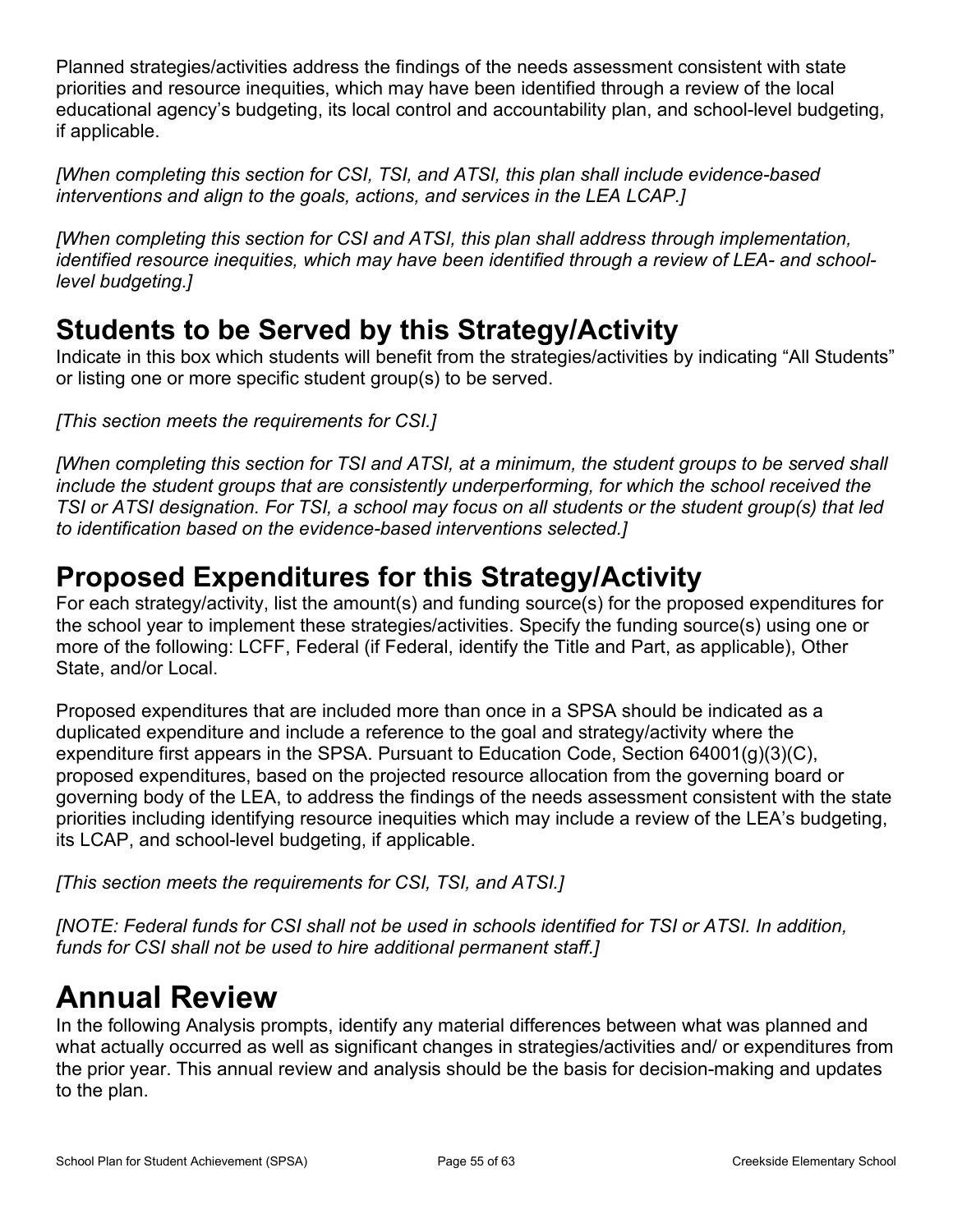Planned strategies/activities address the findings of the needs assessment consistent with state priorities and resource inequities, which may have been identified through a review of the local educational agency's budgeting, its local control and accountability plan, and school-level budgeting, if applicable.

*[When completing this section for CSI, TSI, and ATSI, this plan shall include evidence-based interventions and align to the goals, actions, and services in the LEA LCAP.]*

*[When completing this section for CSI and ATSI, this plan shall address through implementation, identified resource inequities, which may have been identified through a review of LEA- and school-level budgeting.]*

## Students to be Served by this Strategy/Activity

Indicate in this box which students will benefit from the strategies/activities by indicating "All Students" or listing one or more specific student group(s) to be served.

*[This section meets the requirements for CSI.]*

*[When completing this section for TSI and ATSI, at a minimum, the student groups to be served shall include the student groups that are consistently underperforming, for which the school received the TSI or ATSI designation. For TSI, a school may focus on all students or the student group(s) that led to identification based on the evidence-based interventions selected.]*

## Proposed Expenditures for this Strategy/Activity

For each strategy/activity, list the amount(s) and funding source(s) for the proposed expenditures for the school year to implement these strategies/activities. Specify the funding source(s) using one or more of the following: LCFF, Federal (if Federal, identify the Title and Part, as applicable), Other State, and/or Local.

Proposed expenditures that are included more than once in a SPSA should be indicated as a duplicated expenditure and include a reference to the goal and strategy/activity where the expenditure first appears in the SPSA. Pursuant to Education Code, Section 64001(g)(3)(C), proposed expenditures, based on the projected resource allocation from the governing board or governing body of the LEA, to address the findings of the needs assessment consistent with the state priorities including identifying resource inequities which may include a review of the LEA's budgeting, its LCAP, and school-level budgeting, if applicable.

*[This section meets the requirements for CSI, TSI, and ATSI.]*

*[NOTE: Federal funds for CSI shall not be used in schools identified for TSI or ATSI. In addition, funds for CSI shall not be used to hire additional permanent staff.]*

# Annual Review

In the following Analysis prompts, identify any material differences between what was planned and what actually occurred as well as significant changes in strategies/activities and/ or expenditures from the prior year. This annual review and analysis should be the basis for decision-making and updates to the plan.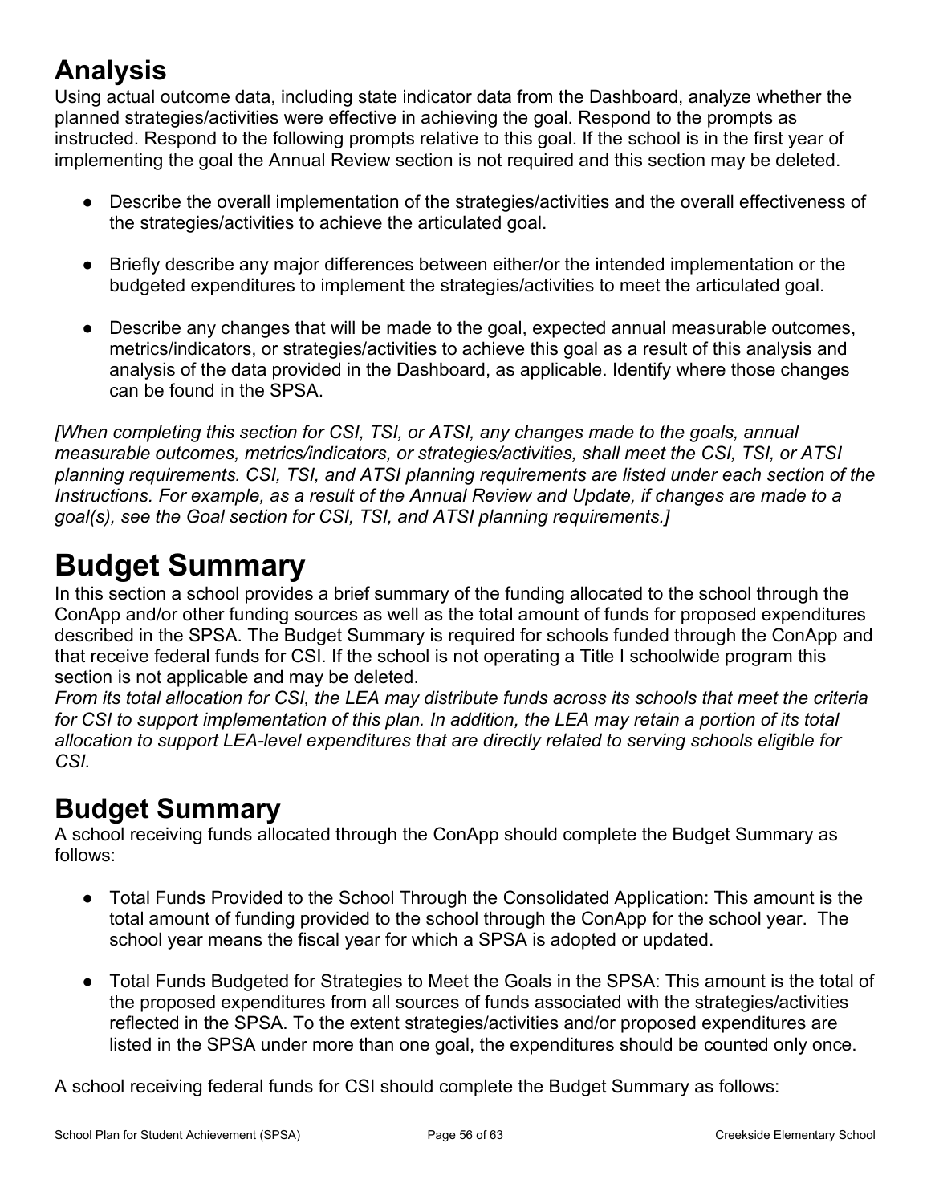## Analysis

Using actual outcome data, including state indicator data from the Dashboard, analyze whether the planned strategies/activities were effective in achieving the goal. Respond to the prompts as instructed. Respond to the following prompts relative to this goal. If the school is in the first year of implementing the goal the Annual Review section is not required and this section may be deleted.

- Describe the overall implementation of the strategies/activities and the overall effectiveness of the strategies/activities to achieve the articulated goal.
- Briefly describe any major differences between either/or the intended implementation or the budgeted expenditures to implement the strategies/activities to meet the articulated goal.
- Describe any changes that will be made to the goal, expected annual measurable outcomes, metrics/indicators, or strategies/activities to achieve this goal as a result of this analysis and analysis of the data provided in the Dashboard, as applicable. Identify where those changes can be found in the SPSA.

*[When completing this section for CSI, TSI, or ATSI, any changes made to the goals, annual measurable outcomes, metrics/indicators, or strategies/activities, shall meet the CSI, TSI, or ATSI planning requirements. CSI, TSI, and ATSI planning requirements are listed under each section of the Instructions. For example, as a result of the Annual Review and Update, if changes are made to a goal(s), see the Goal section for CSI, TSI, and ATSI planning requirements.]*

# Budget Summary

In this section a school provides a brief summary of the funding allocated to the school through the ConApp and/or other funding sources as well as the total amount of funds for proposed expenditures described in the SPSA. The Budget Summary is required for schools funded through the ConApp and that receive federal funds for CSI. If the school is not operating a Title I schoolwide program this section is not applicable and may be deleted.

*From its total allocation for CSI, the LEA may distribute funds across its schools that meet the criteria for CSI to support implementation of this plan. In addition, the LEA may retain a portion of its total allocation to support LEA-level expenditures that are directly related to serving schools eligible for CSI.*

## Budget Summary

A school receiving funds allocated through the ConApp should complete the Budget Summary as follows:

- Total Funds Provided to the School Through the Consolidated Application: This amount is the total amount of funding provided to the school through the ConApp for the school year. The school year means the fiscal year for which a SPSA is adopted or updated.
- Total Funds Budgeted for Strategies to Meet the Goals in the SPSA: This amount is the total of the proposed expenditures from all sources of funds associated with the strategies/activities reflected in the SPSA. To the extent strategies/activities and/or proposed expenditures are listed in the SPSA under more than one goal, the expenditures should be counted only once.

A school receiving federal funds for CSI should complete the Budget Summary as follows: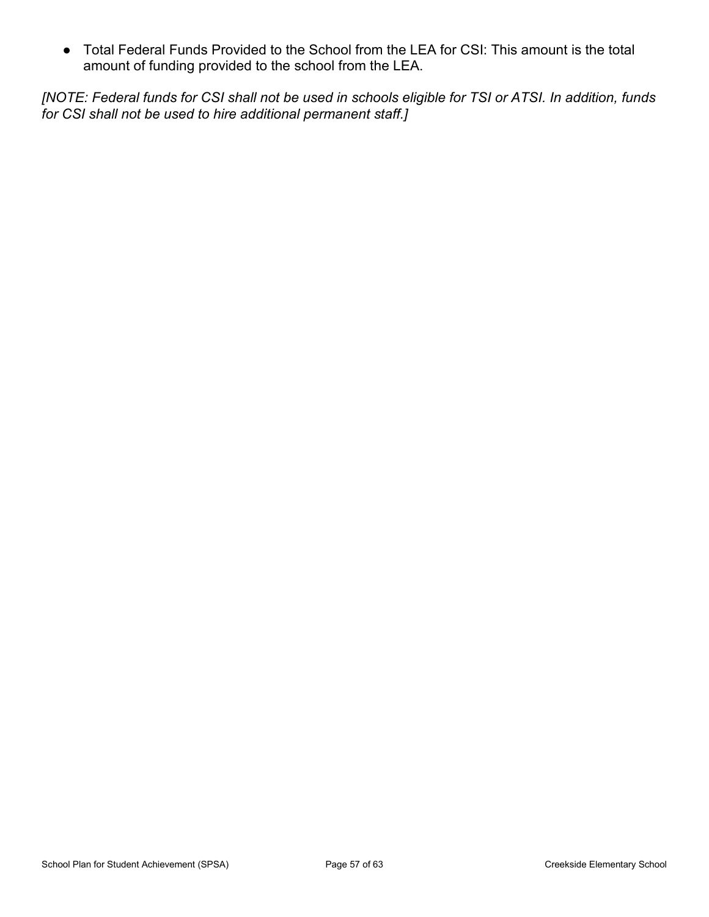- Total Federal Funds Provided to the School from the LEA for CSI: This amount is the total amount of funding provided to the school from the LEA.

*[NOTE: Federal funds for CSI shall not be used in schools eligible for TSI or ATSI. In addition, funds for CSI shall not be used to hire additional permanent staff.]*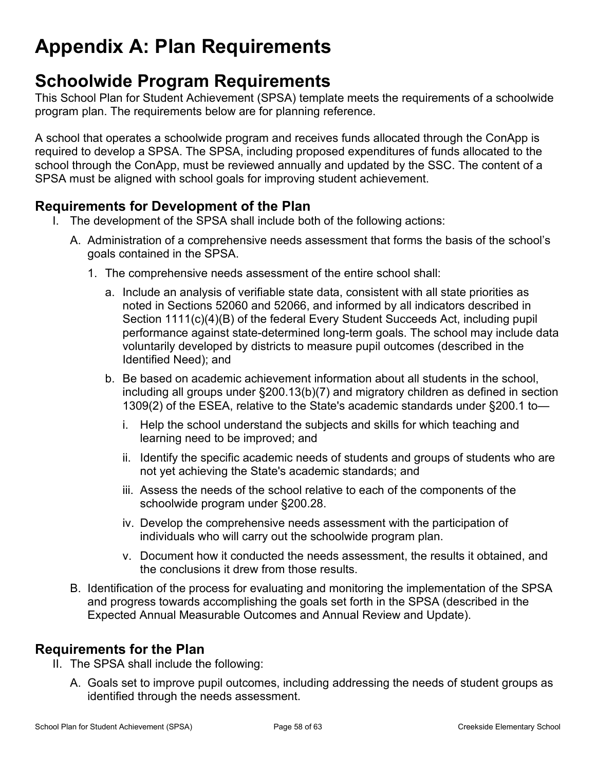# Appendix A: Plan Requirements

## Schoolwide Program Requirements

This School Plan for Student Achievement (SPSA) template meets the requirements of a schoolwide program plan. The requirements below are for planning reference.

A school that operates a schoolwide program and receives funds allocated through the ConApp is required to develop a SPSA. The SPSA, including proposed expenditures of funds allocated to the school through the ConApp, must be reviewed annually and updated by the SSC. The content of a SPSA must be aligned with school goals for improving student achievement.

### Requirements for Development of the Plan

I. The development of the SPSA shall include both of the following actions:

   A. Administration of a comprehensive needs assessment that forms the basis of the school's goals contained in the SPSA.

      1. The comprehensive needs assessment of the entire school shall:

         a. Include an analysis of verifiable state data, consistent with all state priorities as noted in Sections 52060 and 52066, and informed by all indicators described in Section 1111(c)(4)(B) of the federal Every Student Succeeds Act, including pupil performance against state-determined long-term goals. The school may include data voluntarily developed by districts to measure pupil outcomes (described in the Identified Need); and

         b. Be based on academic achievement information about all students in the school, including all groups under §200.13(b)(7) and migratory children as defined in section 1309(2) of the ESEA, relative to the State's academic standards under §200.1 to—

            i. Help the school understand the subjects and skills for which teaching and learning need to be improved; and

            ii. Identify the specific academic needs of students and groups of students who are not yet achieving the State's academic standards; and

            iii. Assess the needs of the school relative to each of the components of the schoolwide program under §200.28.

            iv. Develop the comprehensive needs assessment with the participation of individuals who will carry out the schoolwide program plan.

            v. Document how it conducted the needs assessment, the results it obtained, and the conclusions it drew from those results.

   B. Identification of the process for evaluating and monitoring the implementation of the SPSA and progress towards accomplishing the goals set forth in the SPSA (described in the Expected Annual Measurable Outcomes and Annual Review and Update).

### Requirements for the Plan

II. The SPSA shall include the following:

   A. Goals set to improve pupil outcomes, including addressing the needs of student groups as identified through the needs assessment.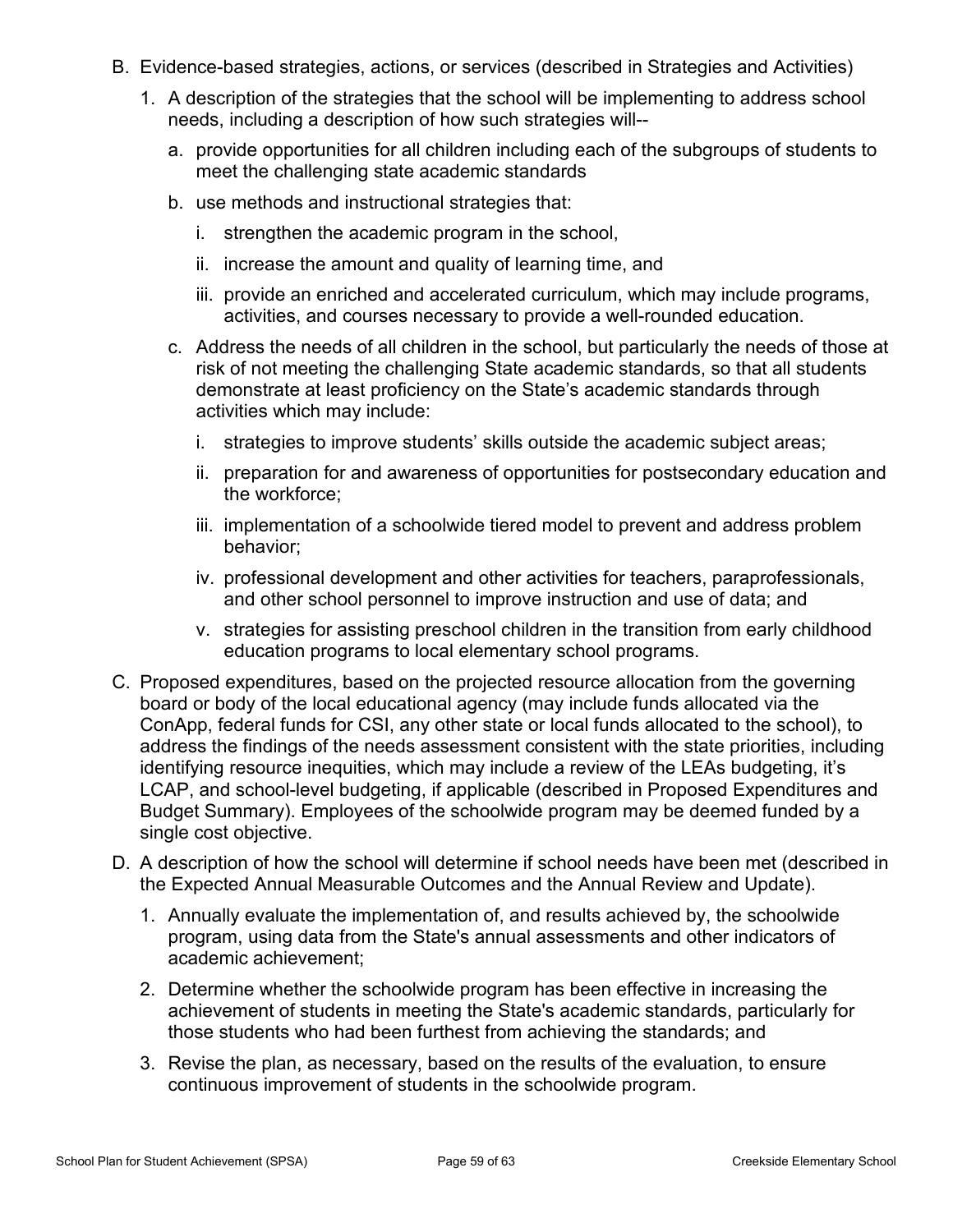B. Evidence-based strategies, actions, or services (described in Strategies and Activities)

   1. A description of the strategies that the school will be implementing to address school needs, including a description of how such strategies will--

      a. provide opportunities for all children including each of the subgroups of students to meet the challenging state academic standards

      b. use methods and instructional strategies that:

         i. strengthen the academic program in the school,

         ii. increase the amount and quality of learning time, and

         iii. provide an enriched and accelerated curriculum, which may include programs, activities, and courses necessary to provide a well-rounded education.

      c. Address the needs of all children in the school, but particularly the needs of those at risk of not meeting the challenging State academic standards, so that all students demonstrate at least proficiency on the State's academic standards through activities which may include:

         i. strategies to improve students' skills outside the academic subject areas;

         ii. preparation for and awareness of opportunities for postsecondary education and the workforce;

         iii. implementation of a schoolwide tiered model to prevent and address problem behavior;

         iv. professional development and other activities for teachers, paraprofessionals, and other school personnel to improve instruction and use of data; and

         v. strategies for assisting preschool children in the transition from early childhood education programs to local elementary school programs.

C. Proposed expenditures, based on the projected resource allocation from the governing board or body of the local educational agency (may include funds allocated via the ConApp, federal funds for CSI, any other state or local funds allocated to the school), to address the findings of the needs assessment consistent with the state priorities, including identifying resource inequities, which may include a review of the LEAs budgeting, it's LCAP, and school-level budgeting, if applicable (described in Proposed Expenditures and Budget Summary). Employees of the schoolwide program may be deemed funded by a single cost objective.

D. A description of how the school will determine if school needs have been met (described in the Expected Annual Measurable Outcomes and the Annual Review and Update).

   1. Annually evaluate the implementation of, and results achieved by, the schoolwide program, using data from the State's annual assessments and other indicators of academic achievement;

   2. Determine whether the schoolwide program has been effective in increasing the achievement of students in meeting the State's academic standards, particularly for those students who had been furthest from achieving the standards; and

   3. Revise the plan, as necessary, based on the results of the evaluation, to ensure continuous improvement of students in the schoolwide program.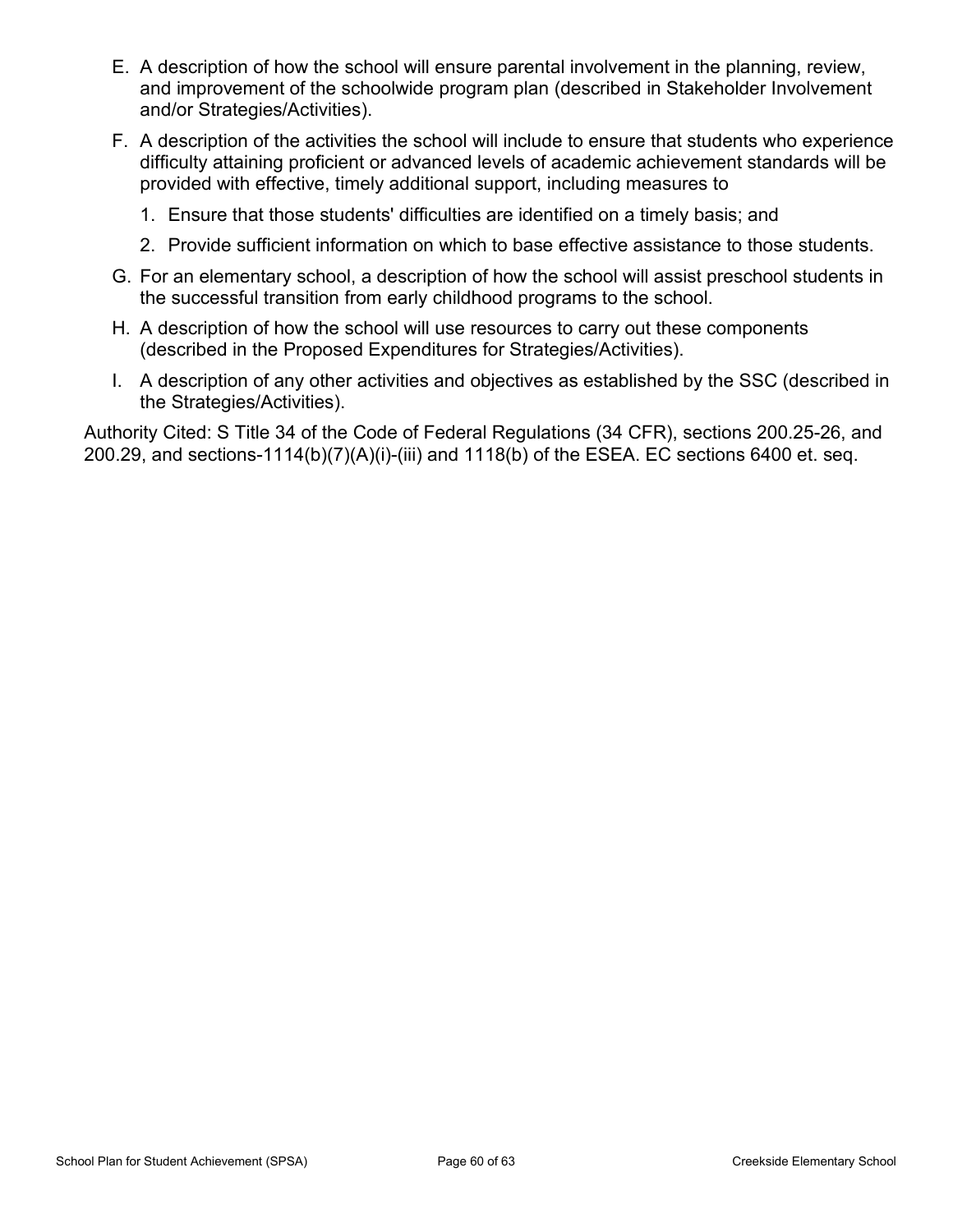E. A description of how the school will ensure parental involvement in the planning, review, and improvement of the schoolwide program plan (described in Stakeholder Involvement and/or Strategies/Activities).

F. A description of the activities the school will include to ensure that students who experience difficulty attaining proficient or advanced levels of academic achievement standards will be provided with effective, timely additional support, including measures to

   1. Ensure that those students' difficulties are identified on a timely basis; and
   2. Provide sufficient information on which to base effective assistance to those students.

G. For an elementary school, a description of how the school will assist preschool students in the successful transition from early childhood programs to the school.

H. A description of how the school will use resources to carry out these components (described in the Proposed Expenditures for Strategies/Activities).

I. A description of any other activities and objectives as established by the SSC (described in the Strategies/Activities).

Authority Cited: S Title 34 of the Code of Federal Regulations (34 CFR), sections 200.25-26, and 200.29, and sections-1114(b)(7)(A)(i)-(iii) and 1118(b) of the ESEA. EC sections 6400 et. seq.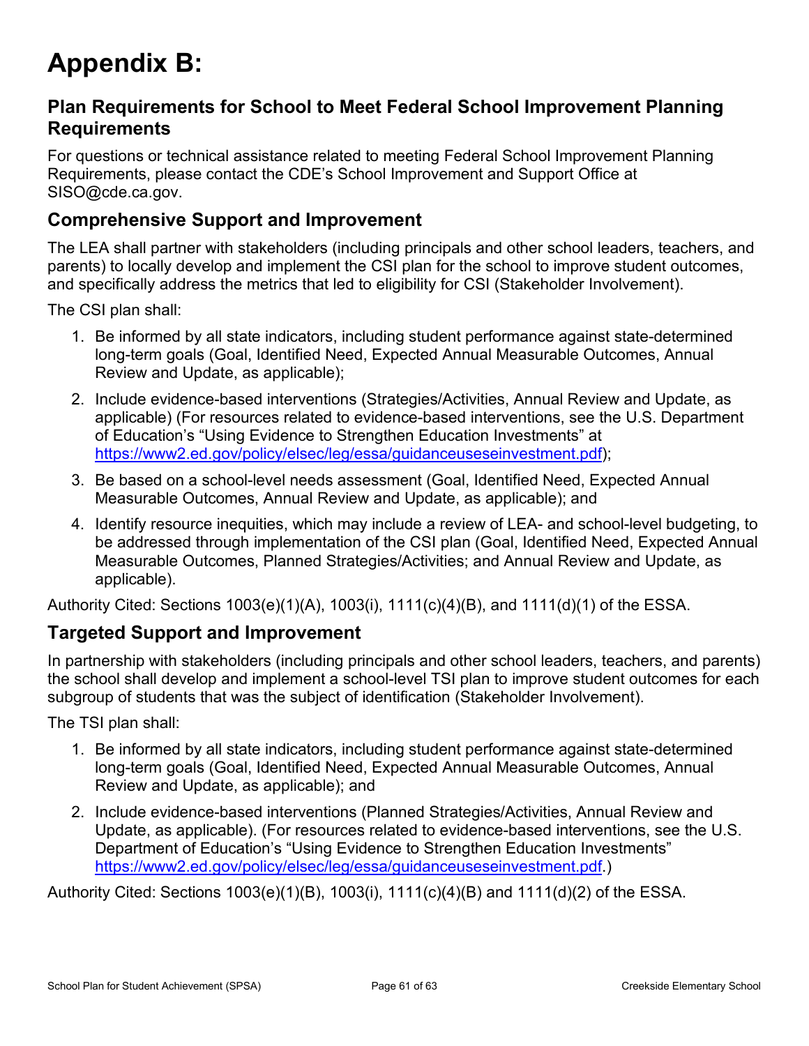# Appendix B:

## Plan Requirements for School to Meet Federal School Improvement Planning Requirements

For questions or technical assistance related to meeting Federal School Improvement Planning Requirements, please contact the CDE's School Improvement and Support Office at SISO@cde.ca.gov.

### Comprehensive Support and Improvement

The LEA shall partner with stakeholders (including principals and other school leaders, teachers, and parents) to locally develop and implement the CSI plan for the school to improve student outcomes, and specifically address the metrics that led to eligibility for CSI (Stakeholder Involvement).

The CSI plan shall:

1. Be informed by all state indicators, including student performance against state-determined long-term goals (Goal, Identified Need, Expected Annual Measurable Outcomes, Annual Review and Update, as applicable);
2. Include evidence-based interventions (Strategies/Activities, Annual Review and Update, as applicable) (For resources related to evidence-based interventions, see the U.S. Department of Education's "Using Evidence to Strengthen Education Investments" at [https://www2.ed.gov/policy/elsec/leg/essa/guidanceuseseinvestment.pdf](https://www2.ed.gov/policy/elsec/leg/essa/guidanceuseseinvestment.pdf));
3. Be based on a school-level needs assessment (Goal, Identified Need, Expected Annual Measurable Outcomes, Annual Review and Update, as applicable); and
4. Identify resource inequities, which may include a review of LEA- and school-level budgeting, to be addressed through implementation of the CSI plan (Goal, Identified Need, Expected Annual Measurable Outcomes, Planned Strategies/Activities; and Annual Review and Update, as applicable).

Authority Cited: Sections 1003(e)(1)(A), 1003(i), 1111(c)(4)(B), and 1111(d)(1) of the ESSA.

### Targeted Support and Improvement

In partnership with stakeholders (including principals and other school leaders, teachers, and parents) the school shall develop and implement a school-level TSI plan to improve student outcomes for each subgroup of students that was the subject of identification (Stakeholder Involvement).

The TSI plan shall:

1. Be informed by all state indicators, including student performance against state-determined long-term goals (Goal, Identified Need, Expected Annual Measurable Outcomes, Annual Review and Update, as applicable); and
2. Include evidence-based interventions (Planned Strategies/Activities, Annual Review and Update, as applicable). (For resources related to evidence-based interventions, see the U.S. Department of Education's "Using Evidence to Strengthen Education Investments" [https://www2.ed.gov/policy/elsec/leg/essa/guidanceuseseinvestment.pdf](https://www2.ed.gov/policy/elsec/leg/essa/guidanceuseseinvestment.pdf).)

Authority Cited: Sections 1003(e)(1)(B), 1003(i), 1111(c)(4)(B) and 1111(d)(2) of the ESSA.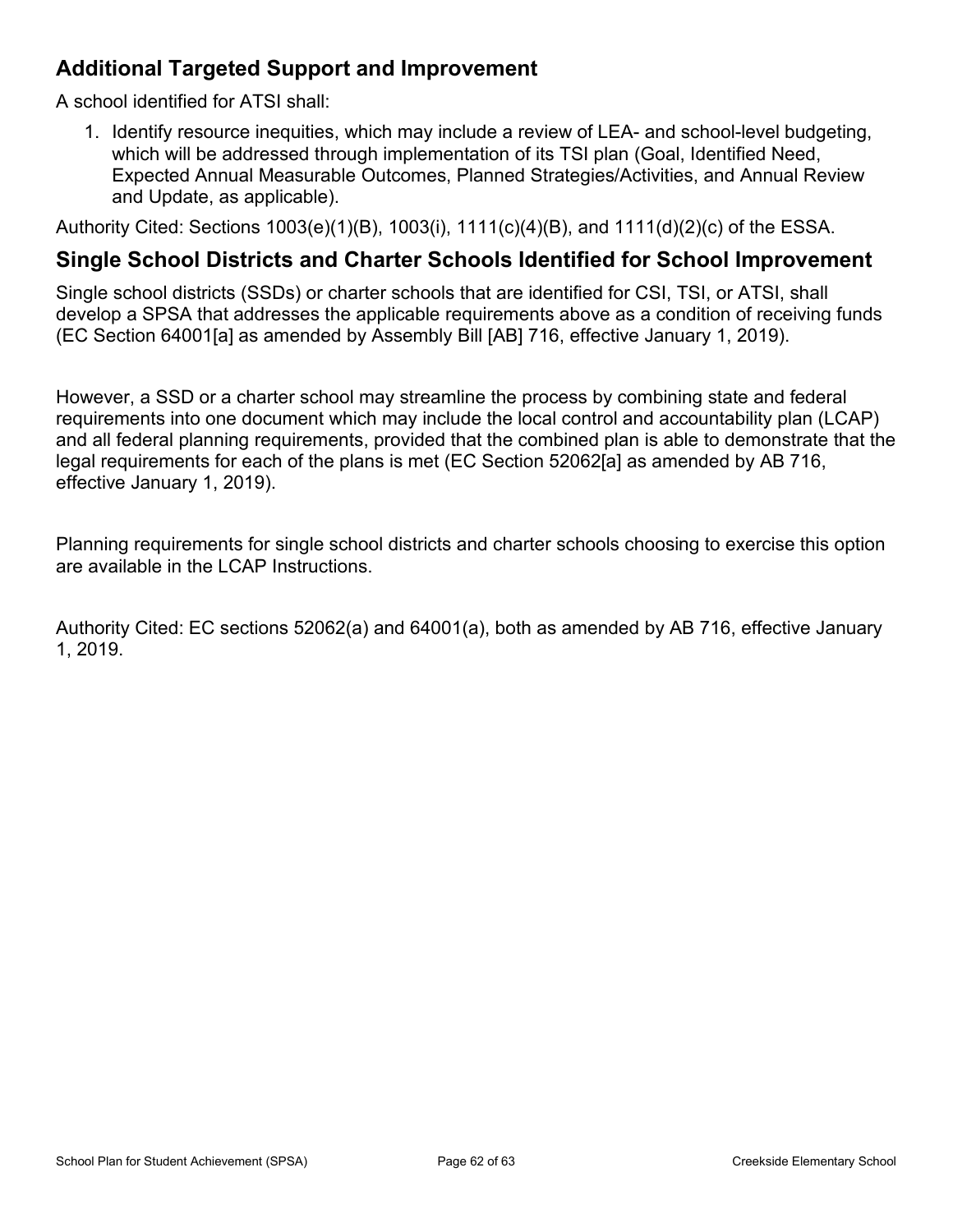## Additional Targeted Support and Improvement

A school identified for ATSI shall:

1. Identify resource inequities, which may include a review of LEA- and school-level budgeting, which will be addressed through implementation of its TSI plan (Goal, Identified Need, Expected Annual Measurable Outcomes, Planned Strategies/Activities, and Annual Review and Update, as applicable).

Authority Cited: Sections 1003(e)(1)(B), 1003(i), 1111(c)(4)(B), and 1111(d)(2)(c) of the ESSA.

## Single School Districts and Charter Schools Identified for School Improvement

Single school districts (SSDs) or charter schools that are identified for CSI, TSI, or ATSI, shall develop a SPSA that addresses the applicable requirements above as a condition of receiving funds (EC Section 64001[a] as amended by Assembly Bill [AB] 716, effective January 1, 2019).

However, a SSD or a charter school may streamline the process by combining state and federal requirements into one document which may include the local control and accountability plan (LCAP) and all federal planning requirements, provided that the combined plan is able to demonstrate that the legal requirements for each of the plans is met (EC Section 52062[a] as amended by AB 716, effective January 1, 2019).

Planning requirements for single school districts and charter schools choosing to exercise this option are available in the LCAP Instructions.

Authority Cited: EC sections 52062(a) and 64001(a), both as amended by AB 716, effective January 1, 2019.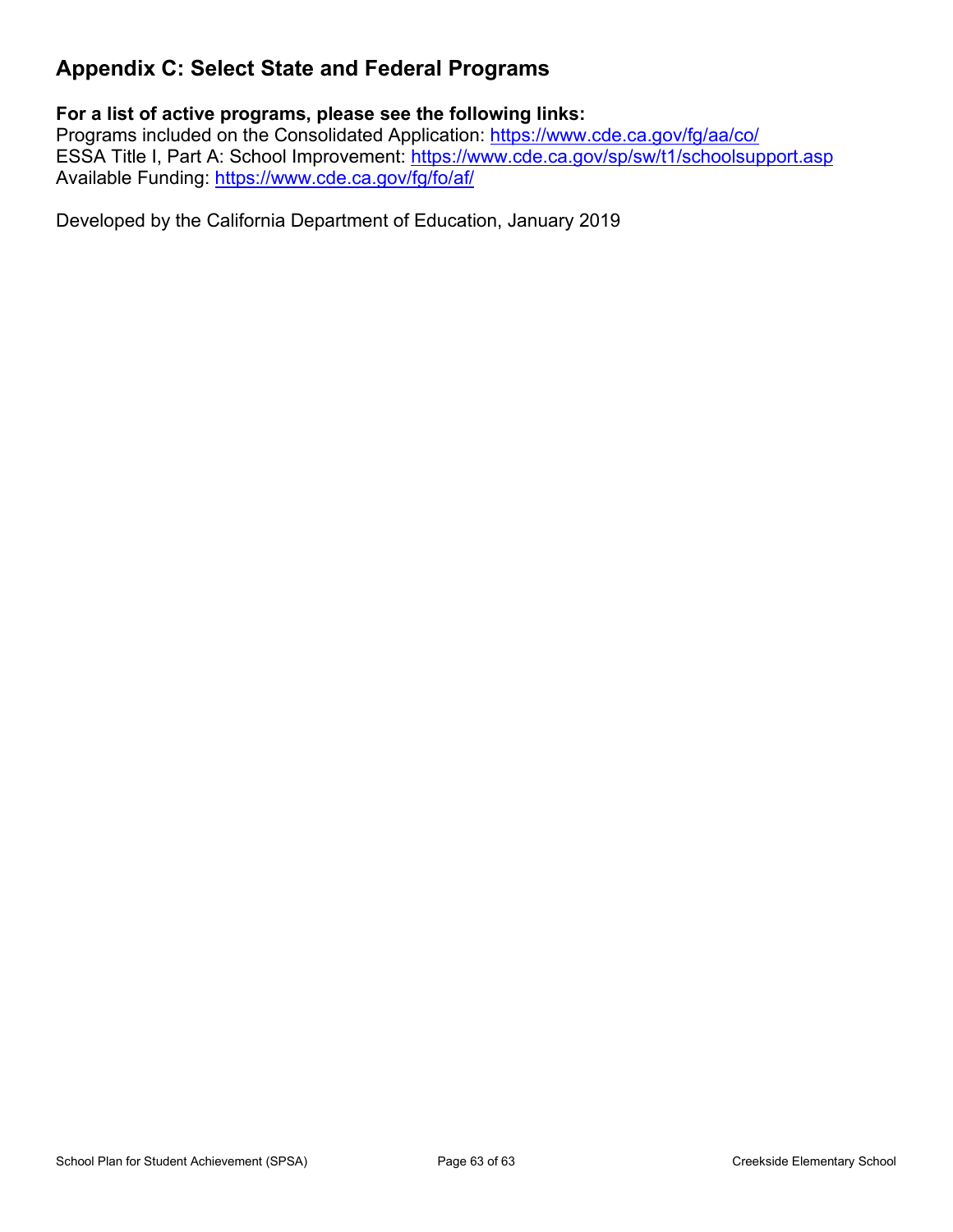## Appendix C: Select State and Federal Programs

**For a list of active programs, please see the following links:**
Programs included on the Consolidated Application: https://www.cde.ca.gov/fg/aa/co/
ESSA Title I, Part A: School Improvement: https://www.cde.ca.gov/sp/sw/t1/schoolsupport.asp
Available Funding: https://www.cde.ca.gov/fg/fo/af/

Developed by the California Department of Education, January 2019